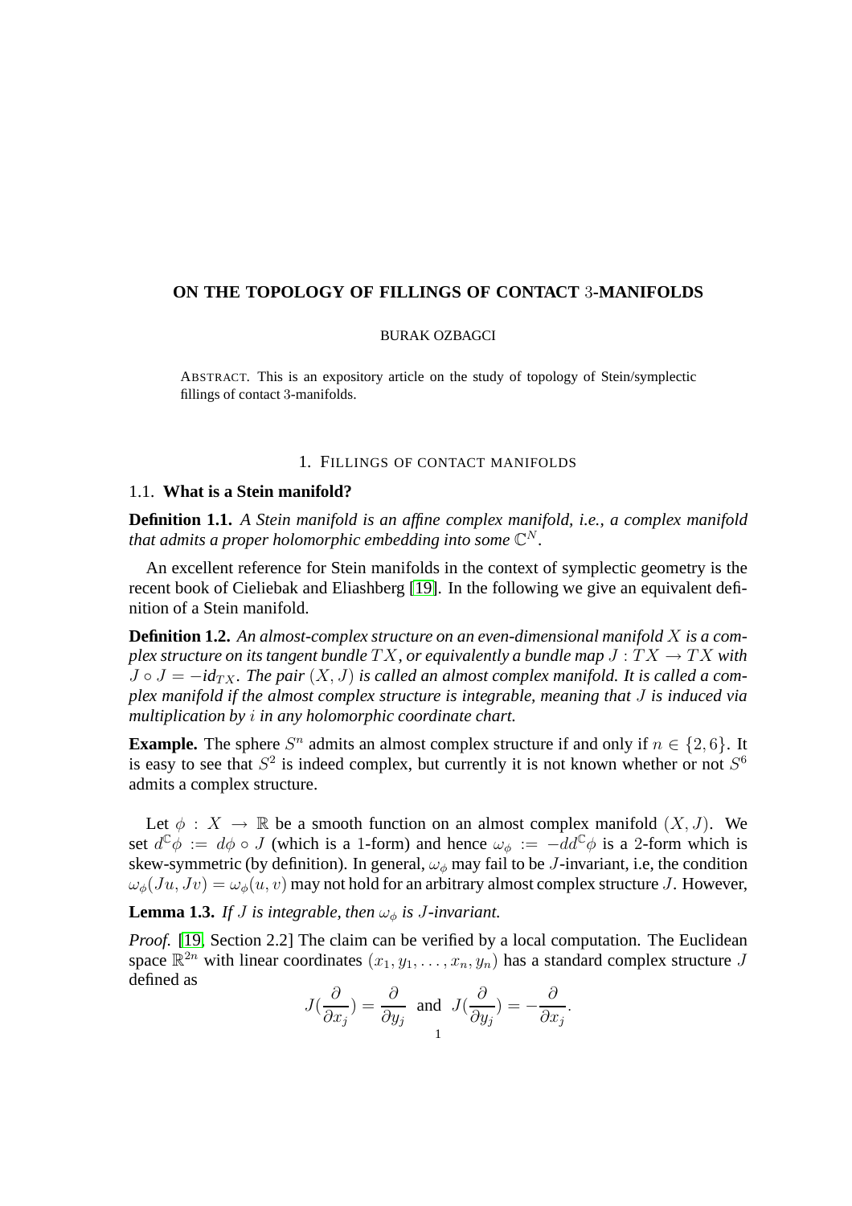# ON THE TOPOLOGY OF FILLINGS OF CONTACT 3-MANIFOLDS

BURAK OZBAGCI

ABSTRACT. This is an expository article on the study of topology of Stein/symplectic fillings of contact 3-manifolds.

## 1. FILLINGS OF CONTACT MANIFOLDS

### 1.1. What is a Stein manifold?

**Definition 1.1.** *A Stein manifold is an affine complex manifold, i.e., a complex manifold that admits a proper holomorphic embedding into some* $\mathbb{C}^N$.

An excellent reference for Stein manifolds in the context of symplectic geometry is the recent book of Cieliebak and Eliashberg [19]. In the following we give an equivalent definition of a Stein manifold.

**Definition 1.2.** *An almost-complex structure on an even-dimensional manifold* $X$ *is a complex structure on its tangent bundle* $TX$*, or equivalently a bundle map* $J : TX \to TX$ *with* $J \circ J = -id_{TX}$*. The pair* $(X, J)$ *is called an almost complex manifold. It is called a complex manifold if the almost complex structure is integrable, meaning that* $J$ *is induced via multiplication by* $i$ *in any holomorphic coordinate chart.*

**Example.** The sphere $S^n$ admits an almost complex structure if and only if $n \in \{2, 6\}$. It is easy to see that $S^2$ is indeed complex, but currently it is not known whether or not $S^6$ admits a complex structure.

Let $\phi : X \to \mathbb{R}$ be a smooth function on an almost complex manifold $(X, J)$. We set $d^{\mathbb{C}}\phi := d\phi \circ J$ (which is a 1-form) and hence $\omega_\phi := -dd^{\mathbb{C}}\phi$ is a 2-form which is skew-symmetric (by definition). In general, $\omega_\phi$ may fail to be $J$-invariant, i.e, the condition $\omega_\phi(Ju, Jv) = \omega_\phi(u, v)$ may not hold for an arbitrary almost complex structure $J$. However,

**Lemma 1.3.** *If* $J$ *is integrable, then* $\omega_\phi$ *is* $J$*-invariant.*

*Proof.* [19, Section 2.2] The claim can be verified by a local computation. The Euclidean space $\mathbb{R}^{2n}$ with linear coordinates $(x_1, y_1, \ldots, x_n, y_n)$ has a standard complex structure $J$ defined as

$$J(\frac{\partial}{\partial x_j}) = \frac{\partial}{\partial y_j} \ \text{ and } \ J(\frac{\partial}{\partial y_j}) = -\frac{\partial}{\partial x_j}.$$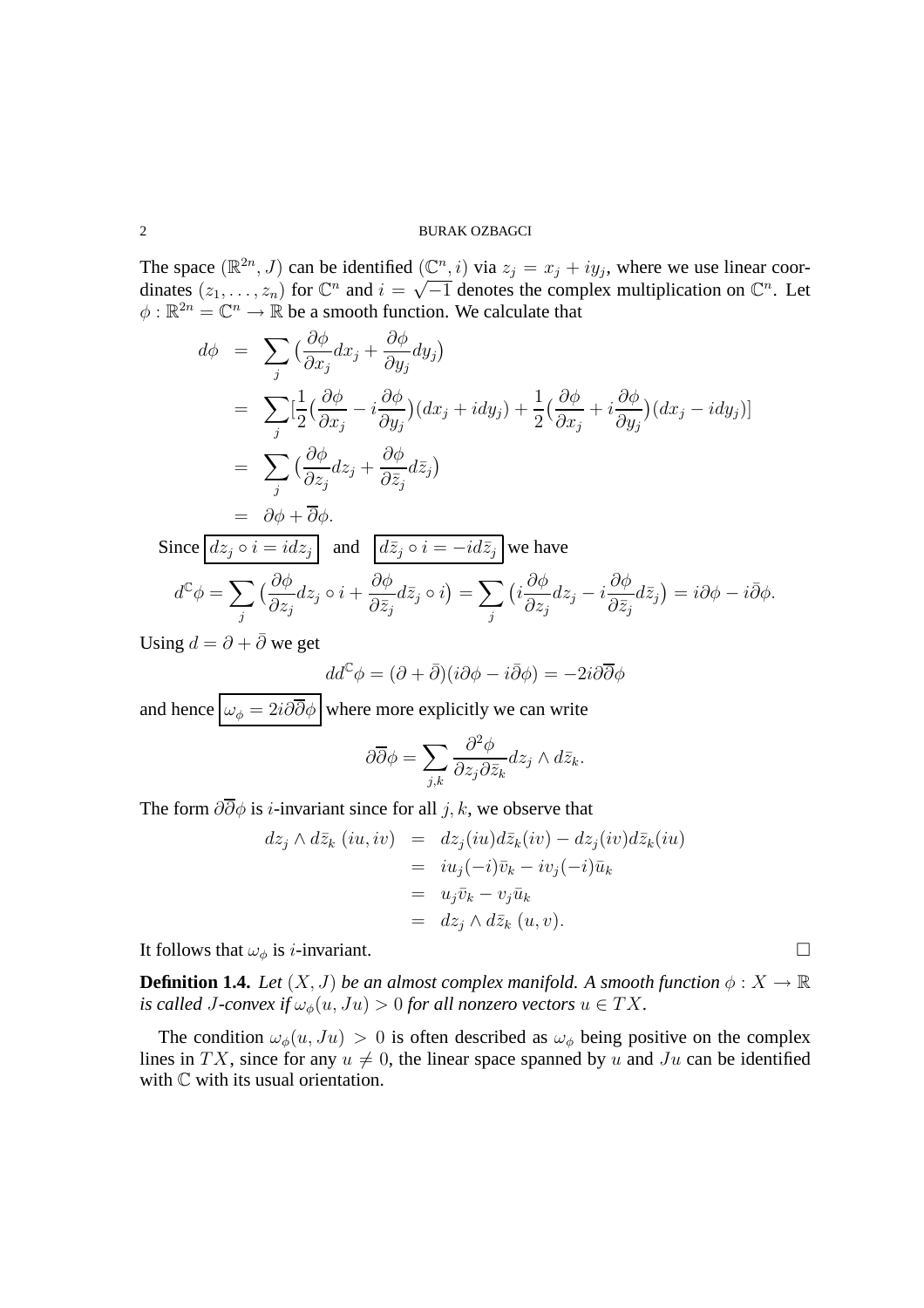The space $(\mathbb{R}^{2n}, J)$ can be identified $(\mathbb{C}^n, i)$ via $z_j = x_j + iy_j$, where we use linear coordinates $(z_1, \ldots, z_n)$ for $\mathbb{C}^n$ and $i = \sqrt{-1}$ denotes the complex multiplication on $\mathbb{C}^n$. Let $\phi : \mathbb{R}^{2n} = \mathbb{C}^n \to \mathbb{R}$ be a smooth function. We calculate that

$$
\begin{aligned}
d\phi &= \sum_j \big(\frac{\partial \phi}{\partial x_j} dx_j + \frac{\partial \phi}{\partial y_j} dy_j\big) \\
&= \sum_j \Big[\frac{1}{2}\big(\frac{\partial \phi}{\partial x_j} - i\frac{\partial \phi}{\partial y_j}\big)(dx_j + idy_j) + \frac{1}{2}\big(\frac{\partial \phi}{\partial x_j} + i\frac{\partial \phi}{\partial y_j}\big)(dx_j - idy_j)\Big] \\
&= \sum_j \big(\frac{\partial \phi}{\partial z_j} dz_j + \frac{\partial \phi}{\partial \bar{z}_j} d\bar{z}_j\big) \\
&= \partial\phi + \overline{\partial}\phi.
\end{aligned}
$$

Since $\boxed{dz_j \circ i = i dz_j}$ and $\boxed{d\bar{z}_j \circ i = -i d\bar{z}_j}$ we have

$$
d^{\mathbb{C}}\phi = \sum_j \big(\frac{\partial \phi}{\partial z_j} dz_j \circ i + \frac{\partial \phi}{\partial \bar{z}_j} d\bar{z}_j \circ i\big) = \sum_j \big(i\frac{\partial \phi}{\partial z_j} dz_j - i\frac{\partial \phi}{\partial \bar{z}_j} d\bar{z}_j\big) = i\partial\phi - i\bar{\partial}\phi.
$$

Using $d = \partial + \bar{\partial}$ we get

$$
dd^{\mathbb{C}}\phi = (\partial + \bar{\partial})(i\partial\phi - i\bar{\partial}\phi) = -2i\partial\overline{\partial}\phi
$$

and hence $\boxed{\omega_\phi = 2i\partial\overline{\partial}\phi}$ where more explicitly we can write

$$
\partial\overline{\partial}\phi = \sum_{j,k} \frac{\partial^2 \phi}{\partial z_j \partial \bar{z}_k} dz_j \wedge d\bar{z}_k.
$$

The form $\partial\overline{\partial}\phi$ is $i$-invariant since for all $j, k$, we observe that

$$
\begin{aligned}
dz_j \wedge d\bar{z}_k\ (iu, iv) &= dz_j(iu)d\bar{z}_k(iv) - dz_j(iv)d\bar{z}_k(iu) \\
&= iu_j(-i)\bar{v}_k - iv_j(-i)\bar{u}_k \\
&= u_j\bar{v}_k - v_j\bar{u}_k \\
&= dz_j \wedge d\bar{z}_k\ (u, v).
\end{aligned}
$$

It follows that $\omega_\phi$ is $i$-invariant. $\square$

**Definition 1.4.** *Let $(X, J)$ be an almost complex manifold. A smooth function $\phi : X \to \mathbb{R}$ is called $J$-convex if $\omega_\phi(u, Ju) > 0$ for all nonzero vectors $u \in TX$.*

The condition $\omega_\phi(u, Ju) > 0$ is often described as $\omega_\phi$ being positive on the complex lines in $TX$, since for any $u \neq 0$, the linear space spanned by $u$ and $Ju$ can be identified with $\mathbb{C}$ with its usual orientation.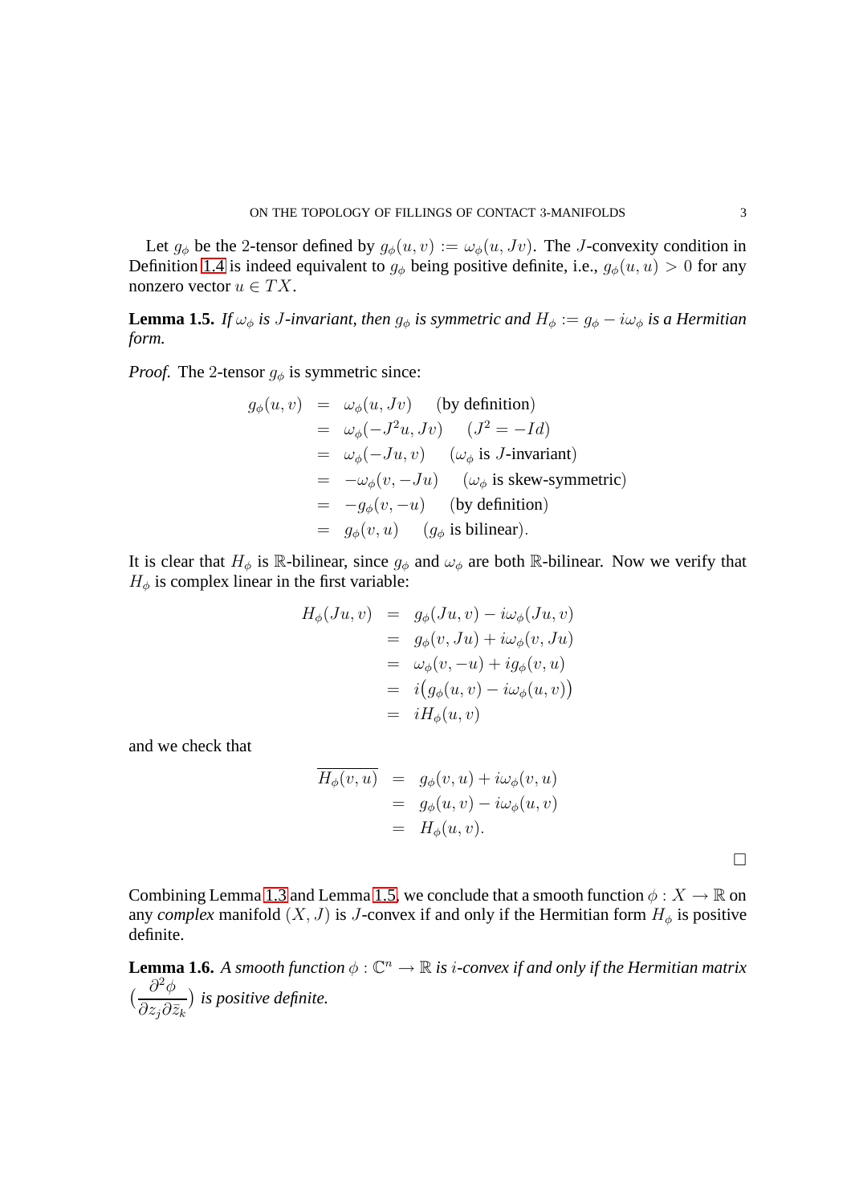Let $g_\phi$ be the 2-tensor defined by $g_\phi(u,v) := \omega_\phi(u, Jv)$. The $J$-convexity condition in Definition 1.4 is indeed equivalent to $g_\phi$ being positive definite, i.e., $g_\phi(u,u) > 0$ for any nonzero vector $u \in TX$.

**Lemma 1.5.** *If $\omega_\phi$ is $J$-invariant, then $g_\phi$ is symmetric and $H_\phi := g_\phi - i\omega_\phi$ is a Hermitian form.*

*Proof.* The 2-tensor $g_\phi$ is symmetric since:

$$
\begin{aligned}
g_\phi(u,v) &= \omega_\phi(u, Jv) \quad \text{(by definition)} \\
&= \omega_\phi(-J^2 u, Jv) \quad (J^2 = -Id) \\
&= \omega_\phi(-Ju, v) \quad (\omega_\phi \text{ is } J\text{-invariant}) \\
&= -\omega_\phi(v, -Ju) \quad (\omega_\phi \text{ is skew-symmetric}) \\
&= -g_\phi(v, -u) \quad \text{(by definition)} \\
&= g_\phi(v,u) \quad (g_\phi \text{ is bilinear}).
\end{aligned}
$$

It is clear that $H_\phi$ is $\mathbb{R}$-bilinear, since $g_\phi$ and $\omega_\phi$ are both $\mathbb{R}$-bilinear. Now we verify that $H_\phi$ is complex linear in the first variable:

$$
\begin{aligned}
H_\phi(Ju, v) &= g_\phi(Ju, v) - i\omega_\phi(Ju, v) \\
&= g_\phi(v, Ju) + i\omega_\phi(v, Ju) \\
&= \omega_\phi(v, -u) + i g_\phi(v, u) \\
&= i\big(g_\phi(u,v) - i\omega_\phi(u,v)\big) \\
&= iH_\phi(u,v)
\end{aligned}
$$

and we check that

$$
\begin{aligned}
\overline{H_\phi(v,u)} &= g_\phi(v,u) + i\omega_\phi(v,u) \\
&= g_\phi(u,v) - i\omega_\phi(u,v) \\
&= H_\phi(u,v).
\end{aligned}
$$

$\square$

Combining Lemma 1.3 and Lemma 1.5, we conclude that a smooth function $\phi : X \to \mathbb{R}$ on any *complex* manifold $(X, J)$ is $J$-convex if and only if the Hermitian form $H_\phi$ is positive definite.

**Lemma 1.6.** *A smooth function $\phi : \mathbb{C}^n \to \mathbb{R}$ is $i$-convex if and only if the Hermitian matrix $\big(\dfrac{\partial^2 \phi}{\partial z_j \partial \bar{z}_k}\big)$ is positive definite.*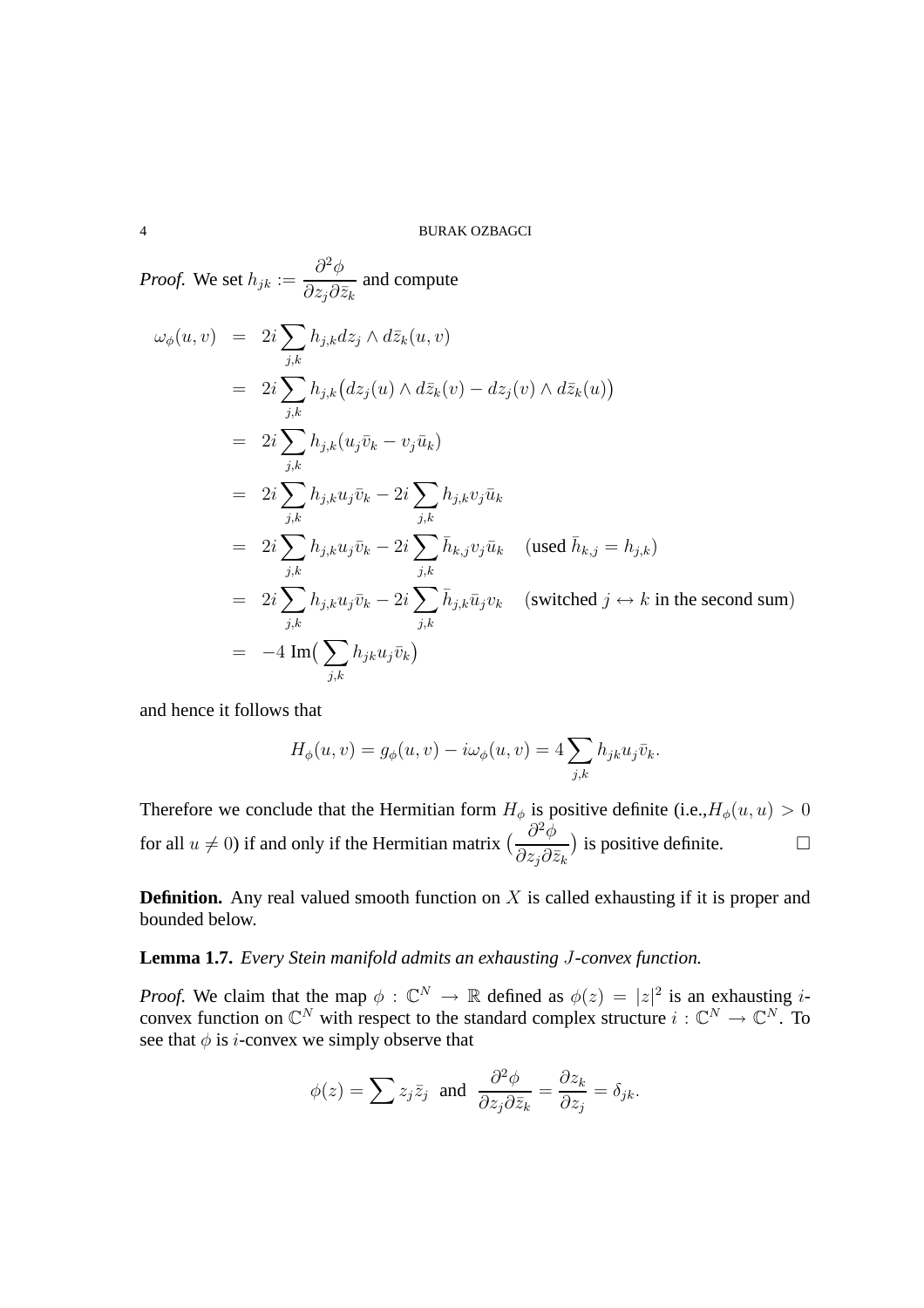*Proof.* We set $h_{jk} := \dfrac{\partial^2 \phi}{\partial z_j \partial \bar{z}_k}$ and compute

$$
\begin{aligned}
\omega_\phi(u,v) &= 2i \sum_{j,k} h_{j,k} dz_j \wedge d\bar{z}_k(u,v) \\
&= 2i \sum_{j,k} h_{j,k} \big( dz_j(u) \wedge d\bar{z}_k(v) - dz_j(v) \wedge d\bar{z}_k(u) \big) \\
&= 2i \sum_{j,k} h_{j,k} (u_j \bar{v}_k - v_j \bar{u}_k) \\
&= 2i \sum_{j,k} h_{j,k} u_j \bar{v}_k - 2i \sum_{j,k} h_{j,k} v_j \bar{u}_k \\
&= 2i \sum_{j,k} h_{j,k} u_j \bar{v}_k - 2i \sum_{j,k} \bar{h}_{k,j} v_j \bar{u}_k \quad (\text{used } \bar{h}_{k,j} = h_{j,k}) \\
&= 2i \sum_{j,k} h_{j,k} u_j \bar{v}_k - 2i \sum_{j,k} \bar{h}_{j,k} \bar{u}_j v_k \quad (\text{switched } j \leftrightarrow k \text{ in the second sum}) \\
&= -4 \ \text{Im}\big( \sum_{j,k} h_{jk} u_j \bar{v}_k \big)
\end{aligned}
$$

and hence it follows that

$$
H_\phi(u,v) = g_\phi(u,v) - i\omega_\phi(u,v) = 4 \sum_{j,k} h_{jk} u_j \bar{v}_k.
$$

Therefore we conclude that the Hermitian form $H_\phi$ is positive definite (i.e.,$H_\phi(u,u) > 0$ for all $u \neq 0$) if and only if the Hermitian matrix $\big( \dfrac{\partial^2 \phi}{\partial z_j \partial \bar{z}_k} \big)$ is positive definite. $\square$

**Definition.** Any real valued smooth function on $X$ is called exhausting if it is proper and bounded below.

**Lemma 1.7.** *Every Stein manifold admits an exhausting $J$-convex function.*

*Proof.* We claim that the map $\phi : \mathbb{C}^N \to \mathbb{R}$ defined as $\phi(z) = |z|^2$ is an exhausting $i$-convex function on $\mathbb{C}^N$ with respect to the standard complex structure $i : \mathbb{C}^N \to \mathbb{C}^N$. To see that $\phi$ is $i$-convex we simply observe that

$$
\phi(z) = \sum z_j \bar{z}_j \ \text{ and } \ \frac{\partial^2 \phi}{\partial z_j \partial \bar{z}_k} = \frac{\partial z_k}{\partial z_j} = \delta_{jk}.
$$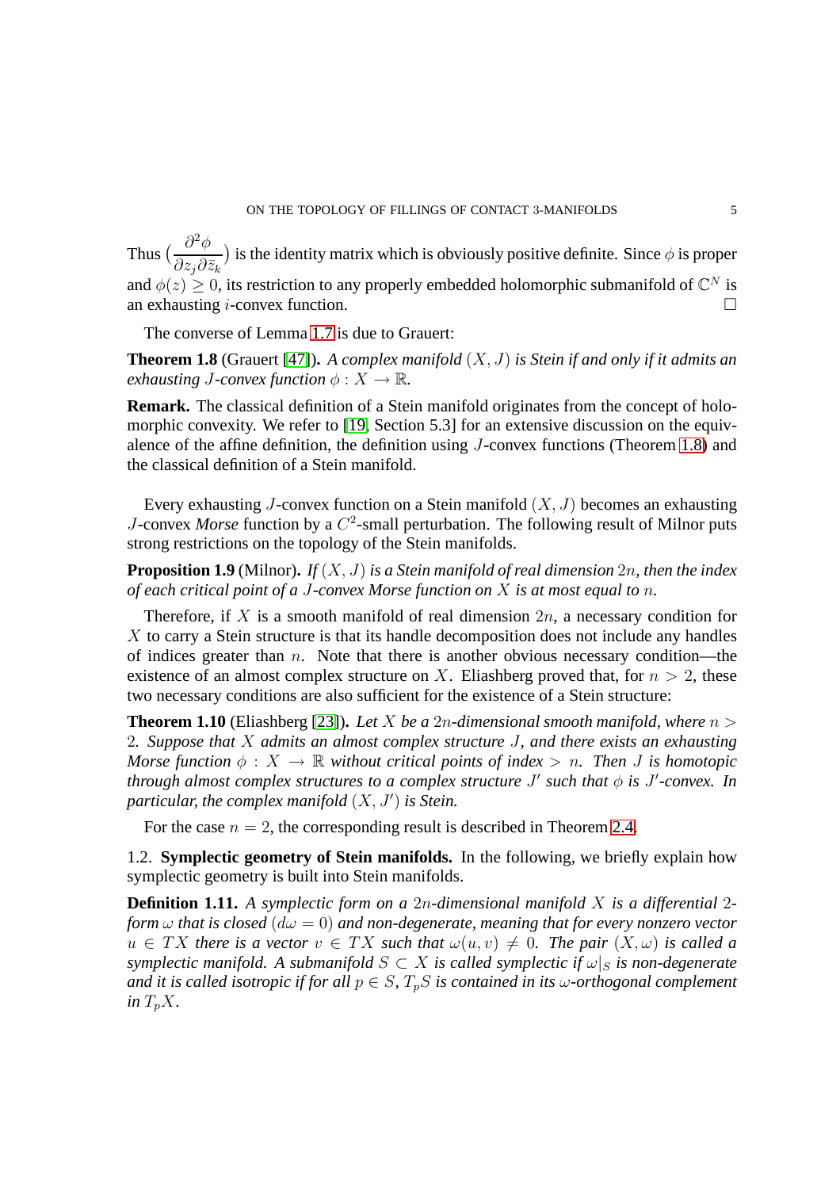Thus $\left(\frac{\partial^2 \phi}{\partial z_j \partial \bar{z}_k}\right)$ is the identity matrix which is obviously positive definite. Since $\phi$ is proper and $\phi(z) \geq 0$, its restriction to any properly embedded holomorphic submanifold of $\mathbb{C}^N$ is an exhausting $i$-convex function. □

The converse of Lemma 1.7 is due to Grauert:

**Theorem 1.8** (Grauert [47]). *A complex manifold $(X, J)$ is Stein if and only if it admits an exhausting $J$-convex function $\phi : X \to \mathbb{R}$.*

**Remark.** The classical definition of a Stein manifold originates from the concept of holomorphic convexity. We refer to [19, Section 5.3] for an extensive discussion on the equivalence of the affine definition, the definition using $J$-convex functions (Theorem 1.8) and the classical definition of a Stein manifold.

Every exhausting $J$-convex function on a Stein manifold $(X, J)$ becomes an exhausting $J$-convex *Morse* function by a $C^2$-small perturbation. The following result of Milnor puts strong restrictions on the topology of the Stein manifolds.

**Proposition 1.9** (Milnor). *If $(X, J)$ is a Stein manifold of real dimension $2n$, then the index of each critical point of a $J$-convex Morse function on $X$ is at most equal to $n$.*

Therefore, if $X$ is a smooth manifold of real dimension $2n$, a necessary condition for $X$ to carry a Stein structure is that its handle decomposition does not include any handles of indices greater than $n$. Note that there is another obvious necessary condition—the existence of an almost complex structure on $X$. Eliashberg proved that, for $n > 2$, these two necessary conditions are also sufficient for the existence of a Stein structure:

**Theorem 1.10** (Eliashberg [23]). *Let $X$ be a $2n$-dimensional smooth manifold, where $n > 2$. Suppose that $X$ admits an almost complex structure $J$, and there exists an exhausting Morse function $\phi : X \to \mathbb{R}$ without critical points of index $> n$. Then $J$ is homotopic through almost complex structures to a complex structure $J'$ such that $\phi$ is $J'$-convex. In particular, the complex manifold $(X, J')$ is Stein.*

For the case $n = 2$, the corresponding result is described in Theorem 2.4.

## 1.2. Symplectic geometry of Stein manifolds.

In the following, we briefly explain how symplectic geometry is built into Stein manifolds.

**Definition 1.11.** *A symplectic form on a $2n$-dimensional manifold $X$ is a differential $2$-form $\omega$ that is closed ($d\omega = 0$) and non-degenerate, meaning that for every nonzero vector $u \in TX$ there is a vector $v \in TX$ such that $\omega(u, v) \neq 0$. The pair $(X, \omega)$ is called a symplectic manifold. A submanifold $S \subset X$ is called symplectic if $\omega|_S$ is non-degenerate and it is called isotropic if for all $p \in S$, $T_pS$ is contained in its $\omega$-orthogonal complement in $T_pX$.*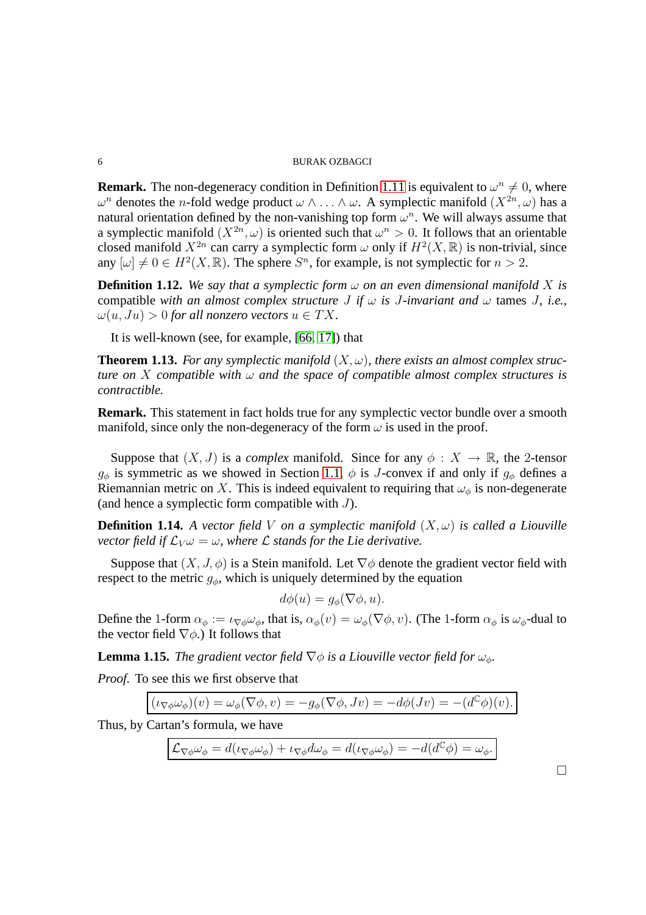**Remark.** The non-degeneracy condition in Definition 1.11 is equivalent to $\omega^n \neq 0$, where $\omega^n$ denotes the $n$-fold wedge product $\omega \wedge \ldots \wedge \omega$. A symplectic manifold $(X^{2n}, \omega)$ has a natural orientation defined by the non-vanishing top form $\omega^n$. We will always assume that a symplectic manifold $(X^{2n}, \omega)$ is oriented such that $\omega^n > 0$. It follows that an orientable closed manifold $X^{2n}$ can carry a symplectic form $\omega$ only if $H^2(X, \mathbb{R})$ is non-trivial, since any $[\omega] \neq 0 \in H^2(X, \mathbb{R})$. The sphere $S^n$, for example, is not symplectic for $n > 2$.

**Definition 1.12.** *We say that a symplectic form $\omega$ on an even dimensional manifold $X$ is* compatible *with an almost complex structure $J$ if $\omega$ is $J$-invariant and $\omega$* tames *$J$, i.e., $\omega(u, Ju) > 0$ for all nonzero vectors $u \in TX$.*

It is well-known (see, for example, [66, 17]) that

**Theorem 1.13.** *For any symplectic manifold $(X, \omega)$, there exists an almost complex structure on $X$ compatible with $\omega$ and the space of compatible almost complex structures is contractible.*

**Remark.** This statement in fact holds true for any symplectic vector bundle over a smooth manifold, since only the non-degeneracy of the form $\omega$ is used in the proof.

Suppose that $(X, J)$ is a *complex* manifold. Since for any $\phi : X \to \mathbb{R}$, the 2-tensor $g_\phi$ is symmetric as we showed in Section 1.1, $\phi$ is $J$-convex if and only if $g_\phi$ defines a Riemannian metric on $X$. This is indeed equivalent to requiring that $\omega_\phi$ is non-degenerate (and hence a symplectic form compatible with $J$).

**Definition 1.14.** *A vector field $V$ on a symplectic manifold $(X, \omega)$ is called a Liouville vector field if $\mathcal{L}_V \omega = \omega$, where $\mathcal{L}$ stands for the Lie derivative.*

Suppose that $(X, J, \phi)$ is a Stein manifold. Let $\nabla\phi$ denote the gradient vector field with respect to the metric $g_\phi$, which is uniquely determined by the equation

$$d\phi(u) = g_\phi(\nabla\phi, u).$$

Define the 1-form $\alpha_\phi := \iota_{\nabla\phi}\omega_\phi$, that is, $\alpha_\phi(v) = \omega_\phi(\nabla\phi, v)$. (The 1-form $\alpha_\phi$ is $\omega_\phi$-dual to the vector field $\nabla\phi$.) It follows that

**Lemma 1.15.** *The gradient vector field $\nabla\phi$ is a Liouville vector field for $\omega_\phi$.*

*Proof.* To see this we first observe that

$$\boxed{(\iota_{\nabla\phi}\omega_\phi)(v) = \omega_\phi(\nabla\phi, v) = -g_\phi(\nabla\phi, Jv) = -d\phi(Jv) = -(d^{\mathbb{C}}\phi)(v).}$$

Thus, by Cartan's formula, we have

$$\boxed{\mathcal{L}_{\nabla\phi}\omega_\phi = d(\iota_{\nabla\phi}\omega_\phi) + \iota_{\nabla\phi}d\omega_\phi = d(\iota_{\nabla\phi}\omega_\phi) = -d(d^{\mathbb{C}}\phi) = \omega_\phi.}$$

$\square$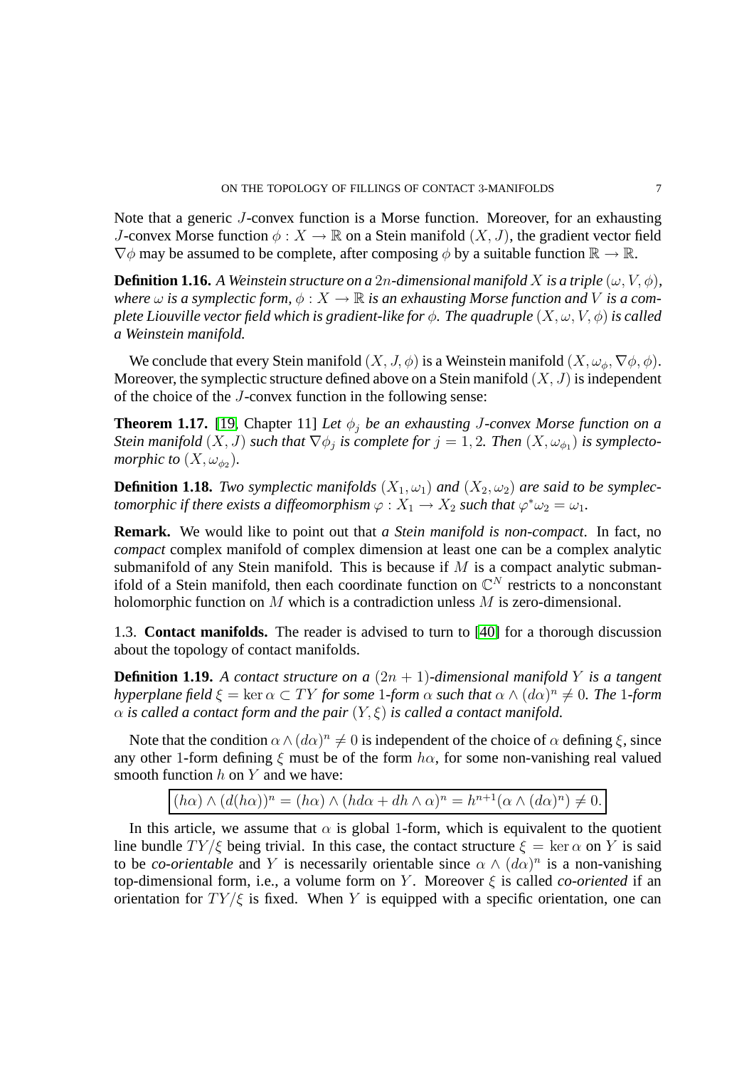Note that a generic $J$-convex function is a Morse function. Moreover, for an exhausting $J$-convex Morse function $\phi : X \to \mathbb{R}$ on a Stein manifold $(X, J)$, the gradient vector field $\nabla\phi$ may be assumed to be complete, after composing $\phi$ by a suitable function $\mathbb{R} \to \mathbb{R}$.

**Definition 1.16.** *A Weinstein structure on a $2n$-dimensional manifold $X$ is a triple $(\omega, V, \phi)$, where $\omega$ is a symplectic form, $\phi : X \to \mathbb{R}$ is an exhausting Morse function and $V$ is a complete Liouville vector field which is gradient-like for $\phi$. The quadruple $(X, \omega, V, \phi)$ is called a Weinstein manifold.*

We conclude that every Stein manifold $(X, J, \phi)$ is a Weinstein manifold $(X, \omega_\phi, \nabla\phi, \phi)$. Moreover, the symplectic structure defined above on a Stein manifold $(X, J)$ is independent of the choice of the $J$-convex function in the following sense:

**Theorem 1.17.** [19, Chapter 11] *Let $\phi_j$ be an exhausting $J$-convex Morse function on a Stein manifold $(X, J)$ such that $\nabla\phi_j$ is complete for $j = 1, 2$. Then $(X, \omega_{\phi_1})$ is symplectomorphic to $(X, \omega_{\phi_2})$.*

**Definition 1.18.** *Two symplectic manifolds $(X_1, \omega_1)$ and $(X_2, \omega_2)$ are said to be symplectomorphic if there exists a diffeomorphism $\varphi : X_1 \to X_2$ such that $\varphi^*\omega_2 = \omega_1$.*

**Remark.** We would like to point out that *a Stein manifold is non-compact*. In fact, no *compact* complex manifold of complex dimension at least one can be a complex analytic submanifold of any Stein manifold. This is because if $M$ is a compact analytic submanifold of a Stein manifold, then each coordinate function on $\mathbb{C}^N$ restricts to a nonconstant holomorphic function on $M$ which is a contradiction unless $M$ is zero-dimensional.

1.3. **Contact manifolds.** The reader is advised to turn to [40] for a thorough discussion about the topology of contact manifolds.

**Definition 1.19.** *A contact structure on a $(2n+1)$-dimensional manifold $Y$ is a tangent hyperplane field $\xi = \ker\alpha \subset TY$ for some 1-form $\alpha$ such that $\alpha \wedge (d\alpha)^n \neq 0$. The 1-form $\alpha$ is called a contact form and the pair $(Y, \xi)$ is called a contact manifold.*

Note that the condition $\alpha \wedge (d\alpha)^n \neq 0$ is independent of the choice of $\alpha$ defining $\xi$, since any other 1-form defining $\xi$ must be of the form $h\alpha$, for some non-vanishing real valued smooth function $h$ on $Y$ and we have:

$$(h\alpha) \wedge (d(h\alpha))^n = (h\alpha) \wedge (hd\alpha + dh \wedge \alpha)^n = h^{n+1}(\alpha \wedge (d\alpha)^n) \neq 0.$$

In this article, we assume that $\alpha$ is global 1-form, which is equivalent to the quotient line bundle $TY/\xi$ being trivial. In this case, the contact structure $\xi = \ker\alpha$ on $Y$ is said to be *co-orientable* and $Y$ is necessarily orientable since $\alpha \wedge (d\alpha)^n$ is a non-vanishing top-dimensional form, i.e., a volume form on $Y$. Moreover $\xi$ is called *co-oriented* if an orientation for $TY/\xi$ is fixed. When $Y$ is equipped with a specific orientation, one can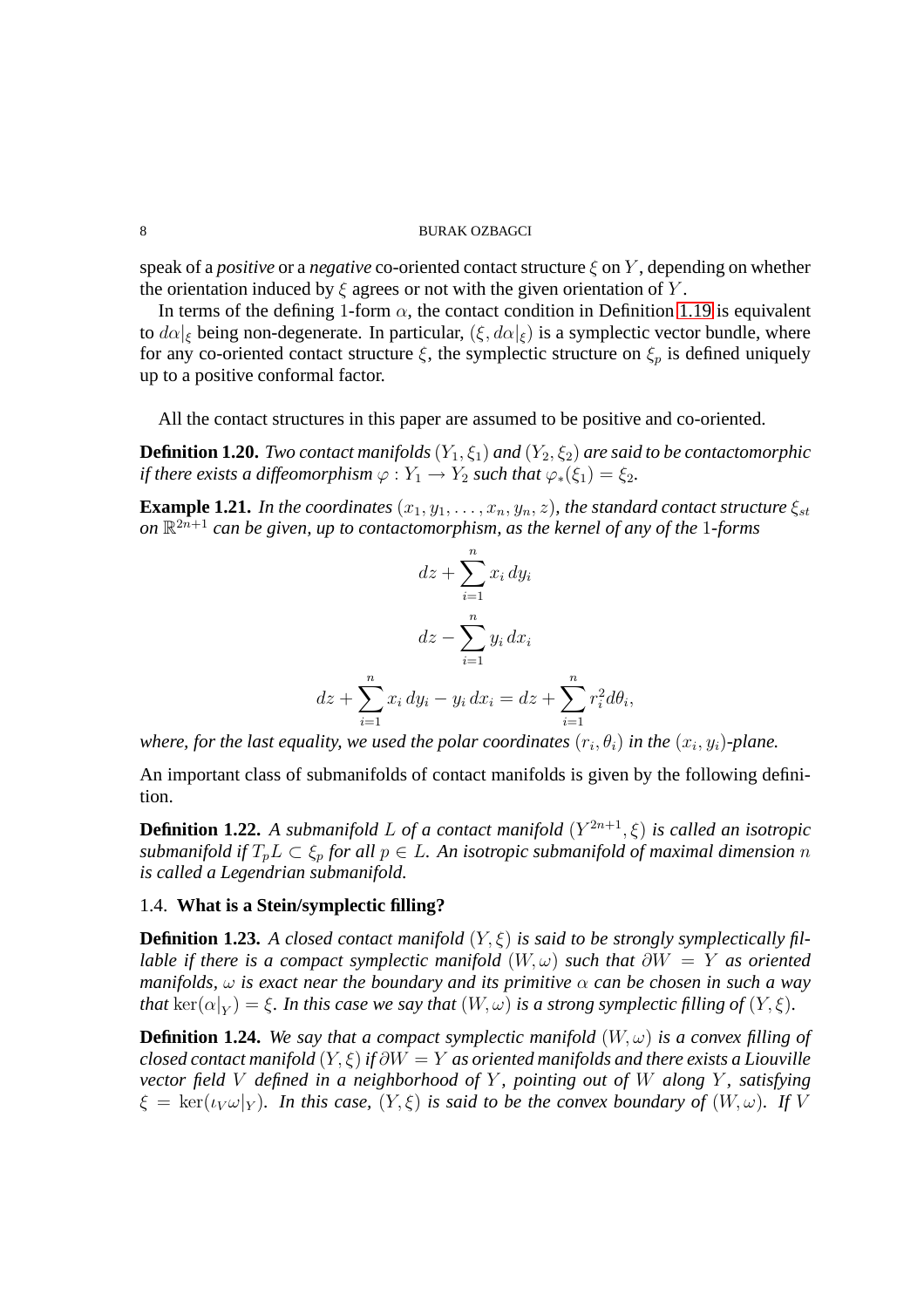speak of a *positive* or a *negative* co-oriented contact structure $\xi$ on $Y$, depending on whether the orientation induced by $\xi$ agrees or not with the given orientation of $Y$.

In terms of the defining 1-form $\alpha$, the contact condition in Definition 1.19 is equivalent to $d\alpha|_\xi$ being non-degenerate. In particular, $(\xi, d\alpha|_\xi)$ is a symplectic vector bundle, where for any co-oriented contact structure $\xi$, the symplectic structure on $\xi_p$ is defined uniquely up to a positive conformal factor.

All the contact structures in this paper are assumed to be positive and co-oriented.

**Definition 1.20.** *Two contact manifolds $(Y_1, \xi_1)$ and $(Y_2, \xi_2)$ are said to be contactomorphic if there exists a diffeomorphism $\varphi : Y_1 \to Y_2$ such that $\varphi_*(\xi_1) = \xi_2$.*

**Example 1.21.** *In the coordinates $(x_1, y_1, \ldots, x_n, y_n, z)$, the standard contact structure $\xi_{st}$ on $\mathbb{R}^{2n+1}$ can be given, up to contactomorphism, as the kernel of any of the 1-forms*

$$dz + \sum_{i=1}^{n} x_i \, dy_i$$

$$dz - \sum_{i=1}^{n} y_i \, dx_i$$

$$dz + \sum_{i=1}^{n} x_i \, dy_i - y_i \, dx_i = dz + \sum_{i=1}^{n} r_i^2 d\theta_i,$$

*where, for the last equality, we used the polar coordinates $(r_i, \theta_i)$ in the $(x_i, y_i)$-plane.*

An important class of submanifolds of contact manifolds is given by the following definition.

**Definition 1.22.** *A submanifold $L$ of a contact manifold $(Y^{2n+1}, \xi)$ is called an isotropic submanifold if $T_pL \subset \xi_p$ for all $p \in L$. An isotropic submanifold of maximal dimension $n$ is called a Legendrian submanifold.*

### 1.4. What is a Stein/symplectic filling?

**Definition 1.23.** *A closed contact manifold $(Y, \xi)$ is said to be strongly symplectically fillable if there is a compact symplectic manifold $(W, \omega)$ such that $\partial W = Y$ as oriented manifolds, $\omega$ is exact near the boundary and its primitive $\alpha$ can be chosen in such a way that $\ker(\alpha|_Y) = \xi$. In this case we say that $(W, \omega)$ is a strong symplectic filling of $(Y, \xi)$.*

**Definition 1.24.** *We say that a compact symplectic manifold $(W, \omega)$ is a convex filling of closed contact manifold $(Y, \xi)$ if $\partial W = Y$ as oriented manifolds and there exists a Liouville vector field $V$ defined in a neighborhood of $Y$, pointing out of $W$ along $Y$, satisfying $\xi = \ker(\iota_V \omega|_Y)$. In this case, $(Y, \xi)$ is said to be the convex boundary of $(W, \omega)$. If $V$*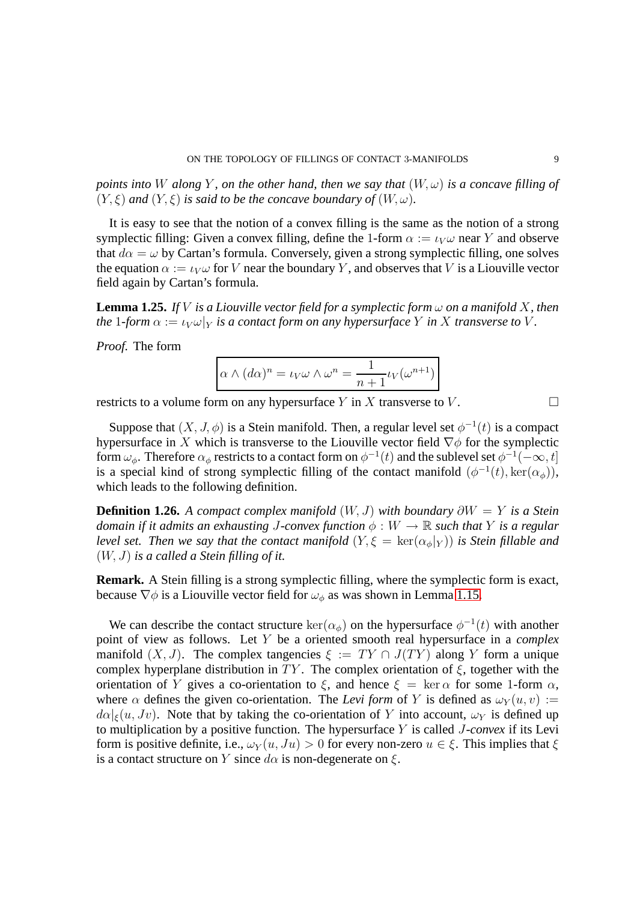*points into $W$ along $Y$, on the other hand, then we say that $(W, \omega)$ is a concave filling of $(Y, \xi)$ and $(Y, \xi)$ is said to be the concave boundary of $(W, \omega)$.*

It is easy to see that the notion of a convex filling is the same as the notion of a strong symplectic filling: Given a convex filling, define the 1-form $\alpha := \iota_V \omega$ near $Y$ and observe that $d\alpha = \omega$ by Cartan's formula. Conversely, given a strong symplectic filling, one solves the equation $\alpha := \iota_V \omega$ for $V$ near the boundary $Y$, and observes that $V$ is a Liouville vector field again by Cartan's formula.

**Lemma 1.25.** *If $V$ is a Liouville vector field for a symplectic form $\omega$ on a manifold $X$, then the 1-form $\alpha := \iota_V \omega|_Y$ is a contact form on any hypersurface $Y$ in $X$ transverse to $V$.*

*Proof.* The form

$$\boxed{\alpha \wedge (d\alpha)^n = \iota_V \omega \wedge \omega^n = \frac{1}{n+1} \iota_V(\omega^{n+1})}$$

restricts to a volume form on any hypersurface $Y$ in $X$ transverse to $V$. □

Suppose that $(X, J, \phi)$ is a Stein manifold. Then, a regular level set $\phi^{-1}(t)$ is a compact hypersurface in $X$ which is transverse to the Liouville vector field $\nabla \phi$ for the symplectic form $\omega_\phi$. Therefore $\alpha_\phi$ restricts to a contact form on $\phi^{-1}(t)$ and the sublevel set $\phi^{-1}(-\infty, t]$ is a special kind of strong symplectic filling of the contact manifold $(\phi^{-1}(t), \ker(\alpha_\phi))$, which leads to the following definition.

**Definition 1.26.** *A compact complex manifold $(W, J)$ with boundary $\partial W = Y$ is a Stein domain if it admits an exhausting $J$-convex function $\phi : W \to \mathbb{R}$ such that $Y$ is a regular level set. Then we say that the contact manifold $(Y, \xi = \ker(\alpha_\phi|_Y))$ is Stein fillable and $(W, J)$ is a called a Stein filling of it.*

**Remark.** A Stein filling is a strong symplectic filling, where the symplectic form is exact, because $\nabla \phi$ is a Liouville vector field for $\omega_\phi$ as was shown in Lemma 1.15.

We can describe the contact structure $\ker(\alpha_\phi)$ on the hypersurface $\phi^{-1}(t)$ with another point of view as follows. Let $Y$ be a oriented smooth real hypersurface in a *complex* manifold $(X, J)$. The complex tangencies $\xi := TY \cap J(TY)$ along $Y$ form a unique complex hyperplane distribution in $TY$. The complex orientation of $\xi$, together with the orientation of $Y$ gives a co-orientation to $\xi$, and hence $\xi = \ker \alpha$ for some 1-form $\alpha$, where $\alpha$ defines the given co-orientation. The *Levi form* of $Y$ is defined as $\omega_Y(u, v) := d\alpha|_\xi(u, Jv)$. Note that by taking the co-orientation of $Y$ into account, $\omega_Y$ is defined up to multiplication by a positive function. The hypersurface $Y$ is called *$J$-convex* if its Levi form is positive definite, i.e., $\omega_Y(u, Ju) > 0$ for every non-zero $u \in \xi$. This implies that $\xi$ is a contact structure on $Y$ since $d\alpha$ is non-degenerate on $\xi$.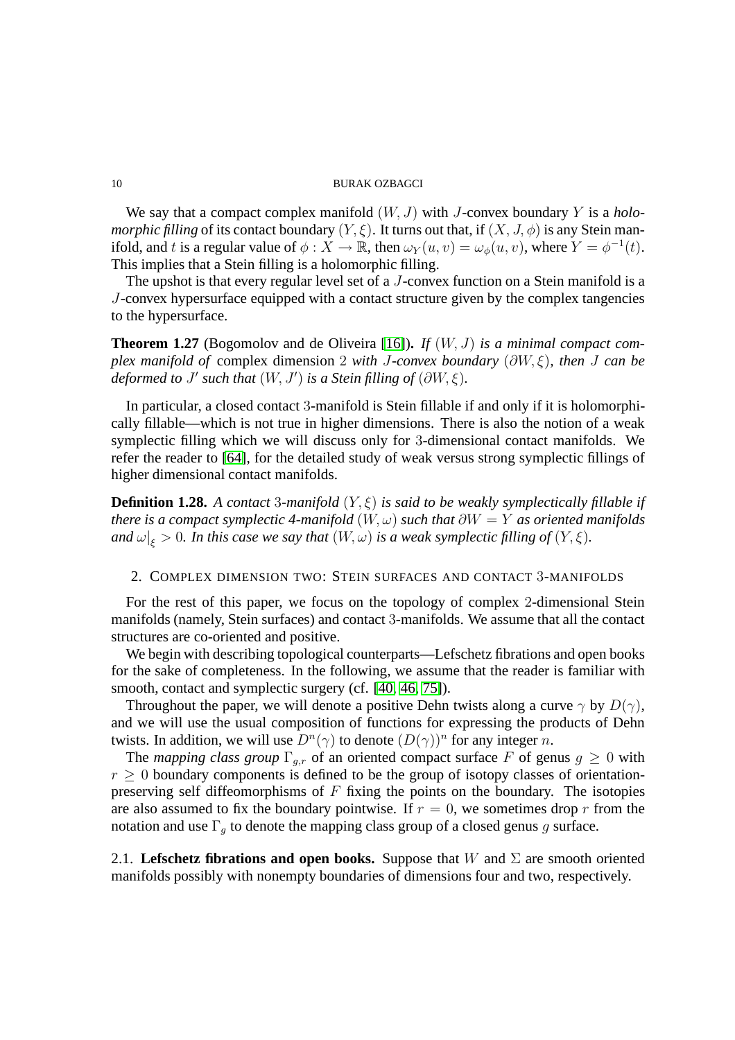We say that a compact complex manifold $(W, J)$ with $J$-convex boundary $Y$ is a *holomorphic filling* of its contact boundary $(Y, \xi)$. It turns out that, if $(X, J, \phi)$ is any Stein manifold, and $t$ is a regular value of $\phi : X \to \mathbb{R}$, then $\omega_Y(u, v) = \omega_\phi(u, v)$, where $Y = \phi^{-1}(t)$. This implies that a Stein filling is a holomorphic filling.

The upshot is that every regular level set of a $J$-convex function on a Stein manifold is a $J$-convex hypersurface equipped with a contact structure given by the complex tangencies to the hypersurface.

**Theorem 1.27** (Bogomolov and de Oliveira [16])**.** *If $(W, J)$ is a minimal compact complex manifold of* complex dimension 2 *with $J$-convex boundary $(\partial W, \xi)$, then $J$ can be deformed to $J'$ such that $(W, J')$ is a Stein filling of $(\partial W, \xi)$.*

In particular, a closed contact 3-manifold is Stein fillable if and only if it is holomorphically fillable—which is not true in higher dimensions. There is also the notion of a weak symplectic filling which we will discuss only for 3-dimensional contact manifolds. We refer the reader to [64], for the detailed study of weak versus strong symplectic fillings of higher dimensional contact manifolds.

**Definition 1.28.** *A contact 3-manifold $(Y, \xi)$ is said to be weakly symplectically fillable if there is a compact symplectic 4-manifold $(W, \omega)$ such that $\partial W = Y$ as oriented manifolds and $\omega|_\xi > 0$. In this case we say that $(W, \omega)$ is a weak symplectic filling of $(Y, \xi)$.*

## 2. Complex dimension two: Stein surfaces and contact 3-manifolds

For the rest of this paper, we focus on the topology of complex 2-dimensional Stein manifolds (namely, Stein surfaces) and contact 3-manifolds. We assume that all the contact structures are co-oriented and positive.

We begin with describing topological counterparts—Lefschetz fibrations and open books for the sake of completeness. In the following, we assume that the reader is familiar with smooth, contact and symplectic surgery (cf. [40, 46, 75]).

Throughout the paper, we will denote a positive Dehn twists along a curve $\gamma$ by $D(\gamma)$, and we will use the usual composition of functions for expressing the products of Dehn twists. In addition, we will use $D^n(\gamma)$ to denote $(D(\gamma))^n$ for any integer $n$.

The *mapping class group* $\Gamma_{g,r}$ of an oriented compact surface $F$ of genus $g \geq 0$ with $r \geq 0$ boundary components is defined to be the group of isotopy classes of orientation-preserving self diffeomorphisms of $F$ fixing the points on the boundary. The isotopies are also assumed to fix the boundary pointwise. If $r = 0$, we sometimes drop $r$ from the notation and use $\Gamma_g$ to denote the mapping class group of a closed genus $g$ surface.

### 2.1. Lefschetz fibrations and open books.

Suppose that $W$ and $\Sigma$ are smooth oriented manifolds possibly with nonempty boundaries of dimensions four and two, respectively.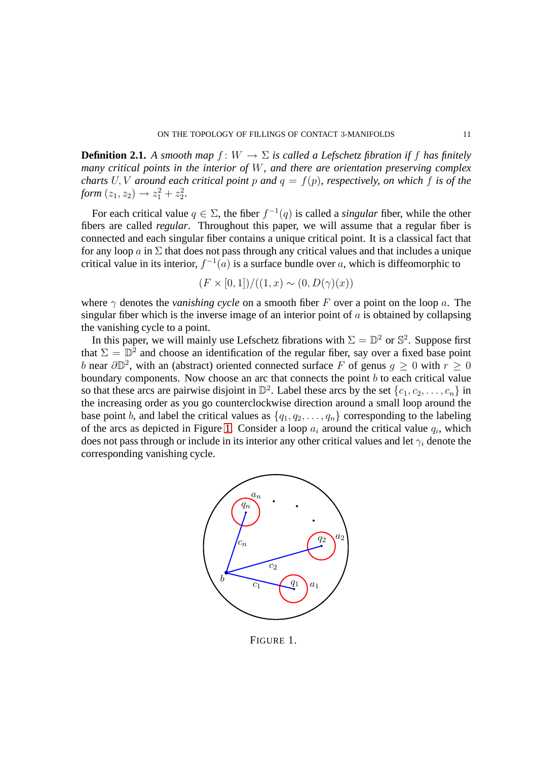**Definition 2.1.** *A smooth map $f\colon W \to \Sigma$ is called a Lefschetz fibration if $f$ has finitely many critical points in the interior of $W$, and there are orientation preserving complex charts $U, V$ around each critical point $p$ and $q = f(p)$, respectively, on which $f$ is of the form $(z_1, z_2) \to z_1^2 + z_2^2$.*

For each critical value $q \in \Sigma$, the fiber $f^{-1}(q)$ is called a *singular* fiber, while the other fibers are called *regular*. Throughout this paper, we will assume that a regular fiber is connected and each singular fiber contains a unique critical point. It is a classical fact that for any loop $a$ in $\Sigma$ that does not pass through any critical values and that includes a unique critical value in its interior, $f^{-1}(a)$ is a surface bundle over $a$, which is diffeomorphic to

$$(F \times [0,1])/((1,x) \sim (0, D(\gamma)(x))$$

where $\gamma$ denotes the *vanishing cycle* on a smooth fiber $F$ over a point on the loop $a$. The singular fiber which is the inverse image of an interior point of $a$ is obtained by collapsing the vanishing cycle to a point.

In this paper, we will mainly use Lefschetz fibrations with $\Sigma = \mathbb{D}^2$ or $\mathbb{S}^2$. Suppose first that $\Sigma = \mathbb{D}^2$ and choose an identification of the regular fiber, say over a fixed base point $b$ near $\partial \mathbb{D}^2$, with an (abstract) oriented connected surface $F$ of genus $g \geq 0$ with $r \geq 0$ boundary components. Now choose an arc that connects the point $b$ to each critical value so that these arcs are pairwise disjoint in $\mathbb{D}^2$. Label these arcs by the set $\{c_1, c_2, \ldots, c_n\}$ in the increasing order as you go counterclockwise direction around a small loop around the base point $b$, and label the critical values as $\{q_1, q_2, \ldots, q_n\}$ corresponding to the labeling of the arcs as depicted in Figure 1. Consider a loop $a_i$ around the critical value $q_i$, which does not pass through or include in its interior any other critical values and let $\gamma_i$ denote the corresponding vanishing cycle.

FIGURE 1.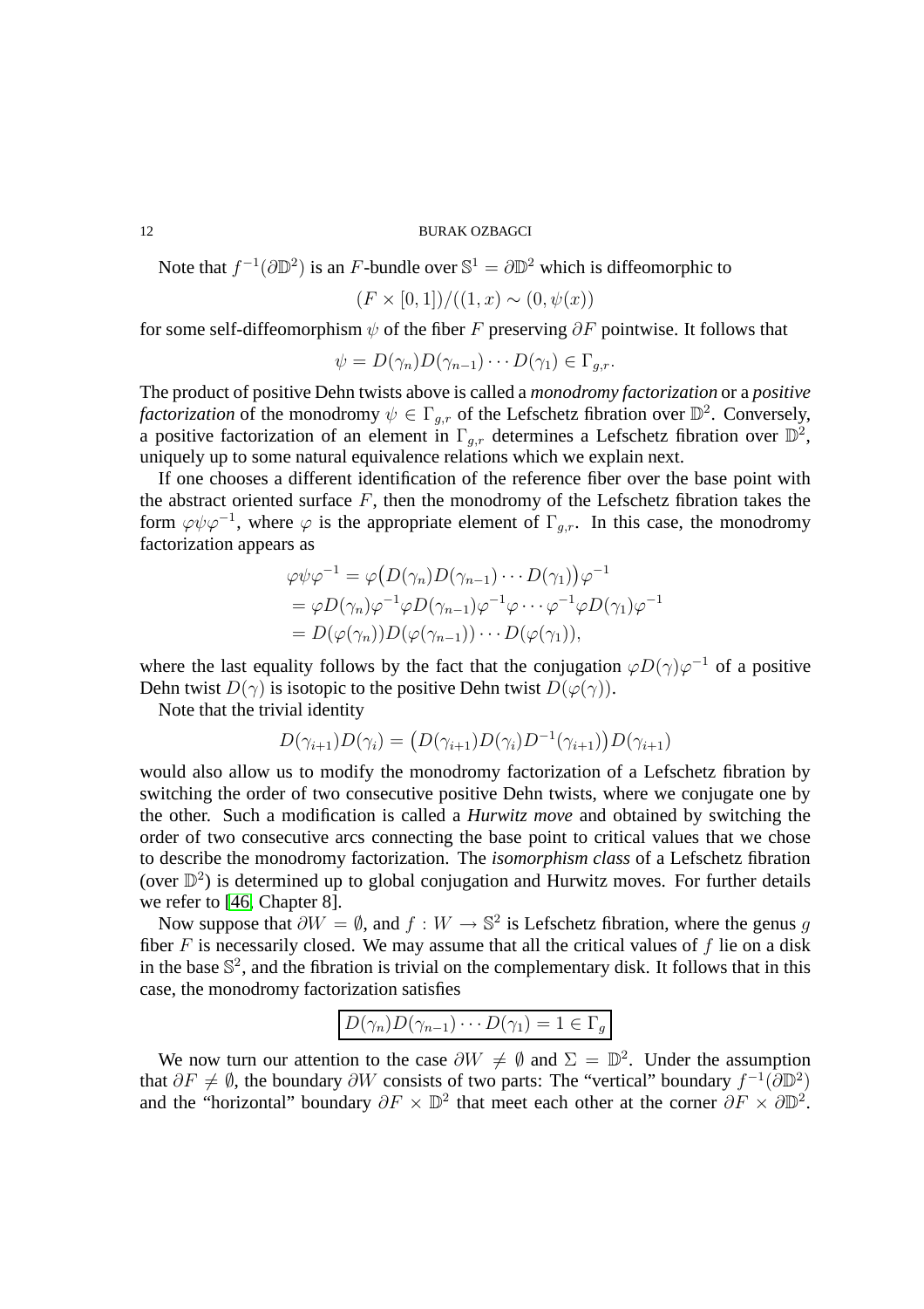Note that $f^{-1}(\partial \mathbb{D}^2)$ is an $F$-bundle over $\mathbb{S}^1 = \partial \mathbb{D}^2$ which is diffeomorphic to

$$(F \times [0,1])/((1,x) \sim (0, \psi(x))$$

for some self-diffeomorphism $\psi$ of the fiber $F$ preserving $\partial F$ pointwise. It follows that

$$\psi = D(\gamma_n) D(\gamma_{n-1}) \cdots D(\gamma_1) \in \Gamma_{g,r}.$$

The product of positive Dehn twists above is called a *monodromy factorization* or a *positive factorization* of the monodromy $\psi \in \Gamma_{g,r}$ of the Lefschetz fibration over $\mathbb{D}^2$. Conversely, a positive factorization of an element in $\Gamma_{g,r}$ determines a Lefschetz fibration over $\mathbb{D}^2$, uniquely up to some natural equivalence relations which we explain next.

If one chooses a different identification of the reference fiber over the base point with the abstract oriented surface $F$, then the monodromy of the Lefschetz fibration takes the form $\varphi \psi \varphi^{-1}$, where $\varphi$ is the appropriate element of $\Gamma_{g,r}$. In this case, the monodromy factorization appears as

$$\begin{aligned}
\varphi \psi \varphi^{-1} &= \varphi\big(D(\gamma_n) D(\gamma_{n-1}) \cdots D(\gamma_1)\big)\varphi^{-1} \\
&= \varphi D(\gamma_n) \varphi^{-1} \varphi D(\gamma_{n-1}) \varphi^{-1} \varphi \cdots \varphi^{-1} \varphi D(\gamma_1) \varphi^{-1} \\
&= D(\varphi(\gamma_n)) D(\varphi(\gamma_{n-1})) \cdots D(\varphi(\gamma_1)),
\end{aligned}$$

where the last equality follows by the fact that the conjugation $\varphi D(\gamma) \varphi^{-1}$ of a positive Dehn twist $D(\gamma)$ is isotopic to the positive Dehn twist $D(\varphi(\gamma))$.

Note that the trivial identity

$$D(\gamma_{i+1}) D(\gamma_i) = \big(D(\gamma_{i+1}) D(\gamma_i) D^{-1}(\gamma_{i+1})\big) D(\gamma_{i+1})$$

would also allow us to modify the monodromy factorization of a Lefschetz fibration by switching the order of two consecutive positive Dehn twists, where we conjugate one by the other. Such a modification is called a *Hurwitz move* and obtained by switching the order of two consecutive arcs connecting the base point to critical values that we chose to describe the monodromy factorization. The *isomorphism class* of a Lefschetz fibration (over $\mathbb{D}^2$) is determined up to global conjugation and Hurwitz moves. For further details we refer to [46, Chapter 8].

Now suppose that $\partial W = \emptyset$, and $f : W \to \mathbb{S}^2$ is Lefschetz fibration, where the genus $g$ fiber $F$ is necessarily closed. We may assume that all the critical values of $f$ lie on a disk in the base $\mathbb{S}^2$, and the fibration is trivial on the complementary disk. It follows that in this case, the monodromy factorization satisfies

$$\boxed{D(\gamma_n) D(\gamma_{n-1}) \cdots D(\gamma_1) = 1 \in \Gamma_g}$$

We now turn our attention to the case $\partial W \neq \emptyset$ and $\Sigma = \mathbb{D}^2$. Under the assumption that $\partial F \neq \emptyset$, the boundary $\partial W$ consists of two parts: The "vertical" boundary $f^{-1}(\partial \mathbb{D}^2)$ and the "horizontal" boundary $\partial F \times \mathbb{D}^2$ that meet each other at the corner $\partial F \times \partial \mathbb{D}^2$.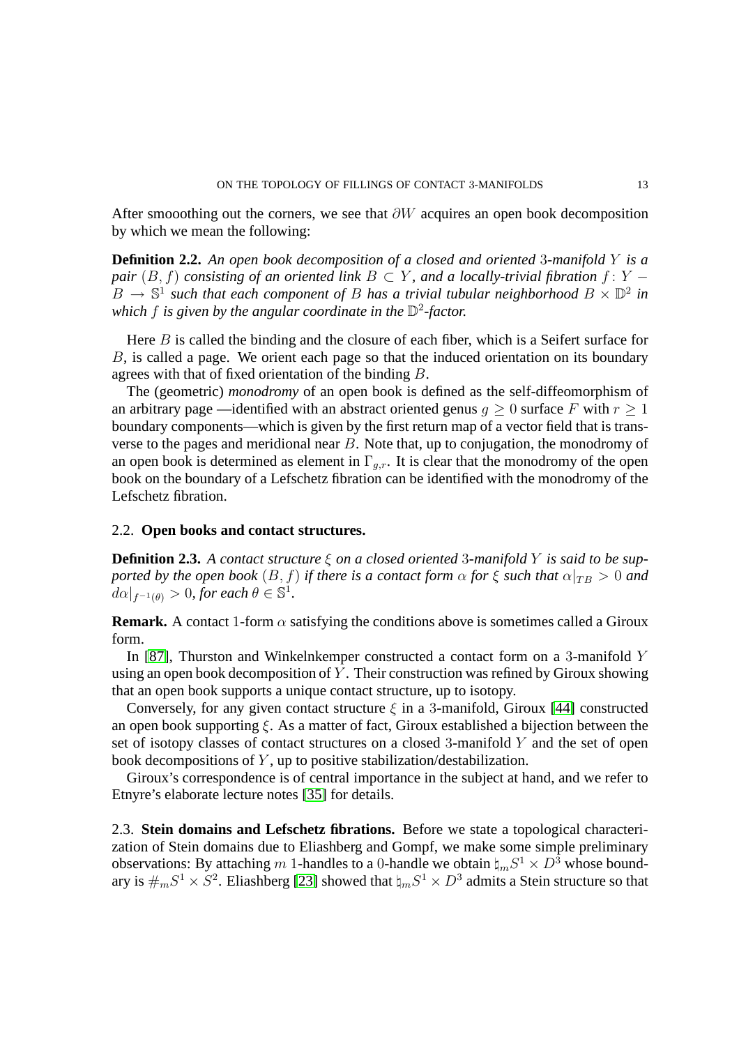After smooothing out the corners, we see that $\partial W$ acquires an open book decomposition by which we mean the following:

**Definition 2.2.** *An open book decomposition of a closed and oriented* $3$*-manifold* $Y$ *is a pair* $(B, f)$ *consisting of an oriented link* $B \subset Y$*, and a locally-trivial fibration* $f\colon Y - B \to \mathbb{S}^1$ *such that each component of* $B$ *has a trivial tubular neighborhood* $B \times \mathbb{D}^2$ *in which* $f$ *is given by the angular coordinate in the* $\mathbb{D}^2$*-factor.*

Here $B$ is called the binding and the closure of each fiber, which is a Seifert surface for $B$, is called a page. We orient each page so that the induced orientation on its boundary agrees with that of fixed orientation of the binding $B$.

The (geometric) *monodromy* of an open book is defined as the self-diffeomorphism of an arbitrary page —identified with an abstract oriented genus $g \geq 0$ surface $F$ with $r \geq 1$ boundary components—which is given by the first return map of a vector field that is transverse to the pages and meridional near $B$. Note that, up to conjugation, the monodromy of an open book is determined as element in $\Gamma_{g,r}$. It is clear that the monodromy of the open book on the boundary of a Lefschetz fibration can be identified with the monodromy of the Lefschetz fibration.

## 2.2. **Open books and contact structures.**

**Definition 2.3.** *A contact structure* $\xi$ *on a closed oriented* $3$*-manifold* $Y$ *is said to be supported by the open book* $(B, f)$ *if there is a contact form* $\alpha$ *for* $\xi$ *such that* $\alpha|_{TB} > 0$ *and* $d\alpha|_{f^{-1}(\theta)} > 0$*, for each* $\theta \in \mathbb{S}^1$*.*

**Remark.** A contact 1-form $\alpha$ satisfying the conditions above is sometimes called a Giroux form.

In [87], Thurston and Winkelnkemper constructed a contact form on a $3$-manifold $Y$ using an open book decomposition of $Y$. Their construction was refined by Giroux showing that an open book supports a unique contact structure, up to isotopy.

Conversely, for any given contact structure $\xi$ in a $3$-manifold, Giroux [44] constructed an open book supporting $\xi$. As a matter of fact, Giroux established a bijection between the set of isotopy classes of contact structures on a closed $3$-manifold $Y$ and the set of open book decompositions of $Y$, up to positive stabilization/destabilization.

Giroux's correspondence is of central importance in the subject at hand, and we refer to Etnyre's elaborate lecture notes [35] for details.

2.3. **Stein domains and Lefschetz fibrations.** Before we state a topological characterization of Stein domains due to Eliashberg and Gompf, we make some simple preliminary observations: By attaching $m$ $1$-handles to a $0$-handle we obtain $\natural_m S^1 \times D^3$ whose boundary is $\#_m S^1 \times S^2$. Eliashberg [23] showed that $\natural_m S^1 \times D^3$ admits a Stein structure so that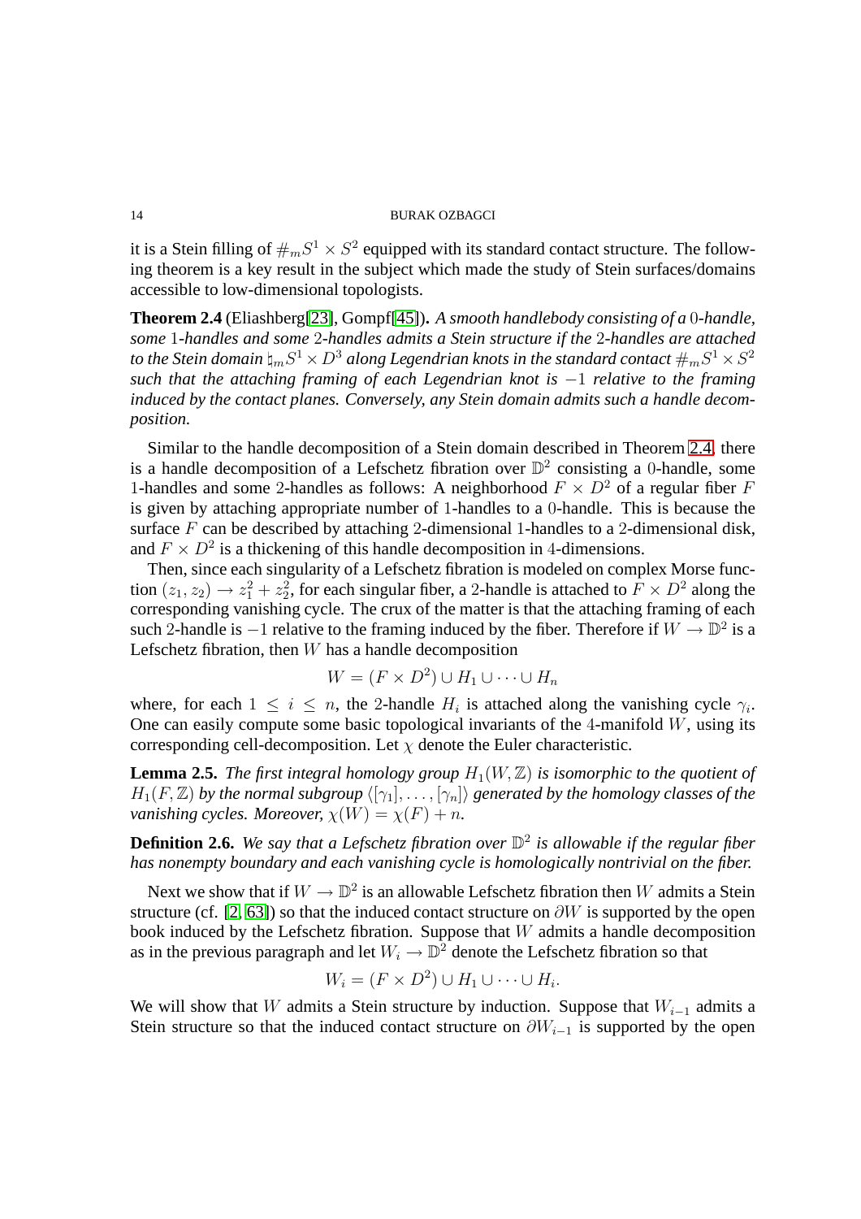it is a Stein filling of $\#_m S^1 \times S^2$ equipped with its standard contact structure. The following theorem is a key result in the subject which made the study of Stein surfaces/domains accessible to low-dimensional topologists.

**Theorem 2.4** (Eliashberg[23], Gompf[45]). *A smooth handlebody consisting of a 0-handle, some 1-handles and some 2-handles admits a Stein structure if the 2-handles are attached to the Stein domain $\natural_m S^1 \times D^3$ along Legendrian knots in the standard contact $\#_m S^1 \times S^2$ such that the attaching framing of each Legendrian knot is $-1$ relative to the framing induced by the contact planes. Conversely, any Stein domain admits such a handle decomposition.*

Similar to the handle decomposition of a Stein domain described in Theorem 2.4, there is a handle decomposition of a Lefschetz fibration over $\mathbb{D}^2$ consisting a 0-handle, some 1-handles and some 2-handles as follows: A neighborhood $F \times D^2$ of a regular fiber $F$ is given by attaching appropriate number of 1-handles to a 0-handle. This is because the surface $F$ can be described by attaching 2-dimensional 1-handles to a 2-dimensional disk, and $F \times D^2$ is a thickening of this handle decomposition in 4-dimensions.

Then, since each singularity of a Lefschetz fibration is modeled on complex Morse function $(z_1, z_2) \to z_1^2 + z_2^2$, for each singular fiber, a 2-handle is attached to $F \times D^2$ along the corresponding vanishing cycle. The crux of the matter is that the attaching framing of each such 2-handle is $-1$ relative to the framing induced by the fiber. Therefore if $W \to \mathbb{D}^2$ is a Lefschetz fibration, then $W$ has a handle decomposition

$$W = (F \times D^2) \cup H_1 \cup \cdots \cup H_n$$

where, for each $1 \leq i \leq n$, the 2-handle $H_i$ is attached along the vanishing cycle $\gamma_i$. One can easily compute some basic topological invariants of the 4-manifold $W$, using its corresponding cell-decomposition. Let $\chi$ denote the Euler characteristic.

**Lemma 2.5.** *The first integral homology group $H_1(W, \mathbb{Z})$ is isomorphic to the quotient of $H_1(F, \mathbb{Z})$ by the normal subgroup $\langle [\gamma_1], \ldots, [\gamma_n] \rangle$ generated by the homology classes of the vanishing cycles. Moreover, $\chi(W) = \chi(F) + n$.*

**Definition 2.6.** *We say that a Lefschetz fibration over $\mathbb{D}^2$ is allowable if the regular fiber has nonempty boundary and each vanishing cycle is homologically nontrivial on the fiber.*

Next we show that if $W \to \mathbb{D}^2$ is an allowable Lefschetz fibration then $W$ admits a Stein structure (cf. [2, 63]) so that the induced contact structure on $\partial W$ is supported by the open book induced by the Lefschetz fibration. Suppose that $W$ admits a handle decomposition as in the previous paragraph and let $W_i \to \mathbb{D}^2$ denote the Lefschetz fibration so that

$$W_i = (F \times D^2) \cup H_1 \cup \cdots \cup H_i.$$

We will show that $W$ admits a Stein structure by induction. Suppose that $W_{i-1}$ admits a Stein structure so that the induced contact structure on $\partial W_{i-1}$ is supported by the open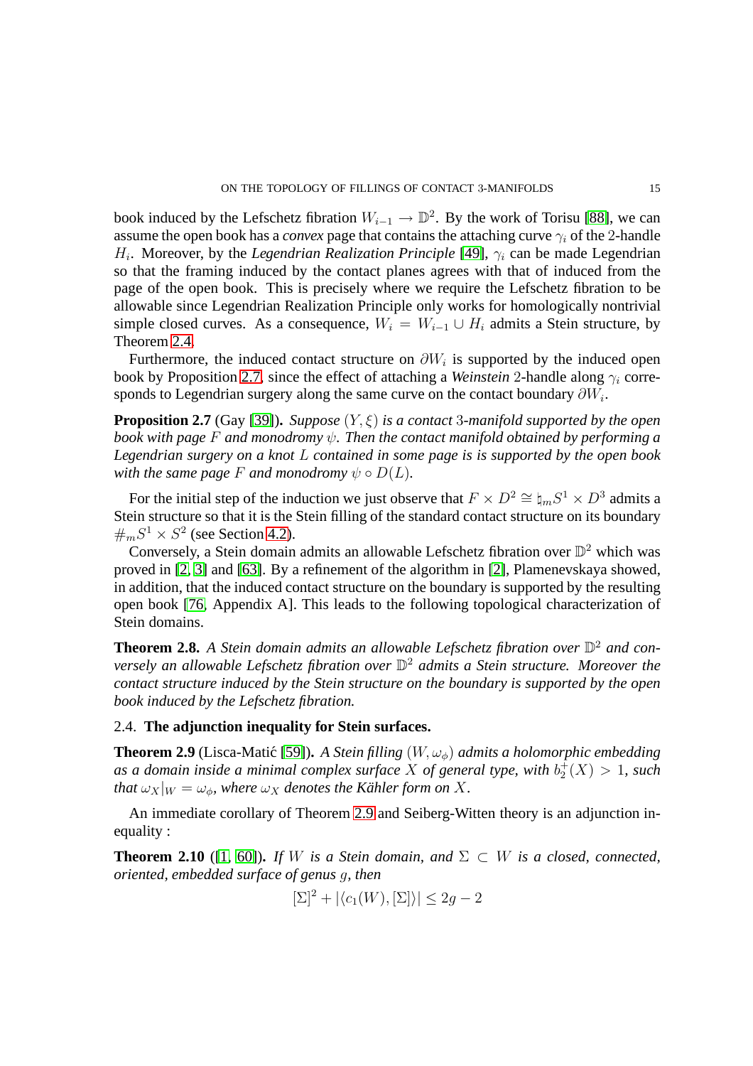book induced by the Lefschetz fibration $W_{i-1} \to \mathbb{D}^2$. By the work of Torisu [88], we can assume the open book has a *convex* page that contains the attaching curve $\gamma_i$ of the 2-handle $H_i$. Moreover, by the *Legendrian Realization Principle* [49], $\gamma_i$ can be made Legendrian so that the framing induced by the contact planes agrees with that of induced from the page of the open book. This is precisely where we require the Lefschetz fibration to be allowable since Legendrian Realization Principle only works for homologically nontrivial simple closed curves. As a consequence, $W_i = W_{i-1} \cup H_i$ admits a Stein structure, by Theorem 2.4.

Furthermore, the induced contact structure on $\partial W_i$ is supported by the induced open book by Proposition 2.7, since the effect of attaching a *Weinstein* 2-handle along $\gamma_i$ corresponds to Legendrian surgery along the same curve on the contact boundary $\partial W_i$.

**Proposition 2.7** (Gay [39]). *Suppose $(Y, \xi)$ is a contact 3-manifold supported by the open book with page $F$ and monodromy $\psi$. Then the contact manifold obtained by performing a Legendrian surgery on a knot $L$ contained in some page is is supported by the open book with the same page $F$ and monodromy $\psi \circ D(L)$.*

For the initial step of the induction we just observe that $F \times D^2 \cong \natural_m S^1 \times D^3$ admits a Stein structure so that it is the Stein filling of the standard contact structure on its boundary $\#_m S^1 \times S^2$ (see Section 4.2).

Conversely, a Stein domain admits an allowable Lefschetz fibration over $\mathbb{D}^2$ which was proved in [2, 3] and [63]. By a refinement of the algorithm in [2], Plamenevskaya showed, in addition, that the induced contact structure on the boundary is supported by the resulting open book [76, Appendix A]. This leads to the following topological characterization of Stein domains.

**Theorem 2.8.** *A Stein domain admits an allowable Lefschetz fibration over $\mathbb{D}^2$ and conversely an allowable Lefschetz fibration over $\mathbb{D}^2$ admits a Stein structure. Moreover the contact structure induced by the Stein structure on the boundary is supported by the open book induced by the Lefschetz fibration.*

### 2.4. **The adjunction inequality for Stein surfaces.**

**Theorem 2.9** (Lisca-Matić [59]). *A Stein filling $(W, \omega_\phi)$ admits a holomorphic embedding as a domain inside a minimal complex surface $X$ of general type, with $b_2^+(X) > 1$, such that $\omega_X|_W = \omega_\phi$, where $\omega_X$ denotes the Kähler form on $X$.*

An immediate corollary of Theorem 2.9 and Seiberg-Witten theory is an adjunction inequality :

**Theorem 2.10** ([1, 60]). *If $W$ is a Stein domain, and $\Sigma \subset W$ is a closed, connected, oriented, embedded surface of genus $g$, then*

$$[\Sigma]^2 + |\langle c_1(W), [\Sigma] \rangle| \leq 2g - 2$$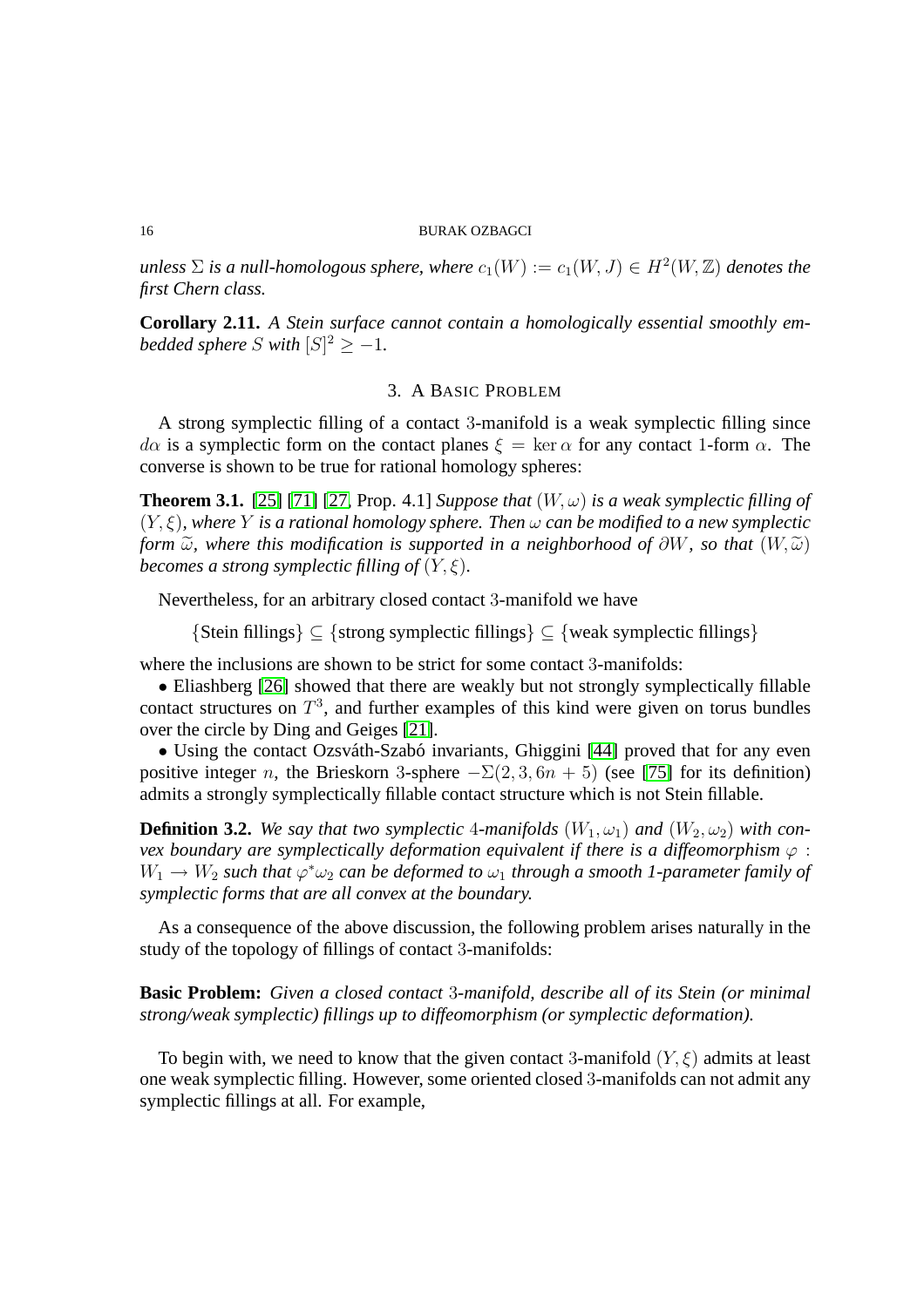*unless $\Sigma$ is a null-homologous sphere, where $c_1(W) := c_1(W, J) \in H^2(W, \mathbb{Z})$ denotes the first Chern class.*

**Corollary 2.11.** *A Stein surface cannot contain a homologically essential smoothly embedded sphere $S$ with $[S]^2 \geq -1$.*

## 3. A Basic Problem

A strong symplectic filling of a contact 3-manifold is a weak symplectic filling since $d\alpha$ is a symplectic form on the contact planes $\xi = \ker \alpha$ for any contact 1-form $\alpha$. The converse is shown to be true for rational homology spheres:

**Theorem 3.1.** [25] [71] [27, Prop. 4.1] *Suppose that $(W, \omega)$ is a weak symplectic filling of $(Y, \xi)$, where $Y$ is a rational homology sphere. Then $\omega$ can be modified to a new symplectic form $\widetilde{\omega}$, where this modification is supported in a neighborhood of $\partial W$, so that $(W, \widetilde{\omega})$ becomes a strong symplectic filling of $(Y, \xi)$.*

Nevertheless, for an arbitrary closed contact 3-manifold we have

$$\{\text{Stein fillings}\} \subseteq \{\text{strong symplectic fillings}\} \subseteq \{\text{weak symplectic fillings}\}$$

where the inclusions are shown to be strict for some contact 3-manifolds:

- Eliashberg [26] showed that there are weakly but not strongly symplectically fillable contact structures on $T^3$, and further examples of this kind were given on torus bundles over the circle by Ding and Geiges [21].
- Using the contact Ozsváth-Szabó invariants, Ghiggini [44] proved that for any even positive integer $n$, the Brieskorn 3-sphere $-\Sigma(2, 3, 6n + 5)$ (see [75] for its definition) admits a strongly symplectically fillable contact structure which is not Stein fillable.

**Definition 3.2.** *We say that two symplectic 4-manifolds $(W_1, \omega_1)$ and $(W_2, \omega_2)$ with convex boundary are symplectically deformation equivalent if there is a diffeomorphism $\varphi : W_1 \to W_2$ such that $\varphi^* \omega_2$ can be deformed to $\omega_1$ through a smooth 1-parameter family of symplectic forms that are all convex at the boundary.*

As a consequence of the above discussion, the following problem arises naturally in the study of the topology of fillings of contact 3-manifolds:

**Basic Problem:** *Given a closed contact 3-manifold, describe all of its Stein (or minimal strong/weak symplectic) fillings up to diffeomorphism (or symplectic deformation).*

To begin with, we need to know that the given contact 3-manifold $(Y, \xi)$ admits at least one weak symplectic filling. However, some oriented closed 3-manifolds can not admit any symplectic fillings at all. For example,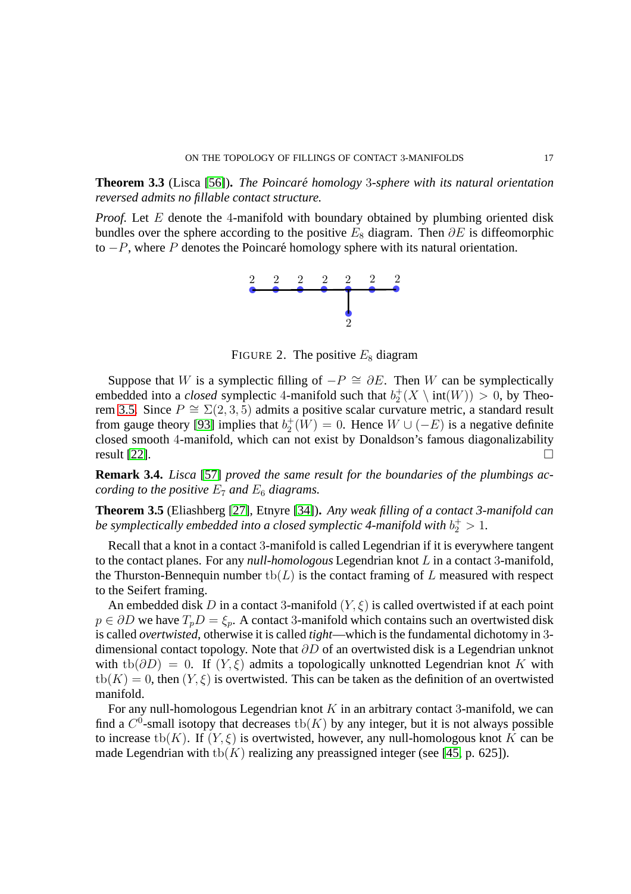**Theorem 3.3** (Lisca [56]). *The Poincaré homology 3-sphere with its natural orientation reversed admits no fillable contact structure.*

*Proof.* Let $E$ denote the 4-manifold with boundary obtained by plumbing oriented disk bundles over the sphere according to the positive $E_8$ diagram. Then $\partial E$ is diffeomorphic to $-P$, where $P$ denotes the Poincaré homology sphere with its natural orientation.

FIGURE 2. The positive $E_8$ diagram

Suppose that $W$ is a symplectic filling of $-P \cong \partial E$. Then $W$ can be symplectically embedded into a *closed* symplectic 4-manifold such that $b_2^+(X \setminus \text{int}(W)) > 0$, by Theorem 3.5. Since $P \cong \Sigma(2,3,5)$ admits a positive scalar curvature metric, a standard result from gauge theory [93] implies that $b_2^+(W) = 0$. Hence $W \cup (-E)$ is a negative definite closed smooth 4-manifold, which can not exist by Donaldson's famous diagonalizability result [22]. □

**Remark 3.4.** *Lisca [57] proved the same result for the boundaries of the plumbings according to the positive $E_7$ and $E_6$ diagrams.*

**Theorem 3.5** (Eliashberg [27], Etnyre [34]). *Any weak filling of a contact 3-manifold can be symplectically embedded into a closed symplectic 4-manifold with $b_2^+ > 1$.*

Recall that a knot in a contact 3-manifold is called Legendrian if it is everywhere tangent to the contact planes. For any *null-homologous* Legendrian knot $L$ in a contact 3-manifold, the Thurston-Bennequin number $\text{tb}(L)$ is the contact framing of $L$ measured with respect to the Seifert framing.

An embedded disk $D$ in a contact 3-manifold $(Y, \xi)$ is called overtwisted if at each point $p \in \partial D$ we have $T_p D = \xi_p$. A contact 3-manifold which contains such an overtwisted disk is called *overtwisted*, otherwise it is called *tight*—which is the fundamental dichotomy in 3-dimensional contact topology. Note that $\partial D$ of an overtwisted disk is a Legendrian unknot with $\text{tb}(\partial D) = 0$. If $(Y, \xi)$ admits a topologically unknotted Legendrian knot $K$ with $\text{tb}(K) = 0$, then $(Y, \xi)$ is overtwisted. This can be taken as the definition of an overtwisted manifold.

For any null-homologous Legendrian knot $K$ in an arbitrary contact 3-manifold, we can find a $C^0$-small isotopy that decreases $\text{tb}(K)$ by any integer, but it is not always possible to increase $\text{tb}(K)$. If $(Y, \xi)$ is overtwisted, however, any null-homologous knot $K$ can be made Legendrian with $\text{tb}(K)$ realizing any preassigned integer (see [45, p. 625]).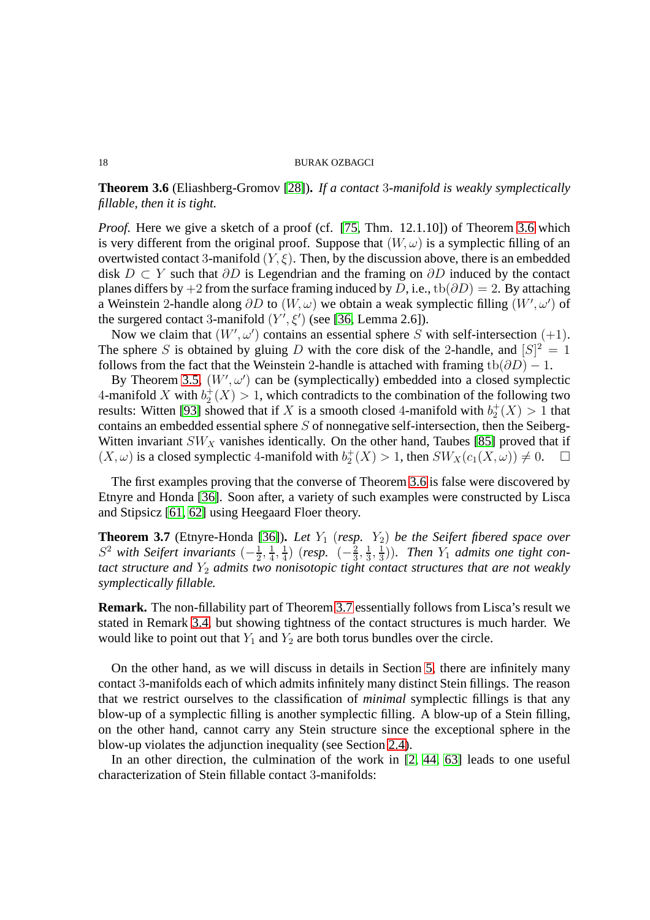**Theorem 3.6** (Eliashberg-Gromov [28])**.** *If a contact 3-manifold is weakly symplectically fillable, then it is tight.*

*Proof.* Here we give a sketch of a proof (cf. [75, Thm. 12.1.10]) of Theorem 3.6 which is very different from the original proof. Suppose that $(W, \omega)$ is a symplectic filling of an overtwisted contact 3-manifold $(Y, \xi)$. Then, by the discussion above, there is an embedded disk $D \subset Y$ such that $\partial D$ is Legendrian and the framing on $\partial D$ induced by the contact planes differs by $+2$ from the surface framing induced by $D$, i.e., $\mathrm{tb}(\partial D) = 2$. By attaching a Weinstein 2-handle along $\partial D$ to $(W, \omega)$ we obtain a weak symplectic filling $(W', \omega')$ of the surgered contact 3-manifold $(Y', \xi')$ (see [36, Lemma 2.6]).

Now we claim that $(W', \omega')$ contains an essential sphere $S$ with self-intersection $(+1)$. The sphere $S$ is obtained by gluing $D$ with the core disk of the 2-handle, and $[S]^2 = 1$ follows from the fact that the Weinstein 2-handle is attached with framing $\mathrm{tb}(\partial D) - 1$.

By Theorem 3.5, $(W', \omega')$ can be (symplectically) embedded into a closed symplectic 4-manifold $X$ with $b_2^+(X) > 1$, which contradicts to the combination of the following two results: Witten [93] showed that if $X$ is a smooth closed 4-manifold with $b_2^+(X) > 1$ that contains an embedded essential sphere $S$ of nonnegative self-intersection, then the Seiberg-Witten invariant $SW_X$ vanishes identically. On the other hand, Taubes [85] proved that if $(X, \omega)$ is a closed symplectic 4-manifold with $b_2^+(X) > 1$, then $SW_X(c_1(X, \omega)) \neq 0$. □

The first examples proving that the converse of Theorem 3.6 is false were discovered by Etnyre and Honda [36]. Soon after, a variety of such examples were constructed by Lisca and Stipsicz [61, 62] using Heegaard Floer theory.

**Theorem 3.7** (Etnyre-Honda [36])**.** *Let $Y_1$ (resp. $Y_2$) be the Seifert fibered space over $S^2$ with Seifert invariants $(-\frac{1}{2}, \frac{1}{4}, \frac{1}{4})$ (resp. $(-\frac{2}{3}, \frac{1}{3}, \frac{1}{3})$). Then $Y_1$ admits one tight contact structure and $Y_2$ admits two nonisotopic tight contact structures that are not weakly symplectically fillable.*

**Remark.** The non-fillability part of Theorem 3.7 essentially follows from Lisca's result we stated in Remark 3.4, but showing tightness of the contact structures is much harder. We would like to point out that $Y_1$ and $Y_2$ are both torus bundles over the circle.

On the other hand, as we will discuss in details in Section 5, there are infinitely many contact 3-manifolds each of which admits infinitely many distinct Stein fillings. The reason that we restrict ourselves to the classification of *minimal* symplectic fillings is that any blow-up of a symplectic filling is another symplectic filling. A blow-up of a Stein filling, on the other hand, cannot carry any Stein structure since the exceptional sphere in the blow-up violates the adjunction inequality (see Section 2.4).

In an other direction, the culmination of the work in [2, 44, 63] leads to one useful characterization of Stein fillable contact 3-manifolds: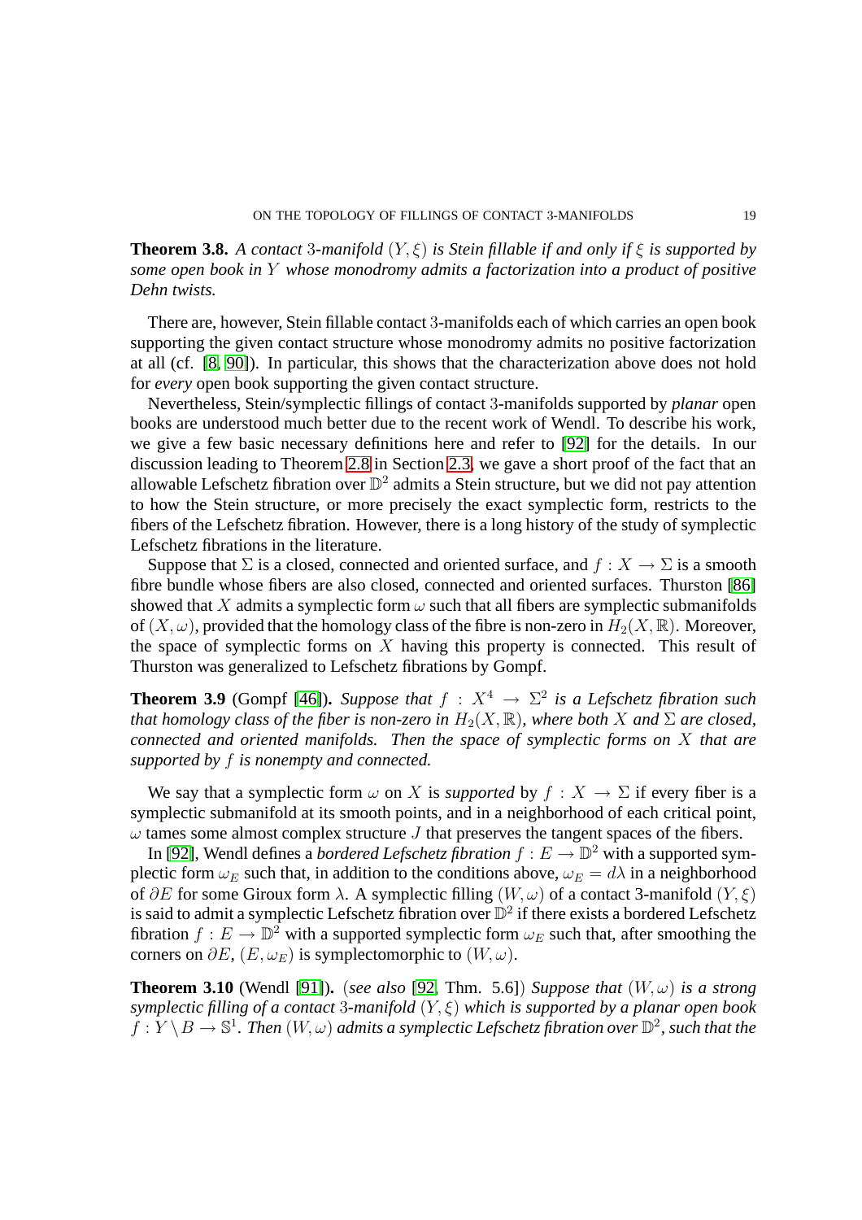**Theorem 3.8.** *A contact* 3*-manifold* $(Y, \xi)$ *is Stein fillable if and only if* $\xi$ *is supported by some open book in* $Y$ *whose monodromy admits a factorization into a product of positive Dehn twists.*

There are, however, Stein fillable contact 3-manifolds each of which carries an open book supporting the given contact structure whose monodromy admits no positive factorization at all (cf. [8, 90]). In particular, this shows that the characterization above does not hold for *every* open book supporting the given contact structure.

Nevertheless, Stein/symplectic fillings of contact 3-manifolds supported by *planar* open books are understood much better due to the recent work of Wendl. To describe his work, we give a few basic necessary definitions here and refer to [92] for the details. In our discussion leading to Theorem 2.8 in Section 2.3, we gave a short proof of the fact that an allowable Lefschetz fibration over $\mathbb{D}^2$ admits a Stein structure, but we did not pay attention to how the Stein structure, or more precisely the exact symplectic form, restricts to the fibers of the Lefschetz fibration. However, there is a long history of the study of symplectic Lefschetz fibrations in the literature.

Suppose that $\Sigma$ is a closed, connected and oriented surface, and $f : X \to \Sigma$ is a smooth fibre bundle whose fibers are also closed, connected and oriented surfaces. Thurston [86] showed that $X$ admits a symplectic form $\omega$ such that all fibers are symplectic submanifolds of $(X, \omega)$, provided that the homology class of the fibre is non-zero in $H_2(X, \mathbb{R})$. Moreover, the space of symplectic forms on $X$ having this property is connected. This result of Thurston was generalized to Lefschetz fibrations by Gompf.

**Theorem 3.9** (Gompf [46])**.** *Suppose that* $f : X^4 \to \Sigma^2$ *is a Lefschetz fibration such that homology class of the fiber is non-zero in* $H_2(X, \mathbb{R})$*, where both* $X$ *and* $\Sigma$ *are closed, connected and oriented manifolds. Then the space of symplectic forms on* $X$ *that are supported by* $f$ *is nonempty and connected.*

We say that a symplectic form $\omega$ on $X$ is *supported* by $f : X \to \Sigma$ if every fiber is a symplectic submanifold at its smooth points, and in a neighborhood of each critical point, $\omega$ tames some almost complex structure $J$ that preserves the tangent spaces of the fibers.

In [92], Wendl defines a *bordered Lefschetz fibration* $f : E \to \mathbb{D}^2$ with a supported symplectic form $\omega_E$ such that, in addition to the conditions above, $\omega_E = d\lambda$ in a neighborhood of $\partial E$ for some Giroux form $\lambda$. A symplectic filling $(W, \omega)$ of a contact 3-manifold $(Y, \xi)$ is said to admit a symplectic Lefschetz fibration over $\mathbb{D}^2$ if there exists a bordered Lefschetz fibration $f : E \to \mathbb{D}^2$ with a supported symplectic form $\omega_E$ such that, after smoothing the corners on $\partial E$, $(E, \omega_E)$ is symplectomorphic to $(W, \omega)$.

**Theorem 3.10** (Wendl [91])**.** (*see also* [92, Thm. 5.6]) *Suppose that* $(W, \omega)$ *is a strong symplectic filling of a contact* 3*-manifold* $(Y, \xi)$ *which is supported by a planar open book* $f : Y \setminus B \to \mathbb{S}^1$*. Then* $(W, \omega)$ *admits a symplectic Lefschetz fibration over* $\mathbb{D}^2$*, such that the*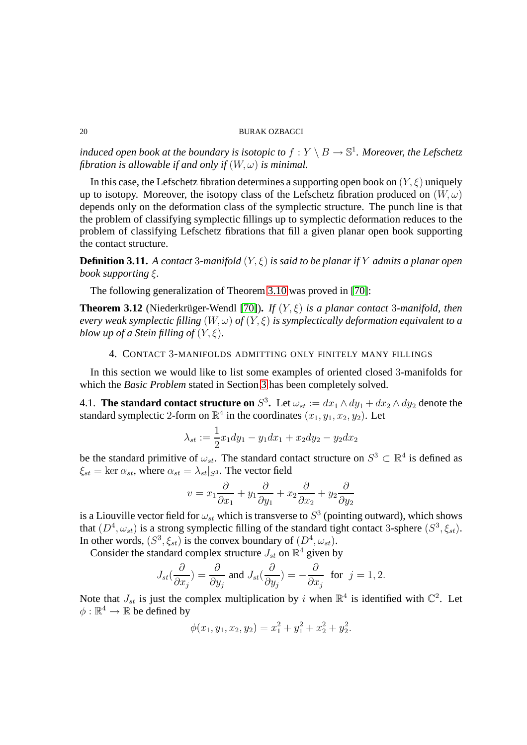*induced open book at the boundary is isotopic to $f : Y \setminus B \to \mathbb{S}^1$. Moreover, the Lefschetz fibration is allowable if and only if $(W, \omega)$ is minimal.*

In this case, the Lefschetz fibration determines a supporting open book on $(Y, \xi)$ uniquely up to isotopy. Moreover, the isotopy class of the Lefschetz fibration produced on $(W, \omega)$ depends only on the deformation class of the symplectic structure. The punch line is that the problem of classifying symplectic fillings up to symplectic deformation reduces to the problem of classifying Lefschetz fibrations that fill a given planar open book supporting the contact structure.

**Definition 3.11.** *A contact 3-manifold $(Y, \xi)$ is said to be planar if $Y$ admits a planar open book supporting $\xi$.*

The following generalization of Theorem 3.10 was proved in [70]:

**Theorem 3.12** (Niederkrüger-Wendl [70])**.** *If $(Y, \xi)$ is a planar contact 3-manifold, then every weak symplectic filling $(W, \omega)$ of $(Y, \xi)$ is symplectically deformation equivalent to a blow up of a Stein filling of $(Y, \xi)$.*

## 4. Contact 3-manifolds admitting only finitely many fillings

In this section we would like to list some examples of oriented closed 3-manifolds for which the *Basic Problem* stated in Section 3 has been completely solved.

4.1. **The standard contact structure on $S^3$.** Let $\omega_{st} := dx_1 \wedge dy_1 + dx_2 \wedge dy_2$ denote the standard symplectic 2-form on $\mathbb{R}^4$ in the coordinates $(x_1, y_1, x_2, y_2)$. Let

$$\lambda_{st} := \frac{1}{2} x_1 dy_1 - y_1 dx_1 + x_2 dy_2 - y_2 dx_2$$

be the standard primitive of $\omega_{st}$. The standard contact structure on $S^3 \subset \mathbb{R}^4$ is defined as $\xi_{st} = \ker \alpha_{st}$, where $\alpha_{st} = \lambda_{st}|_{S^3}$. The vector field

$$v = x_1 \frac{\partial}{\partial x_1} + y_1 \frac{\partial}{\partial y_1} + x_2 \frac{\partial}{\partial x_2} + y_2 \frac{\partial}{\partial y_2}$$

is a Liouville vector field for $\omega_{st}$ which is transverse to $S^3$ (pointing outward), which shows that $(D^4, \omega_{st})$ is a strong symplectic filling of the standard tight contact 3-sphere $(S^3, \xi_{st})$. In other words, $(S^3, \xi_{st})$ is the convex boundary of $(D^4, \omega_{st})$.

Consider the standard complex structure $J_{st}$ on $\mathbb{R}^4$ given by

$$J_{st}(\frac{\partial}{\partial x_j}) = \frac{\partial}{\partial y_j} \text{ and } J_{st}(\frac{\partial}{\partial y_j}) = -\frac{\partial}{\partial x_j} \quad \text{for} \quad j = 1, 2.$$

Note that $J_{st}$ is just the complex multiplication by $i$ when $\mathbb{R}^4$ is identified with $\mathbb{C}^2$. Let $\phi : \mathbb{R}^4 \to \mathbb{R}$ be defined by

$$\phi(x_1, y_1, x_2, y_2) = x_1^2 + y_1^2 + x_2^2 + y_2^2.$$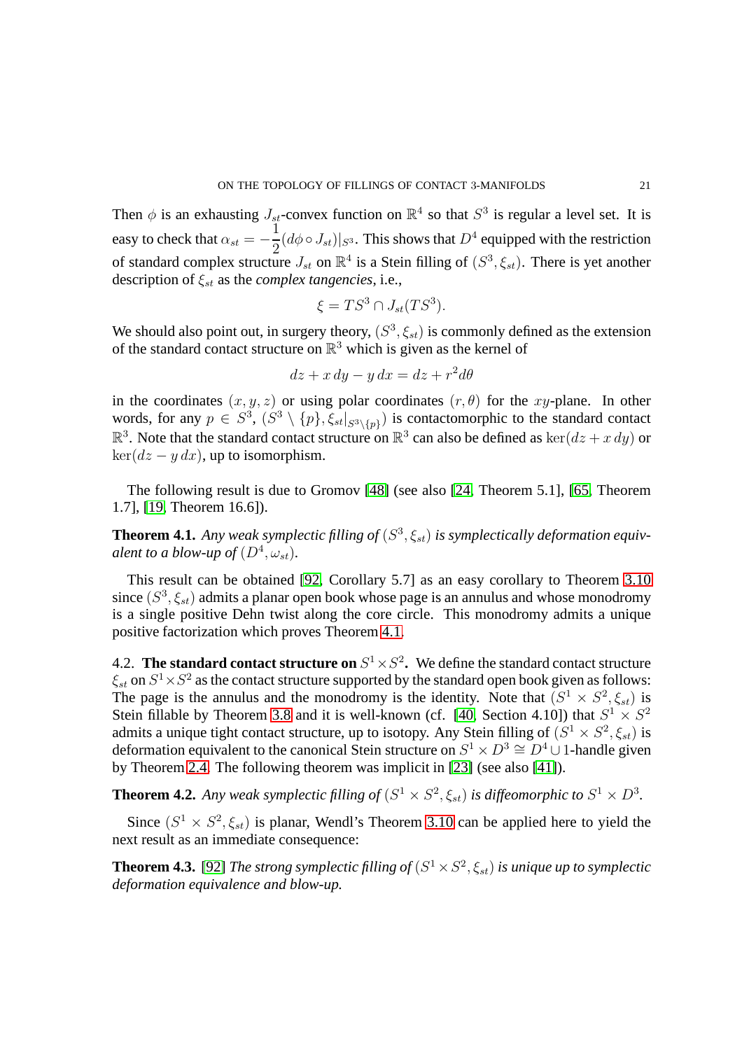Then $\phi$ is an exhausting $J_{st}$-convex function on $\mathbb{R}^4$ so that $S^3$ is regular a level set. It is easy to check that $\alpha_{st} = -\dfrac{1}{2}(d\phi \circ J_{st})|_{S^3}$. This shows that $D^4$ equipped with the restriction of standard complex structure $J_{st}$ on $\mathbb{R}^4$ is a Stein filling of $(S^3, \xi_{st})$. There is yet another description of $\xi_{st}$ as the *complex tangencies*, i.e.,

$$\xi = TS^3 \cap J_{st}(TS^3).$$

We should also point out, in surgery theory, $(S^3, \xi_{st})$ is commonly defined as the extension of the standard contact structure on $\mathbb{R}^3$ which is given as the kernel of

$$dz + x\,dy - y\,dx = dz + r^2 d\theta$$

in the coordinates $(x, y, z)$ or using polar coordinates $(r, \theta)$ for the $xy$-plane. In other words, for any $p \in S^3$, $(S^3 \setminus \{p\}, \xi_{st}|_{S^3 \setminus \{p\}})$ is contactomorphic to the standard contact $\mathbb{R}^3$. Note that the standard contact structure on $\mathbb{R}^3$ can also be defined as $\ker(dz + x\,dy)$ or $\ker(dz - y\,dx)$, up to isomorphism.

The following result is due to Gromov [48] (see also [24, Theorem 5.1], [65, Theorem 1.7], [19, Theorem 16.6]).

**Theorem 4.1.** *Any weak symplectic filling of $(S^3, \xi_{st})$ is symplectically deformation equivalent to a blow-up of $(D^4, \omega_{st})$.*

This result can be obtained [92, Corollary 5.7] as an easy corollary to Theorem 3.10 since $(S^3, \xi_{st})$ admits a planar open book whose page is an annulus and whose monodromy is a single positive Dehn twist along the core circle. This monodromy admits a unique positive factorization which proves Theorem 4.1.

4.2. **The standard contact structure on $S^1 \times S^2$.** We define the standard contact structure $\xi_{st}$ on $S^1 \times S^2$ as the contact structure supported by the standard open book given as follows: The page is the annulus and the monodromy is the identity. Note that $(S^1 \times S^2, \xi_{st})$ is Stein fillable by Theorem 3.8 and it is well-known (cf. [40, Section 4.10]) that $S^1 \times S^2$ admits a unique tight contact structure, up to isotopy. Any Stein filling of $(S^1 \times S^2, \xi_{st})$ is deformation equivalent to the canonical Stein structure on $S^1 \times D^3 \cong D^4 \cup$ 1-handle given by Theorem 2.4. The following theorem was implicit in [23] (see also [41]).

**Theorem 4.2.** *Any weak symplectic filling of $(S^1 \times S^2, \xi_{st})$ is diffeomorphic to $S^1 \times D^3$.*

Since $(S^1 \times S^2, \xi_{st})$ is planar, Wendl's Theorem 3.10 can be applied here to yield the next result as an immediate consequence:

**Theorem 4.3.** [92] *The strong symplectic filling of $(S^1 \times S^2, \xi_{st})$ is unique up to symplectic deformation equivalence and blow-up.*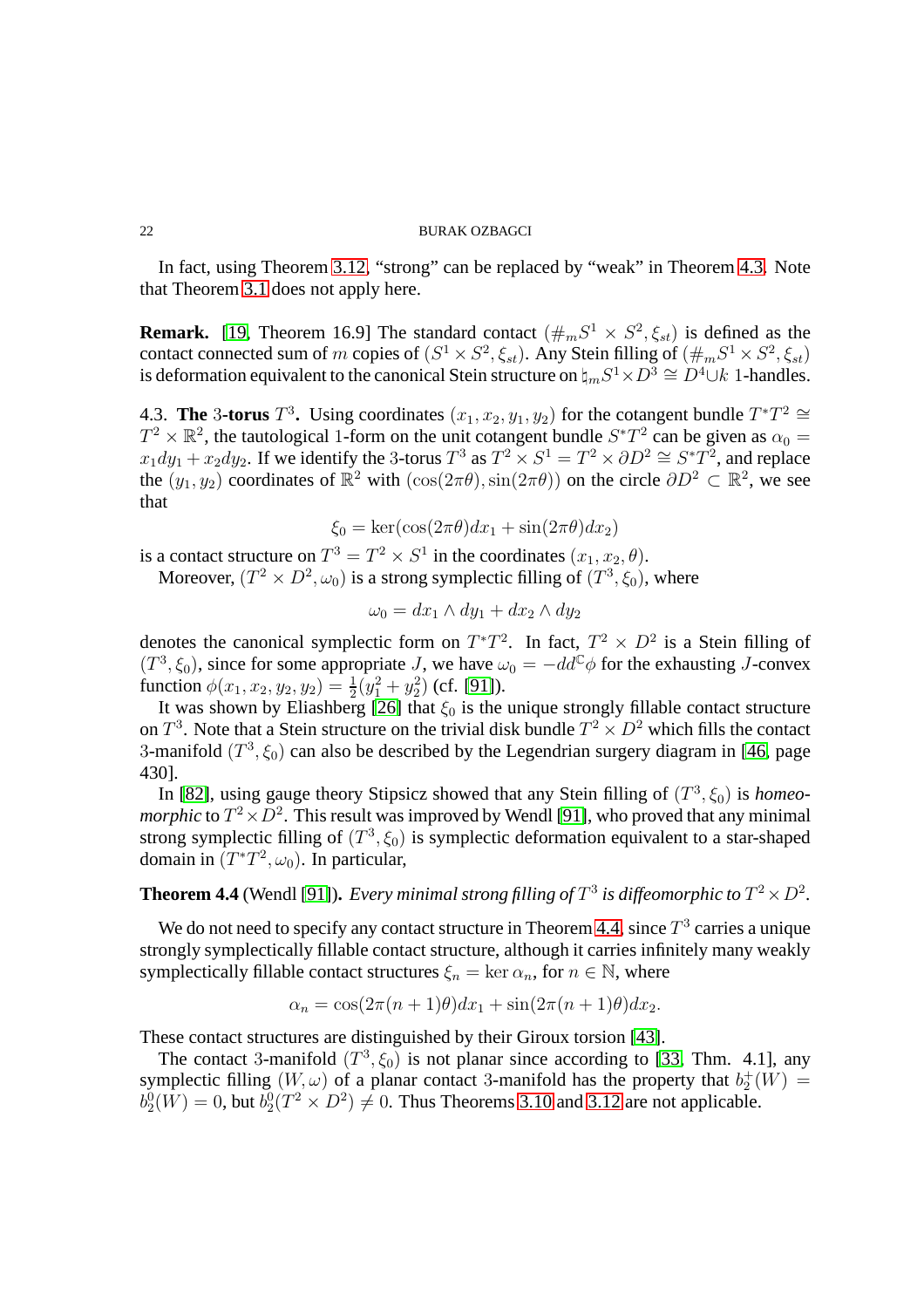In fact, using Theorem 3.12, "strong" can be replaced by "weak" in Theorem 4.3. Note that Theorem 3.1 does not apply here.

**Remark.** [19, Theorem 16.9] The standard contact $(\#_m S^1 \times S^2, \xi_{st})$ is defined as the contact connected sum of $m$ copies of $(S^1 \times S^2, \xi_{st})$. Any Stein filling of $(\#_m S^1 \times S^2, \xi_{st})$ is deformation equivalent to the canonical Stein structure on $\natural_m S^1 \times D^3 \cong D^4 \cup k$ 1-handles.

4.3. **The** $3$**-torus** $T^3$**.** Using coordinates $(x_1, x_2, y_1, y_2)$ for the cotangent bundle $T^*T^2 \cong T^2 \times \mathbb{R}^2$, the tautological 1-form on the unit cotangent bundle $S^*T^2$ can be given as $\alpha_0 = x_1 dy_1 + x_2 dy_2$. If we identify the 3-torus $T^3$ as $T^2 \times S^1 = T^2 \times \partial D^2 \cong S^*T^2$, and replace the $(y_1, y_2)$ coordinates of $\mathbb{R}^2$ with $(\cos(2\pi\theta), \sin(2\pi\theta))$ on the circle $\partial D^2 \subset \mathbb{R}^2$, we see that

$$\xi_0 = \ker(\cos(2\pi\theta)dx_1 + \sin(2\pi\theta)dx_2)$$

is a contact structure on $T^3 = T^2 \times S^1$ in the coordinates $(x_1, x_2, \theta)$.

Moreover, $(T^2 \times D^2, \omega_0)$ is a strong symplectic filling of $(T^3, \xi_0)$, where

$$\omega_0 = dx_1 \wedge dy_1 + dx_2 \wedge dy_2$$

denotes the canonical symplectic form on $T^*T^2$. In fact, $T^2 \times D^2$ is a Stein filling of $(T^3, \xi_0)$, since for some appropriate $J$, we have $\omega_0 = -dd^{\mathbb{C}}\phi$ for the exhausting $J$-convex function $\phi(x_1, x_2, y_2, y_2) = \frac{1}{2}(y_1^2 + y_2^2)$ (cf. [91]).

It was shown by Eliashberg [26] that $\xi_0$ is the unique strongly fillable contact structure on $T^3$. Note that a Stein structure on the trivial disk bundle $T^2 \times D^2$ which fills the contact 3-manifold $(T^3, \xi_0)$ can also be described by the Legendrian surgery diagram in [46, page 430].

In [82], using gauge theory Stipsicz showed that any Stein filling of $(T^3, \xi_0)$ is *homeomorphic* to $T^2 \times D^2$. This result was improved by Wendl [91], who proved that any minimal strong symplectic filling of $(T^3, \xi_0)$ is symplectic deformation equivalent to a star-shaped domain in $(T^*T^2, \omega_0)$. In particular,

**Theorem 4.4** (Wendl [91])**.** *Every minimal strong filling of $T^3$ is diffeomorphic to $T^2 \times D^2$.*

We do not need to specify any contact structure in Theorem 4.4, since $T^3$ carries a unique strongly symplectically fillable contact structure, although it carries infinitely many weakly symplectically fillable contact structures $\xi_n = \ker \alpha_n$, for $n \in \mathbb{N}$, where

$$\alpha_n = \cos(2\pi(n+1)\theta)dx_1 + \sin(2\pi(n+1)\theta)dx_2.$$

These contact structures are distinguished by their Giroux torsion [43].

The contact 3-manifold $(T^3, \xi_0)$ is not planar since according to [33, Thm. 4.1], any symplectic filling $(W, \omega)$ of a planar contact 3-manifold has the property that $b_2^+(W) = b_2^0(W) = 0$, but $b_2^0(T^2 \times D^2) \neq 0$. Thus Theorems 3.10 and 3.12 are not applicable.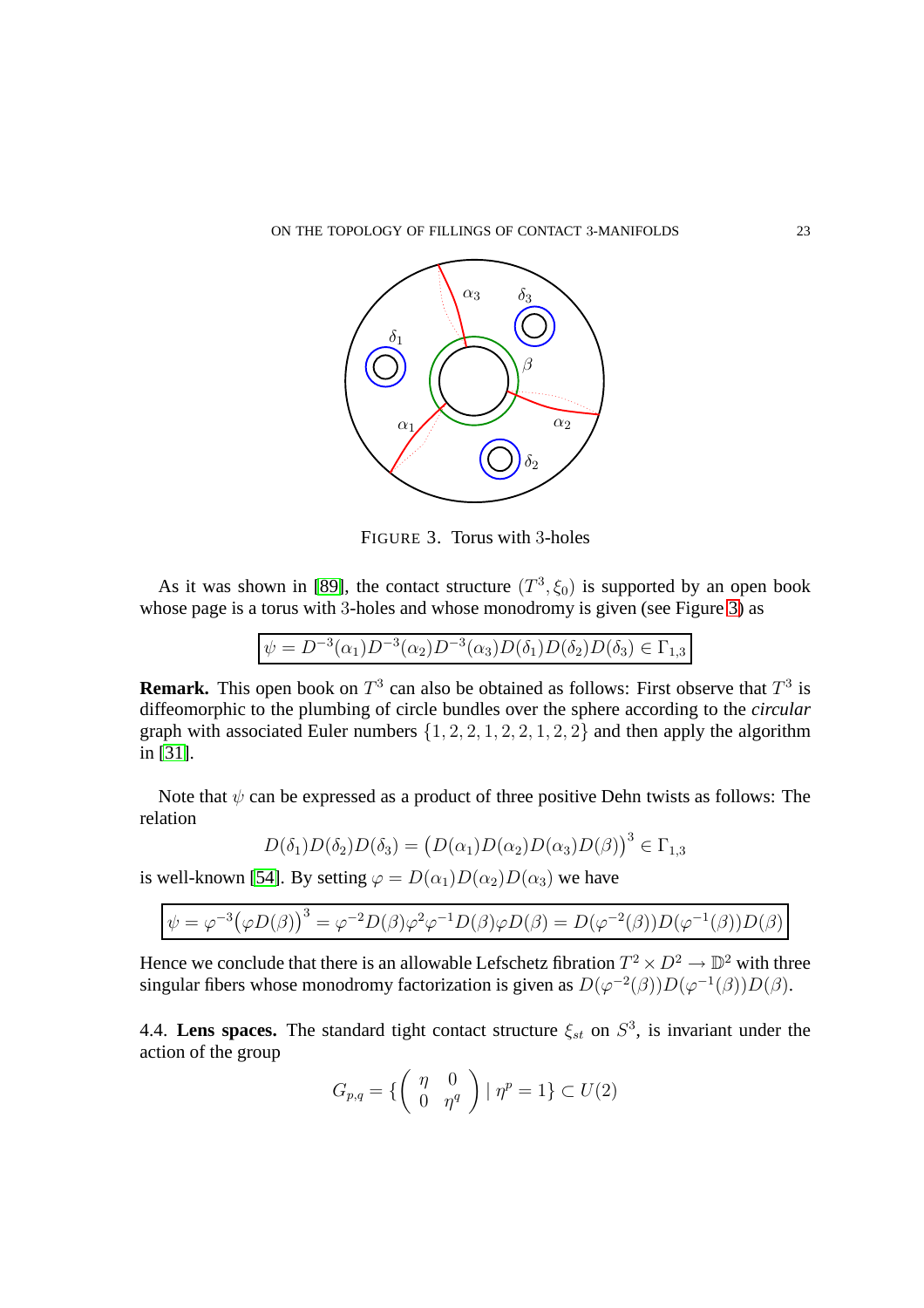FIGURE 3. Torus with 3-holes

As it was shown in [89], the contact structure $(T^3, \xi_0)$ is supported by an open book whose page is a torus with 3-holes and whose monodromy is given (see Figure 3) as

$$\boxed{\psi = D^{-3}(\alpha_1)D^{-3}(\alpha_2)D^{-3}(\alpha_3)D(\delta_1)D(\delta_2)D(\delta_3) \in \Gamma_{1,3}}$$

**Remark.** This open book on $T^3$ can also be obtained as follows: First observe that $T^3$ is diffeomorphic to the plumbing of circle bundles over the sphere according to the *circular* graph with associated Euler numbers $\{1, 2, 2, 1, 2, 2, 1, 2, 2\}$ and then apply the algorithm in [31].

Note that $\psi$ can be expressed as a product of three positive Dehn twists as follows: The relation

$$D(\delta_1)D(\delta_2)D(\delta_3) = \big(D(\alpha_1)D(\alpha_2)D(\alpha_3)D(\beta)\big)^3 \in \Gamma_{1,3}$$

is well-known [54]. By setting $\varphi = D(\alpha_1)D(\alpha_2)D(\alpha_3)$ we have

$$\boxed{\psi = \varphi^{-3}\big(\varphi D(\beta)\big)^3 = \varphi^{-2}D(\beta)\varphi^2\varphi^{-1}D(\beta)\varphi D(\beta) = D(\varphi^{-2}(\beta))D(\varphi^{-1}(\beta))D(\beta)}$$

Hence we conclude that there is an allowable Lefschetz fibration $T^2 \times D^2 \to \mathbb{D}^2$ with three singular fibers whose monodromy factorization is given as $D(\varphi^{-2}(\beta))D(\varphi^{-1}(\beta))D(\beta)$.

4.4. **Lens spaces.** The standard tight contact structure $\xi_{st}$ on $S^3$, is invariant under the action of the group

$$G_{p,q} = \{\begin{pmatrix} \eta & 0 \\ 0 & \eta^q \end{pmatrix} \mid \eta^p = 1\} \subset U(2)$$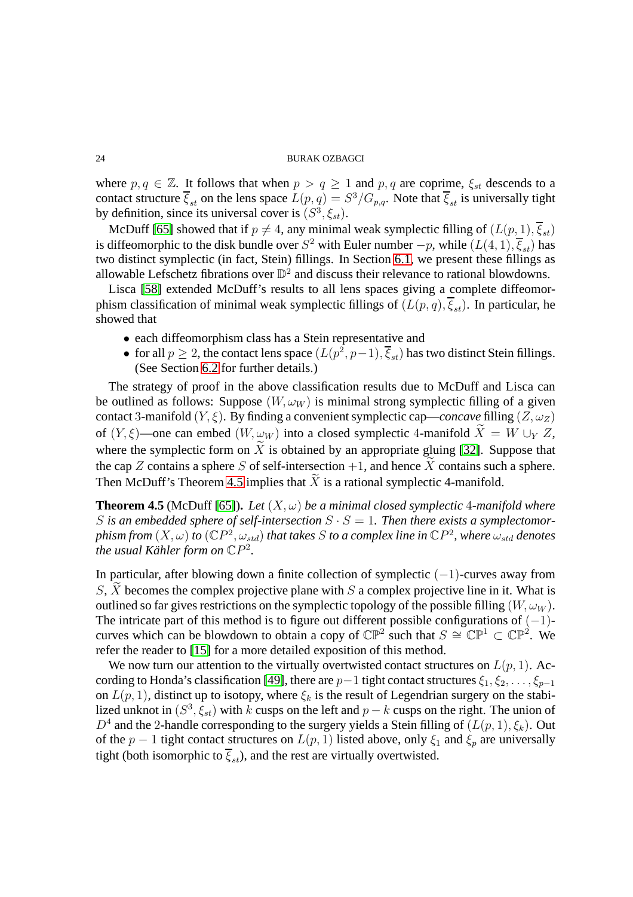where $p, q \in \mathbb{Z}$. It follows that when $p > q \geq 1$ and $p, q$ are coprime, $\xi_{st}$ descends to a contact structure $\overline{\xi}_{st}$ on the lens space $L(p,q) = S^3/G_{p,q}$. Note that $\overline{\xi}_{st}$ is universally tight by definition, since its universal cover is $(S^3, \xi_{st})$.

McDuff [65] showed that if $p \neq 4$, any minimal weak symplectic filling of $(L(p,1), \overline{\xi}_{st})$ is diffeomorphic to the disk bundle over $S^2$ with Euler number $-p$, while $(L(4,1), \overline{\xi}_{st})$ has two distinct symplectic (in fact, Stein) fillings. In Section 6.1, we present these fillings as allowable Lefschetz fibrations over $\mathbb{D}^2$ and discuss their relevance to rational blowdowns.

Lisca [58] extended McDuff's results to all lens spaces giving a complete diffeomorphism classification of minimal weak symplectic fillings of $(L(p,q), \overline{\xi}_{st})$. In particular, he showed that

- each diffeomorphism class has a Stein representative and
- for all $p \geq 2$, the contact lens space $(L(p^2, p-1), \overline{\xi}_{st})$ has two distinct Stein fillings. (See Section 6.2 for further details.)

The strategy of proof in the above classification results due to McDuff and Lisca can be outlined as follows: Suppose $(W, \omega_W)$ is minimal strong symplectic filling of a given contact 3-manifold $(Y, \xi)$. By finding a convenient symplectic cap—*concave* filling $(Z, \omega_Z)$ of $(Y, \xi)$—one can embed $(W, \omega_W)$ into a closed symplectic 4-manifold $\widetilde{X} = W \cup_Y Z$, where the symplectic form on $\widetilde{X}$ is obtained by an appropriate gluing [32]. Suppose that the cap $Z$ contains a sphere $S$ of self-intersection $+1$, and hence $\widetilde{X}$ contains such a sphere. Then McDuff's Theorem 4.5 implies that $\widetilde{X}$ is a rational symplectic 4-manifold.

**Theorem 4.5** (McDuff [65]). *Let $(X, \omega)$ be a minimal closed symplectic 4-manifold where $S$ is an embedded sphere of self-intersection $S \cdot S = 1$. Then there exists a symplectomorphism from $(X, \omega)$ to $(\mathbb{C}P^2, \omega_{std})$ that takes $S$ to a complex line in $\mathbb{C}P^2$, where $\omega_{std}$ denotes the usual Kähler form on $\mathbb{C}P^2$.*

In particular, after blowing down a finite collection of symplectic $(-1)$-curves away from $S$, $\widetilde{X}$ becomes the complex projective plane with $S$ a complex projective line in it. What is outlined so far gives restrictions on the symplectic topology of the possible filling $(W, \omega_W)$. The intricate part of this method is to figure out different possible configurations of $(-1)$-curves which can be blowdown to obtain a copy of $\mathbb{CP}^2$ such that $S \cong \mathbb{CP}^1 \subset \mathbb{CP}^2$. We refer the reader to [15] for a more detailed exposition of this method.

We now turn our attention to the virtually overtwisted contact structures on $L(p,1)$. According to Honda's classification [49], there are $p-1$ tight contact structures $\xi_1, \xi_2, \ldots, \xi_{p-1}$ on $L(p,1)$, distinct up to isotopy, where $\xi_k$ is the result of Legendrian surgery on the stabilized unknot in $(S^3, \xi_{st})$ with $k$ cusps on the left and $p-k$ cusps on the right. The union of $D^4$ and the 2-handle corresponding to the surgery yields a Stein filling of $(L(p,1), \xi_k)$. Out of the $p-1$ tight contact structures on $L(p,1)$ listed above, only $\xi_1$ and $\xi_p$ are universally tight (both isomorphic to $\overline{\xi}_{st}$), and the rest are virtually overtwisted.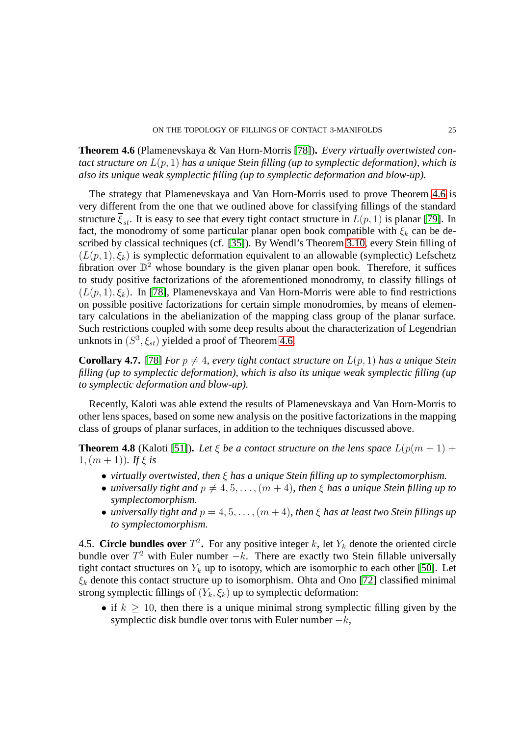**Theorem 4.6** (Plamenevskaya & Van Horn-Morris [78])**.** *Every virtually overtwisted contact structure on $L(p,1)$ has a unique Stein filling (up to symplectic deformation), which is also its unique weak symplectic filling (up to symplectic deformation and blow-up).*

The strategy that Plamenevskaya and Van Horn-Morris used to prove Theorem 4.6 is very different from the one that we outlined above for classifying fillings of the standard structure $\overline{\xi}_{st}$. It is easy to see that every tight contact structure in $L(p,1)$ is planar [79]. In fact, the monodromy of some particular planar open book compatible with $\xi_k$ can be described by classical techniques (cf. [35]). By Wendl's Theorem 3.10, every Stein filling of $(L(p,1), \xi_k)$ is symplectic deformation equivalent to an allowable (symplectic) Lefschetz fibration over $\mathbb{D}^2$ whose boundary is the given planar open book. Therefore, it suffices to study positive factorizations of the aforementioned monodromy, to classify fillings of $(L(p,1), \xi_k)$. In [78], Plamenevskaya and Van Horn-Morris were able to find restrictions on possible positive factorizations for certain simple monodromies, by means of elementary calculations in the abelianization of the mapping class group of the planar surface. Such restrictions coupled with some deep results about the characterization of Legendrian unknots in $(S^3, \xi_{st})$ yielded a proof of Theorem 4.6.

**Corollary 4.7.** [78] *For $p \neq 4$, every tight contact structure on $L(p,1)$ has a unique Stein filling (up to symplectic deformation), which is also its unique weak symplectic filling (up to symplectic deformation and blow-up).*

Recently, Kaloti was able extend the results of Plamenevskaya and Van Horn-Morris to other lens spaces, based on some new analysis on the positive factorizations in the mapping class of groups of planar surfaces, in addition to the techniques discussed above.

**Theorem 4.8** (Kaloti [51])**.** *Let $\xi$ be a contact structure on the lens space $L(p(m+1)+1, (m+1))$. If $\xi$ is*

- *virtually overtwisted, then $\xi$ has a unique Stein filling up to symplectomorphism.*
- *universally tight and $p \neq 4, 5, \ldots, (m+4)$, then $\xi$ has a unique Stein filling up to symplectomorphism.*
- *universally tight and $p = 4, 5, \ldots, (m+4)$, then $\xi$ has at least two Stein fillings up to symplectomorphism.*

4.5. **Circle bundles over $T^2$.** For any positive integer $k$, let $Y_k$ denote the oriented circle bundle over $T^2$ with Euler number $-k$. There are exactly two Stein fillable universally tight contact structures on $Y_k$ up to isotopy, which are isomorphic to each other [50]. Let $\xi_k$ denote this contact structure up to isomorphism. Ohta and Ono [72] classified minimal strong symplectic fillings of $(Y_k, \xi_k)$ up to symplectic deformation:

- if $k \geq 10$, then there is a unique minimal strong symplectic filling given by the symplectic disk bundle over torus with Euler number $-k$,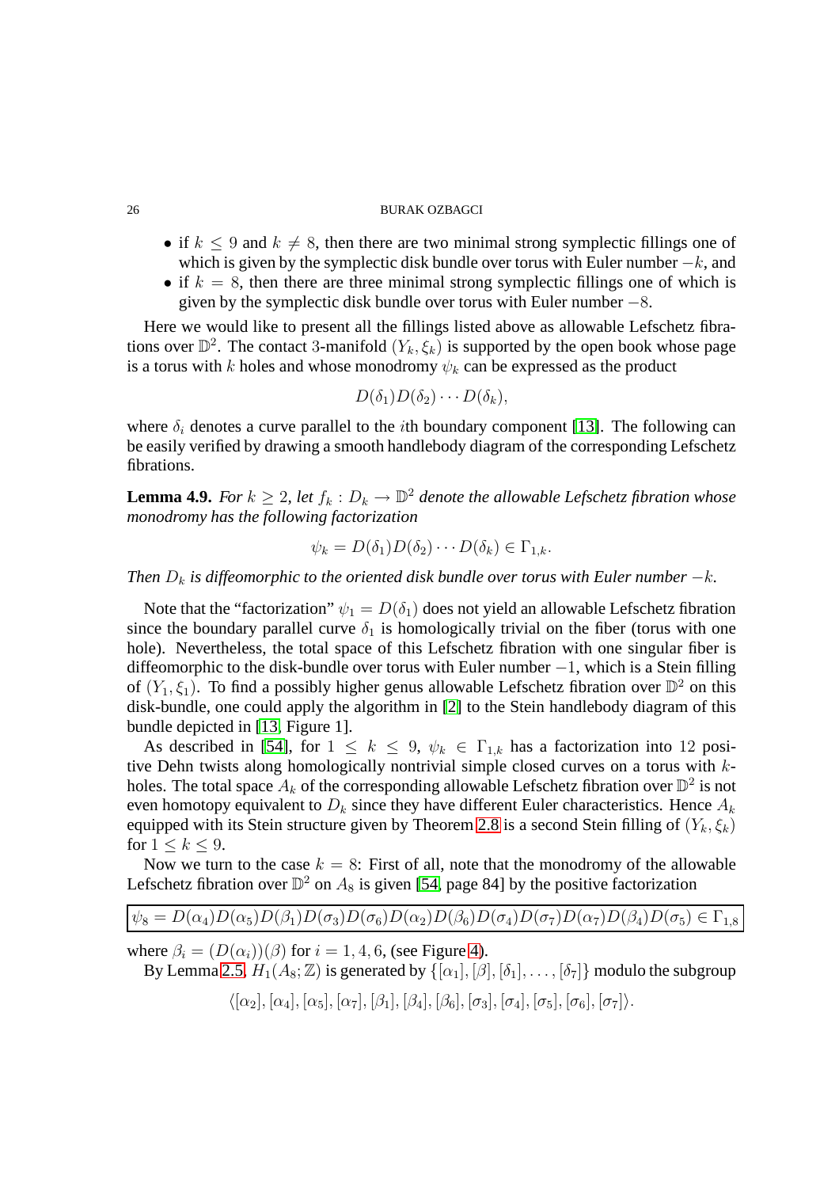- if $k \leq 9$ and $k \neq 8$, then there are two minimal strong symplectic fillings one of which is given by the symplectic disk bundle over torus with Euler number $-k$, and
- if $k = 8$, then there are three minimal strong symplectic fillings one of which is given by the symplectic disk bundle over torus with Euler number $-8$.

Here we would like to present all the fillings listed above as allowable Lefschetz fibrations over $\mathbb{D}^2$. The contact 3-manifold $(Y_k, \xi_k)$ is supported by the open book whose page is a torus with $k$ holes and whose monodromy $\psi_k$ can be expressed as the product

$$D(\delta_1)D(\delta_2)\cdots D(\delta_k),$$

where $\delta_i$ denotes a curve parallel to the $i$th boundary component [13]. The following can be easily verified by drawing a smooth handlebody diagram of the corresponding Lefschetz fibrations.

**Lemma 4.9.** *For $k \geq 2$, let $f_k : D_k \to \mathbb{D}^2$ denote the allowable Lefschetz fibration whose monodromy has the following factorization*

$$\psi_k = D(\delta_1)D(\delta_2)\cdots D(\delta_k) \in \Gamma_{1,k}.$$

*Then $D_k$ is diffeomorphic to the oriented disk bundle over torus with Euler number $-k$.*

Note that the "factorization" $\psi_1 = D(\delta_1)$ does not yield an allowable Lefschetz fibration since the boundary parallel curve $\delta_1$ is homologically trivial on the fiber (torus with one hole). Nevertheless, the total space of this Lefschetz fibration with one singular fiber is diffeomorphic to the disk-bundle over torus with Euler number $-1$, which is a Stein filling of $(Y_1, \xi_1)$. To find a possibly higher genus allowable Lefschetz fibration over $\mathbb{D}^2$ on this disk-bundle, one could apply the algorithm in [2] to the Stein handlebody diagram of this bundle depicted in [13, Figure 1].

As described in [54], for $1 \leq k \leq 9$, $\psi_k \in \Gamma_{1,k}$ has a factorization into 12 positive Dehn twists along homologically nontrivial simple closed curves on a torus with $k$-holes. The total space $A_k$ of the corresponding allowable Lefschetz fibration over $\mathbb{D}^2$ is not even homotopy equivalent to $D_k$ since they have different Euler characteristics. Hence $A_k$ equipped with its Stein structure given by Theorem 2.8 is a second Stein filling of $(Y_k, \xi_k)$ for $1 \leq k \leq 9$.

Now we turn to the case $k = 8$: First of all, note that the monodromy of the allowable Lefschetz fibration over $\mathbb{D}^2$ on $A_8$ is given [54, page 84] by the positive factorization

$$\boxed{\psi_8 = D(\alpha_4)D(\alpha_5)D(\beta_1)D(\sigma_3)D(\sigma_6)D(\alpha_2)D(\beta_6)D(\sigma_4)D(\sigma_7)D(\alpha_7)D(\beta_4)D(\sigma_5) \in \Gamma_{1,8}}$$

where $\beta_i = (D(\alpha_i))(\beta)$ for $i = 1, 4, 6$, (see Figure 4).

By Lemma 2.5, $H_1(A_8; \mathbb{Z})$ is generated by $\{[\alpha_1], [\beta], [\delta_1], \ldots, [\delta_7]\}$ modulo the subgroup

$$\langle [\alpha_2], [\alpha_4], [\alpha_5], [\alpha_7], [\beta_1], [\beta_4], [\beta_6], [\sigma_3], [\sigma_4], [\sigma_5], [\sigma_6], [\sigma_7] \rangle.$$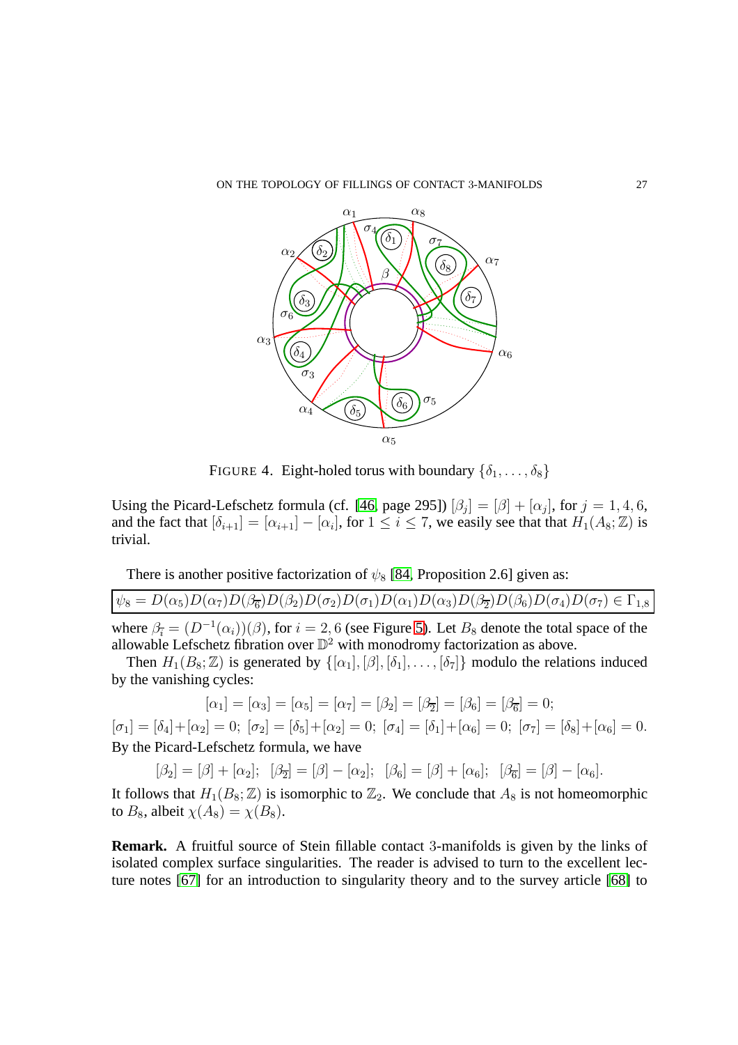FIGURE 4. Eight-holed torus with boundary $\{\delta_1, \ldots, \delta_8\}$

Using the Picard-Lefschetz formula (cf. [46, page 295]) $[\beta_j] = [\beta] + [\alpha_j]$, for $j = 1, 4, 6$, and the fact that $[\delta_{i+1}] = [\alpha_{i+1}] - [\alpha_i]$, for $1 \leq i \leq 7$, we easily see that that $H_1(A_8; \mathbb{Z})$ is trivial.

There is another positive factorization of $\psi_8$ [84, Proposition 2.6] given as:

$$\psi_8 = D(\alpha_5)D(\alpha_7)D(\beta_{\overline{6}})D(\beta_2)D(\sigma_2)D(\sigma_1)D(\alpha_1)D(\alpha_3)D(\beta_{\overline{2}})D(\beta_6)D(\sigma_4)D(\sigma_7) \in \Gamma_{1,8}$$

where $\beta_{\overline{i}} = (D^{-1}(\alpha_i))(\beta)$, for $i = 2, 6$ (see Figure 5). Let $B_8$ denote the total space of the allowable Lefschetz fibration over $\mathbb{D}^2$ with monodromy factorization as above.

Then $H_1(B_8; \mathbb{Z})$ is generated by $\{[\alpha_1], [\beta], [\delta_1], \ldots, [\delta_7]\}$ modulo the relations induced by the vanishing cycles:

$$[\alpha_1] = [\alpha_3] = [\alpha_5] = [\alpha_7] = [\beta_2] = [\beta_{\overline{2}}] = [\beta_6] = [\beta_{\overline{6}}] = 0;$$

$$[\sigma_1] = [\delta_4] + [\alpha_2] = 0; \; [\sigma_2] = [\delta_5] + [\alpha_2] = 0; \; [\sigma_4] = [\delta_1] + [\alpha_6] = 0; \; [\sigma_7] = [\delta_8] + [\alpha_6] = 0.$$

By the Picard-Lefschetz formula, we have

$$[\beta_2] = [\beta] + [\alpha_2]; \;\; [\beta_{\overline{2}}] = [\beta] - [\alpha_2]; \;\; [\beta_6] = [\beta] + [\alpha_6]; \;\; [\beta_{\overline{6}}] = [\beta] - [\alpha_6].$$

It follows that $H_1(B_8; \mathbb{Z})$ is isomorphic to $\mathbb{Z}_2$. We conclude that $A_8$ is not homeomorphic to $B_8$, albeit $\chi(A_8) = \chi(B_8)$.

**Remark.** A fruitful source of Stein fillable contact 3-manifolds is given by the links of isolated complex surface singularities. The reader is advised to turn to the excellent lecture notes [67] for an introduction to singularity theory and to the survey article [68] to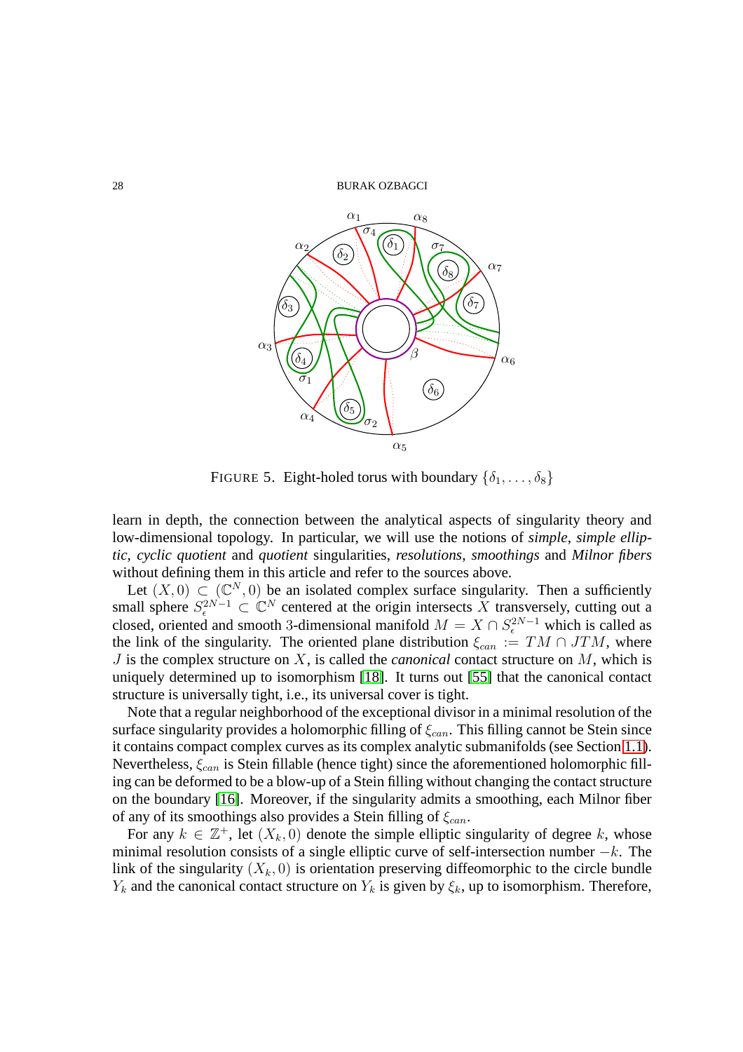FIGURE 5. Eight-holed torus with boundary $\{\delta_1, \ldots, \delta_8\}$

learn in depth, the connection between the analytical aspects of singularity theory and low-dimensional topology. In particular, we will use the notions of *simple*, *simple elliptic*, *cyclic quotient* and *quotient* singularities, *resolutions*, *smoothings* and *Milnor fibers* without defining them in this article and refer to the sources above.

Let $(X, 0) \subset (\mathbb{C}^N, 0)$ be an isolated complex surface singularity. Then a sufficiently small sphere $S^{2N-1}_\epsilon \subset \mathbb{C}^N$ centered at the origin intersects $X$ transversely, cutting out a closed, oriented and smooth 3-dimensional manifold $M = X \cap S^{2N-1}_\epsilon$ which is called as the link of the singularity. The oriented plane distribution $\xi_{can} := TM \cap JTM$, where $J$ is the complex structure on $X$, is called the *canonical* contact structure on $M$, which is uniquely determined up to isomorphism [18]. It turns out [55] that the canonical contact structure is universally tight, i.e., its universal cover is tight.

Note that a regular neighborhood of the exceptional divisor in a minimal resolution of the surface singularity provides a holomorphic filling of $\xi_{can}$. This filling cannot be Stein since it contains compact complex curves as its complex analytic submanifolds (see Section 1.1). Nevertheless, $\xi_{can}$ is Stein fillable (hence tight) since the aforementioned holomorphic filling can be deformed to be a blow-up of a Stein filling without changing the contact structure on the boundary [16]. Moreover, if the singularity admits a smoothing, each Milnor fiber of any of its smoothings also provides a Stein filling of $\xi_{can}$.

For any $k \in \mathbb{Z}^+$, let $(X_k, 0)$ denote the simple elliptic singularity of degree $k$, whose minimal resolution consists of a single elliptic curve of self-intersection number $-k$. The link of the singularity $(X_k, 0)$ is orientation preserving diffeomorphic to the circle bundle $Y_k$ and the canonical contact structure on $Y_k$ is given by $\xi_k$, up to isomorphism. Therefore,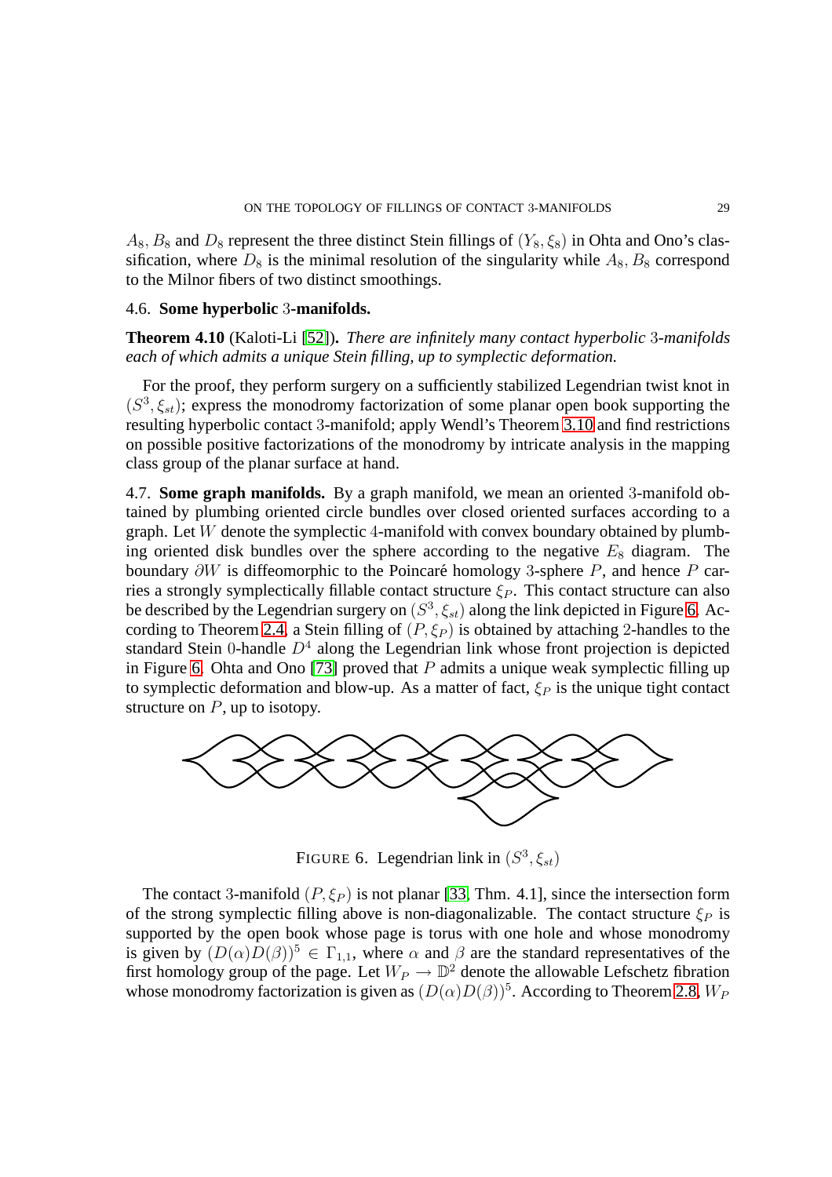$A_8, B_8$ and $D_8$ represent the three distinct Stein fillings of $(Y_8, \xi_8)$ in Ohta and Ono's classification, where $D_8$ is the minimal resolution of the singularity while $A_8, B_8$ correspond to the Milnor fibers of two distinct smoothings.

### 4.6. Some hyperbolic 3-manifolds.

**Theorem 4.10** (Kaloti-Li [52]). *There are infinitely many contact hyperbolic 3-manifolds each of which admits a unique Stein filling, up to symplectic deformation.*

For the proof, they perform surgery on a sufficiently stabilized Legendrian twist knot in $(S^3, \xi_{st})$; express the monodromy factorization of some planar open book supporting the resulting hyperbolic contact 3-manifold; apply Wendl's Theorem 3.10 and find restrictions on possible positive factorizations of the monodromy by intricate analysis in the mapping class group of the planar surface at hand.

4.7. **Some graph manifolds.** By a graph manifold, we mean an oriented 3-manifold obtained by plumbing oriented circle bundles over closed oriented surfaces according to a graph. Let $W$ denote the symplectic 4-manifold with convex boundary obtained by plumbing oriented disk bundles over the sphere according to the negative $E_8$ diagram. The boundary $\partial W$ is diffeomorphic to the Poincaré homology 3-sphere $P$, and hence $P$ carries a strongly symplectically fillable contact structure $\xi_P$. This contact structure can also be described by the Legendrian surgery on $(S^3, \xi_{st})$ along the link depicted in Figure 6. According to Theorem 2.4, a Stein filling of $(P, \xi_P)$ is obtained by attaching 2-handles to the standard Stein 0-handle $D^4$ along the Legendrian link whose front projection is depicted in Figure 6. Ohta and Ono [73] proved that $P$ admits a unique weak symplectic filling up to symplectic deformation and blow-up. As a matter of fact, $\xi_P$ is the unique tight contact structure on $P$, up to isotopy.

FIGURE 6. Legendrian link in $(S^3, \xi_{st})$

The contact 3-manifold $(P, \xi_P)$ is not planar [33, Thm. 4.1], since the intersection form of the strong symplectic filling above is non-diagonalizable. The contact structure $\xi_P$ is supported by the open book whose page is torus with one hole and whose monodromy is given by $(D(\alpha)D(\beta))^5 \in \Gamma_{1,1}$, where $\alpha$ and $\beta$ are the standard representatives of the first homology group of the page. Let $W_P \to \mathbb{D}^2$ denote the allowable Lefschetz fibration whose monodromy factorization is given as $(D(\alpha)D(\beta))^5$. According to Theorem 2.8, $W_P$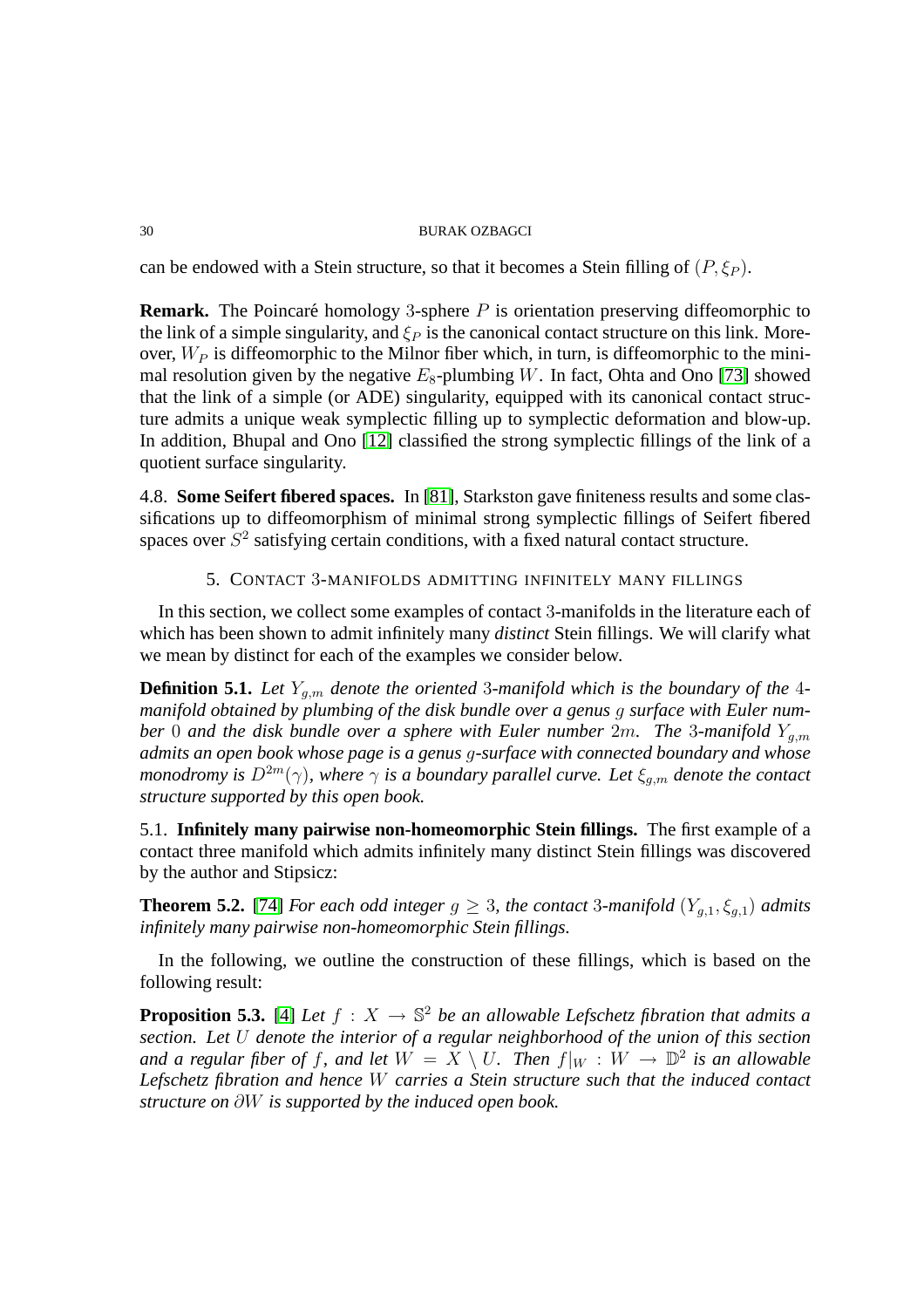can be endowed with a Stein structure, so that it becomes a Stein filling of $(P, \xi_P)$.

**Remark.** The Poincaré homology 3-sphere $P$ is orientation preserving diffeomorphic to the link of a simple singularity, and $\xi_P$ is the canonical contact structure on this link. Moreover, $W_P$ is diffeomorphic to the Milnor fiber which, in turn, is diffeomorphic to the minimal resolution given by the negative $E_8$-plumbing $W$. In fact, Ohta and Ono [73] showed that the link of a simple (or ADE) singularity, equipped with its canonical contact structure admits a unique weak symplectic filling up to symplectic deformation and blow-up. In addition, Bhupal and Ono [12] classified the strong symplectic fillings of the link of a quotient surface singularity.

4.8. **Some Seifert fibered spaces.** In [81], Starkston gave finiteness results and some classifications up to diffeomorphism of minimal strong symplectic fillings of Seifert fibered spaces over $S^2$ satisfying certain conditions, with a fixed natural contact structure.

## 5. Contact 3-manifolds admitting infinitely many fillings

In this section, we collect some examples of contact 3-manifolds in the literature each of which has been shown to admit infinitely many *distinct* Stein fillings. We will clarify what we mean by distinct for each of the examples we consider below.

**Definition 5.1.** *Let $Y_{g,m}$ denote the oriented 3-manifold which is the boundary of the 4-manifold obtained by plumbing of the disk bundle over a genus $g$ surface with Euler number $0$ and the disk bundle over a sphere with Euler number $2m$. The 3-manifold $Y_{g,m}$ admits an open book whose page is a genus $g$-surface with connected boundary and whose monodromy is $D^{2m}(\gamma)$, where $\gamma$ is a boundary parallel curve. Let $\xi_{g,m}$ denote the contact structure supported by this open book.*

5.1. **Infinitely many pairwise non-homeomorphic Stein fillings.** The first example of a contact three manifold which admits infinitely many distinct Stein fillings was discovered by the author and Stipsicz:

**Theorem 5.2.** [74] *For each odd integer $g \geq 3$, the contact 3-manifold $(Y_{g,1}, \xi_{g,1})$ admits infinitely many pairwise non-homeomorphic Stein fillings.*

In the following, we outline the construction of these fillings, which is based on the following result:

**Proposition 5.3.** [4] *Let $f : X \to \mathbb{S}^2$ be an allowable Lefschetz fibration that admits a section. Let $U$ denote the interior of a regular neighborhood of the union of this section and a regular fiber of $f$, and let $W = X \setminus U$. Then $f|_W : W \to \mathbb{D}^2$ is an allowable Lefschetz fibration and hence $W$ carries a Stein structure such that the induced contact structure on $\partial W$ is supported by the induced open book.*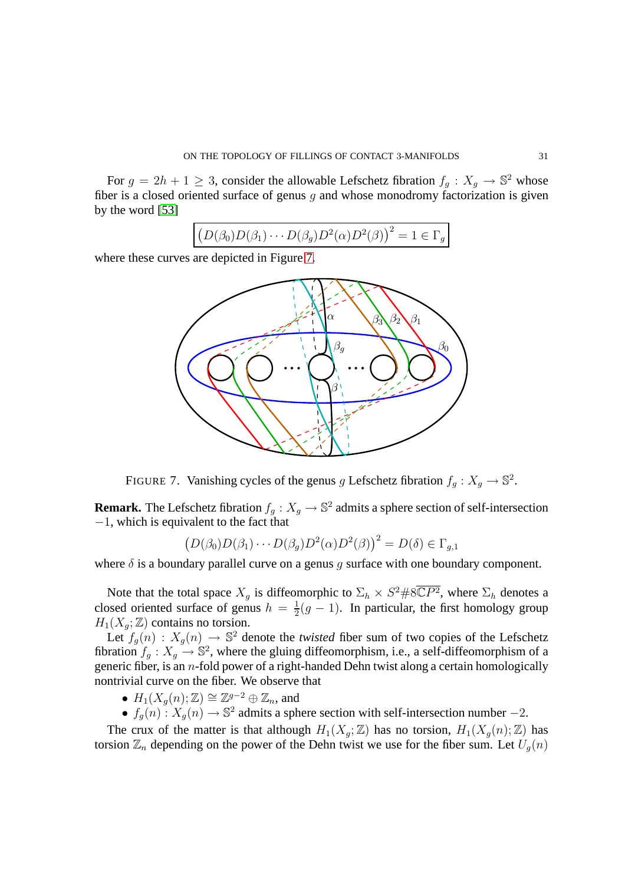For $g = 2h + 1 \geq 3$, consider the allowable Lefschetz fibration $f_g : X_g \to \mathbb{S}^2$ whose fiber is a closed oriented surface of genus $g$ and whose monodromy factorization is given by the word [53]

$$\boxed{\left(D(\beta_0)D(\beta_1)\cdots D(\beta_g)D^2(\alpha)D^2(\beta)\right)^2 = 1 \in \Gamma_g}$$

where these curves are depicted in Figure 7.

FIGURE 7. Vanishing cycles of the genus $g$ Lefschetz fibration $f_g : X_g \to \mathbb{S}^2$.

**Remark.** The Lefschetz fibration $f_g : X_g \to \mathbb{S}^2$ admits a sphere section of self-intersection $-1$, which is equivalent to the fact that

$$\left(D(\beta_0)D(\beta_1)\cdots D(\beta_g)D^2(\alpha)D^2(\beta)\right)^2 = D(\delta) \in \Gamma_{g,1}$$

where $\delta$ is a boundary parallel curve on a genus $g$ surface with one boundary component.

Note that the total space $X_g$ is diffeomorphic to $\Sigma_h \times S^2 \# 8\overline{\mathbb{C}P^2}$, where $\Sigma_h$ denotes a closed oriented surface of genus $h = \frac{1}{2}(g-1)$. In particular, the first homology group $H_1(X_g;\mathbb{Z})$ contains no torsion.

Let $f_g(n) : X_g(n) \to \mathbb{S}^2$ denote the *twisted* fiber sum of two copies of the Lefschetz fibration $f_g : X_g \to \mathbb{S}^2$, where the gluing diffeomorphism, i.e., a self-diffeomorphism of a generic fiber, is an $n$-fold power of a right-handed Dehn twist along a certain homologically nontrivial curve on the fiber. We observe that

- $H_1(X_g(n);\mathbb{Z}) \cong \mathbb{Z}^{g-2} \oplus \mathbb{Z}_n$, and
- $f_g(n) : X_g(n) \to \mathbb{S}^2$ admits a sphere section with self-intersection number $-2$.

The crux of the matter is that although $H_1(X_g;\mathbb{Z})$ has no torsion, $H_1(X_g(n);\mathbb{Z})$ has torsion $\mathbb{Z}_n$ depending on the power of the Dehn twist we use for the fiber sum. Let $U_g(n)$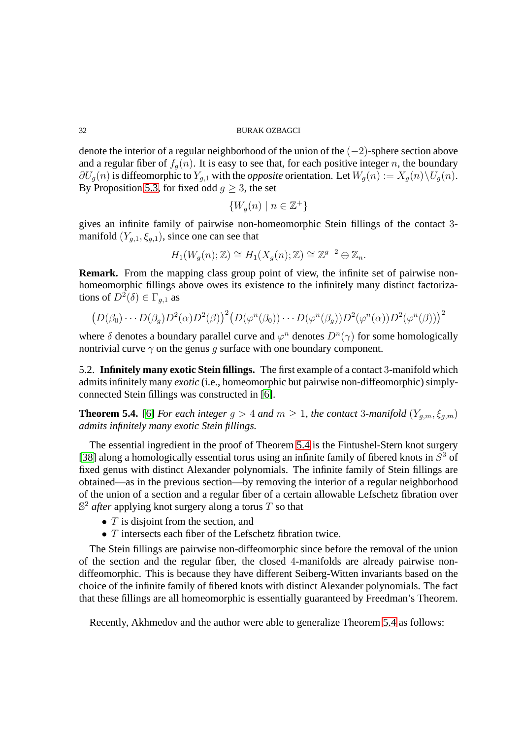denote the interior of a regular neighborhood of the union of the $(-2)$-sphere section above and a regular fiber of $f_g(n)$. It is easy to see that, for each positive integer $n$, the boundary $\partial U_g(n)$ is diffeomorphic to $Y_{g,1}$ with the *opposite* orientation. Let $W_g(n) := X_g(n) \backslash U_g(n)$. By Proposition 5.3, for fixed odd $g \geq 3$, the set

$$\{W_g(n) \mid n \in \mathbb{Z}^+\}$$

gives an infinite family of pairwise non-homeomorphic Stein fillings of the contact 3-manifold $(Y_{g,1}, \xi_{g,1})$, since one can see that

$$H_1(W_g(n); \mathbb{Z}) \cong H_1(X_g(n); \mathbb{Z}) \cong \mathbb{Z}^{g-2} \oplus \mathbb{Z}_n.$$

**Remark.** From the mapping class group point of view, the infinite set of pairwise non-homeomorphic fillings above owes its existence to the infinitely many distinct factorizations of $D^2(\delta) \in \Gamma_{g,1}$ as

$$\big(D(\beta_0) \cdots D(\beta_g) D^2(\alpha) D^2(\beta)\big)^2 \big(D(\varphi^n(\beta_0)) \cdots D(\varphi^n(\beta_g)) D^2(\varphi^n(\alpha)) D^2(\varphi^n(\beta))\big)^2$$

where $\delta$ denotes a boundary parallel curve and $\varphi^n$ denotes $D^n(\gamma)$ for some homologically nontrivial curve $\gamma$ on the genus $g$ surface with one boundary component.

5.2. **Infinitely many exotic Stein fillings.** The first example of a contact 3-manifold which admits infinitely many *exotic* (i.e., homeomorphic but pairwise non-diffeomorphic) simply-connected Stein fillings was constructed in [6].

**Theorem 5.4.** [6] *For each integer $g > 4$ and $m \geq 1$, the contact 3-manifold $(Y_{g,m}, \xi_{g,m})$ admits infinitely many exotic Stein fillings.*

The essential ingredient in the proof of Theorem 5.4 is the Fintushel-Stern knot surgery [38] along a homologically essential torus using an infinite family of fibered knots in $S^3$ of fixed genus with distinct Alexander polynomials. The infinite family of Stein fillings are obtained—as in the previous section—by removing the interior of a regular neighborhood of the union of a section and a regular fiber of a certain allowable Lefschetz fibration over $\mathbb{S}^2$ *after* applying knot surgery along a torus $T$ so that

- $T$ is disjoint from the section, and
- $T$ intersects each fiber of the Lefschetz fibration twice.

The Stein fillings are pairwise non-diffeomorphic since before the removal of the union of the section and the regular fiber, the closed 4-manifolds are already pairwise non-diffeomorphic. This is because they have different Seiberg-Witten invariants based on the choice of the infinite family of fibered knots with distinct Alexander polynomials. The fact that these fillings are all homeomorphic is essentially guaranteed by Freedman's Theorem.

Recently, Akhmedov and the author were able to generalize Theorem 5.4 as follows: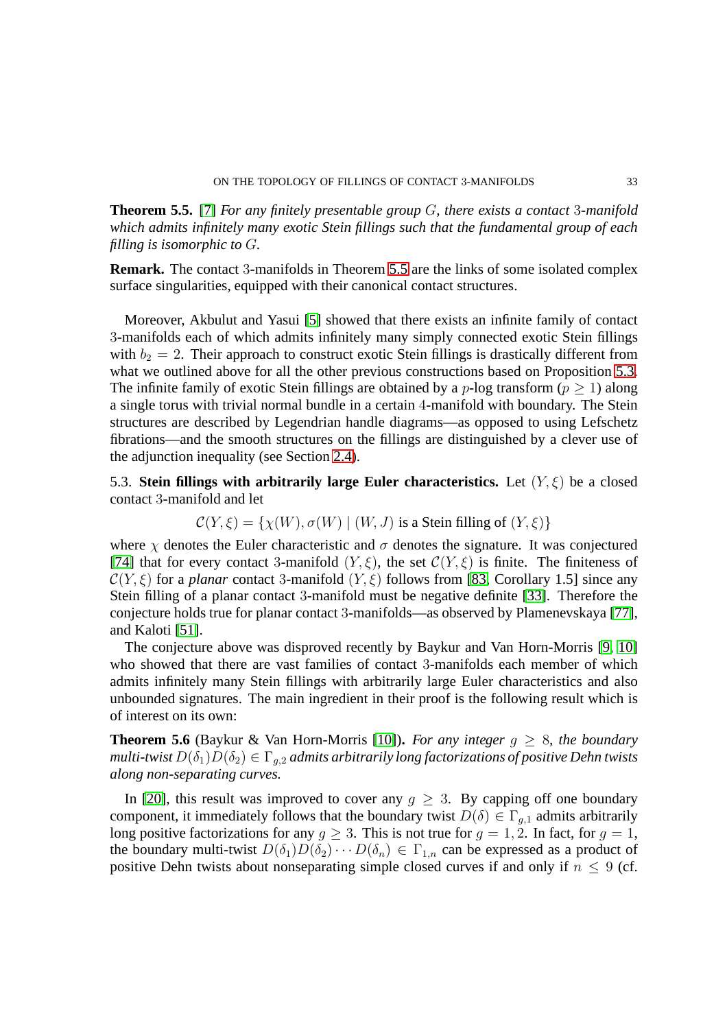**Theorem 5.5.** [7] *For any finitely presentable group $G$, there exists a contact 3-manifold which admits infinitely many exotic Stein fillings such that the fundamental group of each filling is isomorphic to $G$.*

**Remark.** The contact 3-manifolds in Theorem 5.5 are the links of some isolated complex surface singularities, equipped with their canonical contact structures.

Moreover, Akbulut and Yasui [5] showed that there exists an infinite family of contact 3-manifolds each of which admits infinitely many simply connected exotic Stein fillings with $b_2 = 2$. Their approach to construct exotic Stein fillings is drastically different from what we outlined above for all the other previous constructions based on Proposition 5.3. The infinite family of exotic Stein fillings are obtained by a $p$-log transform ($p \geq 1$) along a single torus with trivial normal bundle in a certain 4-manifold with boundary. The Stein structures are described by Legendrian handle diagrams—as opposed to using Lefschetz fibrations—and the smooth structures on the fillings are distinguished by a clever use of the adjunction inequality (see Section 2.4).

5.3. **Stein fillings with arbitrarily large Euler characteristics.** Let $(Y, \xi)$ be a closed contact 3-manifold and let

$$\mathcal{C}(Y, \xi) = \{\chi(W), \sigma(W) \mid (W, J) \text{ is a Stein filling of } (Y, \xi)\}$$

where $\chi$ denotes the Euler characteristic and $\sigma$ denotes the signature. It was conjectured [74] that for every contact 3-manifold $(Y, \xi)$, the set $\mathcal{C}(Y, \xi)$ is finite. The finiteness of $\mathcal{C}(Y, \xi)$ for a *planar* contact 3-manifold $(Y, \xi)$ follows from [83, Corollary 1.5] since any Stein filling of a planar contact 3-manifold must be negative definite [33]. Therefore the conjecture holds true for planar contact 3-manifolds—as observed by Plamenevskaya [77], and Kaloti [51].

The conjecture above was disproved recently by Baykur and Van Horn-Morris [9, 10] who showed that there are vast families of contact 3-manifolds each member of which admits infinitely many Stein fillings with arbitrarily large Euler characteristics and also unbounded signatures. The main ingredient in their proof is the following result which is of interest on its own:

**Theorem 5.6** (Baykur & Van Horn-Morris [10])**.** *For any integer $g \geq 8$, the boundary multi-twist $D(\delta_1)D(\delta_2) \in \Gamma_{g,2}$ admits arbitrarily long factorizations of positive Dehn twists along non-separating curves.*

In [20], this result was improved to cover any $g \geq 3$. By capping off one boundary component, it immediately follows that the boundary twist $D(\delta) \in \Gamma_{g,1}$ admits arbitrarily long positive factorizations for any $g \geq 3$. This is not true for $g = 1, 2$. In fact, for $g = 1$, the boundary multi-twist $D(\delta_1)D(\delta_2) \cdots D(\delta_n) \in \Gamma_{1,n}$ can be expressed as a product of positive Dehn twists about nonseparating simple closed curves if and only if $n \leq 9$ (cf.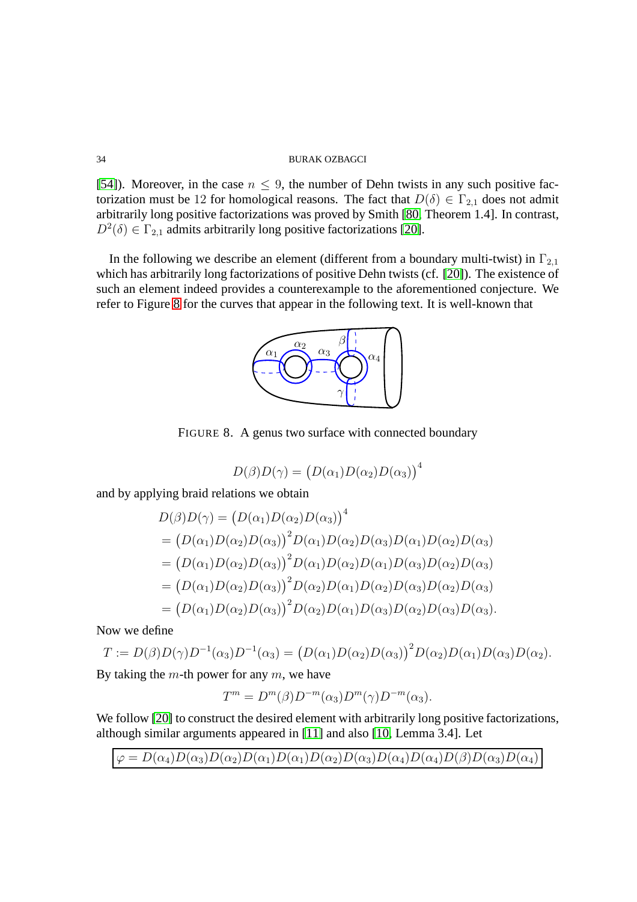[54]). Moreover, in the case $n \leq 9$, the number of Dehn twists in any such positive factorization must be 12 for homological reasons. The fact that $D(\delta) \in \Gamma_{2,1}$ does not admit arbitrarily long positive factorizations was proved by Smith [80, Theorem 1.4]. In contrast, $D^2(\delta) \in \Gamma_{2,1}$ admits arbitrarily long positive factorizations [20].

In the following we describe an element (different from a boundary multi-twist) in $\Gamma_{2,1}$ which has arbitrarily long factorizations of positive Dehn twists (cf. [20]). The existence of such an element indeed provides a counterexample to the aforementioned conjecture. We refer to Figure 8 for the curves that appear in the following text. It is well-known that

FIGURE 8. A genus two surface with connected boundary

$$D(\beta)D(\gamma) = \big(D(\alpha_1)D(\alpha_2)D(\alpha_3)\big)^4$$

and by applying braid relations we obtain

$$\begin{aligned}
D(\beta)D(\gamma) &= \big(D(\alpha_1)D(\alpha_2)D(\alpha_3)\big)^4 \\
&= \big(D(\alpha_1)D(\alpha_2)D(\alpha_3)\big)^2 D(\alpha_1)D(\alpha_2)D(\alpha_3)D(\alpha_1)D(\alpha_2)D(\alpha_3) \\
&= \big(D(\alpha_1)D(\alpha_2)D(\alpha_3)\big)^2 D(\alpha_1)D(\alpha_2)D(\alpha_1)D(\alpha_3)D(\alpha_2)D(\alpha_3) \\
&= \big(D(\alpha_1)D(\alpha_2)D(\alpha_3)\big)^2 D(\alpha_2)D(\alpha_1)D(\alpha_2)D(\alpha_3)D(\alpha_2)D(\alpha_3) \\
&= \big(D(\alpha_1)D(\alpha_2)D(\alpha_3)\big)^2 D(\alpha_2)D(\alpha_1)D(\alpha_3)D(\alpha_2)D(\alpha_3)D(\alpha_3).
\end{aligned}$$

Now we define

$$T := D(\beta)D(\gamma)D^{-1}(\alpha_3)D^{-1}(\alpha_3) = \big(D(\alpha_1)D(\alpha_2)D(\alpha_3)\big)^2 D(\alpha_2)D(\alpha_1)D(\alpha_3)D(\alpha_2).$$

By taking the $m$-th power for any $m$, we have

$$T^m = D^m(\beta)D^{-m}(\alpha_3)D^m(\gamma)D^{-m}(\alpha_3).$$

We follow [20] to construct the desired element with arbitrarily long positive factorizations, although similar arguments appeared in [11] and also [10, Lemma 3.4]. Let

$$\boxed{\varphi = D(\alpha_4)D(\alpha_3)D(\alpha_2)D(\alpha_1)D(\alpha_1)D(\alpha_2)D(\alpha_3)D(\alpha_4)D(\alpha_4)D(\beta)D(\alpha_3)D(\alpha_4)}$$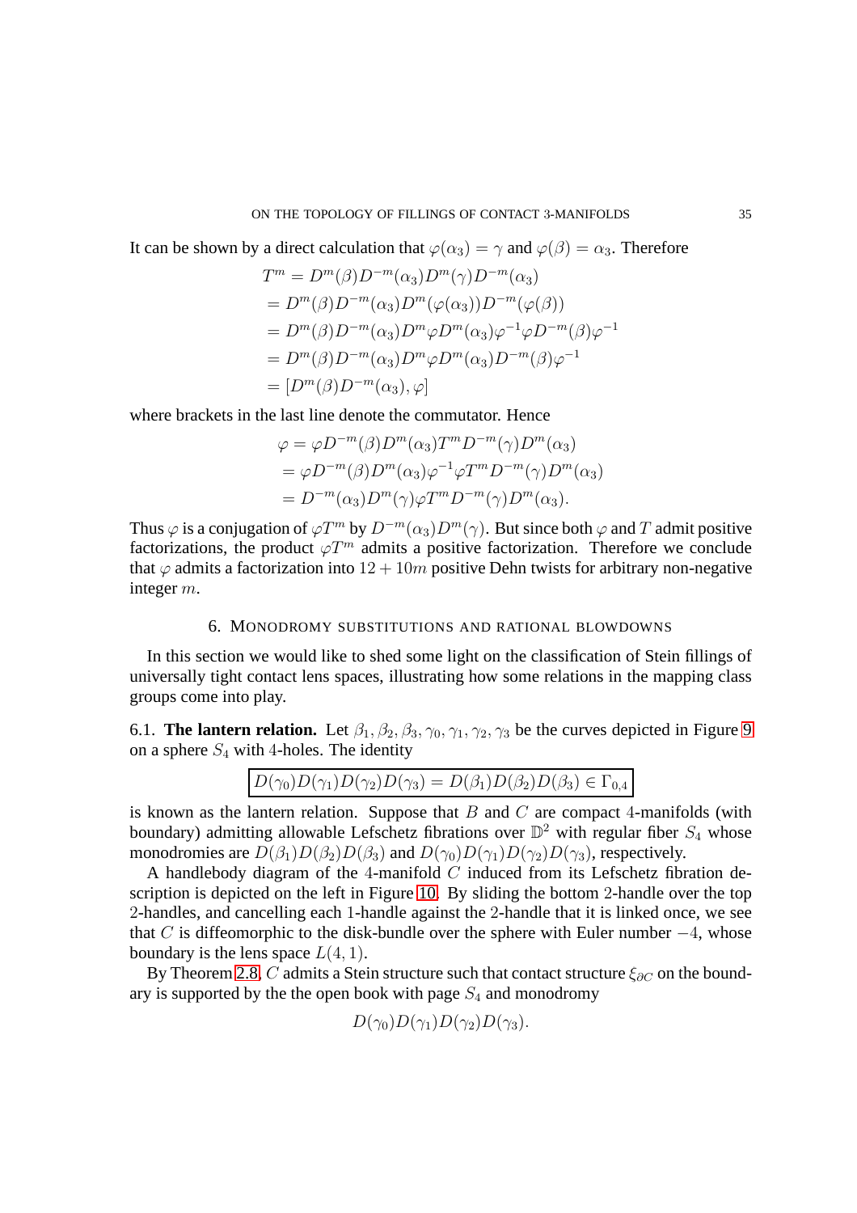It can be shown by a direct calculation that $\varphi(\alpha_3) = \gamma$ and $\varphi(\beta) = \alpha_3$. Therefore

$$
\begin{aligned}
T^m &= D^m(\beta)D^{-m}(\alpha_3)D^m(\gamma)D^{-m}(\alpha_3) \\
&= D^m(\beta)D^{-m}(\alpha_3)D^m(\varphi(\alpha_3))D^{-m}(\varphi(\beta)) \\
&= D^m(\beta)D^{-m}(\alpha_3)D^m\varphi D^m(\alpha_3)\varphi^{-1}\varphi D^{-m}(\beta)\varphi^{-1} \\
&= D^m(\beta)D^{-m}(\alpha_3)D^m\varphi D^m(\alpha_3)D^{-m}(\beta)\varphi^{-1} \\
&= [D^m(\beta)D^{-m}(\alpha_3), \varphi]
\end{aligned}
$$

where brackets in the last line denote the commutator. Hence

$$
\begin{aligned}
\varphi &= \varphi D^{-m}(\beta)D^m(\alpha_3)T^m D^{-m}(\gamma)D^m(\alpha_3) \\
&= \varphi D^{-m}(\beta)D^m(\alpha_3)\varphi^{-1}\varphi T^m D^{-m}(\gamma)D^m(\alpha_3) \\
&= D^{-m}(\alpha_3)D^m(\gamma)\varphi T^m D^{-m}(\gamma)D^m(\alpha_3).
\end{aligned}
$$

Thus $\varphi$ is a conjugation of $\varphi T^m$ by $D^{-m}(\alpha_3)D^m(\gamma)$. But since both $\varphi$ and $T$ admit positive factorizations, the product $\varphi T^m$ admits a positive factorization. Therefore we conclude that $\varphi$ admits a factorization into $12 + 10m$ positive Dehn twists for arbitrary non-negative integer $m$.

## 6. Monodromy substitutions and rational blowdowns

In this section we would like to shed some light on the classification of Stein fillings of universally tight contact lens spaces, illustrating how some relations in the mapping class groups come into play.

6.1. **The lantern relation.** Let $\beta_1, \beta_2, \beta_3, \gamma_0, \gamma_1, \gamma_2, \gamma_3$ be the curves depicted in Figure 9 on a sphere $S_4$ with 4-holes. The identity

$$
\boxed{D(\gamma_0)D(\gamma_1)D(\gamma_2)D(\gamma_3) = D(\beta_1)D(\beta_2)D(\beta_3) \in \Gamma_{0,4}}
$$

is known as the lantern relation. Suppose that $B$ and $C$ are compact 4-manifolds (with boundary) admitting allowable Lefschetz fibrations over $\mathbb{D}^2$ with regular fiber $S_4$ whose monodromies are $D(\beta_1)D(\beta_2)D(\beta_3)$ and $D(\gamma_0)D(\gamma_1)D(\gamma_2)D(\gamma_3)$, respectively.

A handlebody diagram of the 4-manifold $C$ induced from its Lefschetz fibration description is depicted on the left in Figure 10. By sliding the bottom 2-handle over the top 2-handles, and cancelling each 1-handle against the 2-handle that it is linked once, we see that $C$ is diffeomorphic to the disk-bundle over the sphere with Euler number $-4$, whose boundary is the lens space $L(4, 1)$.

By Theorem 2.8, $C$ admits a Stein structure such that contact structure $\xi_{\partial C}$ on the boundary is supported by the the open book with page $S_4$ and monodromy

$$
D(\gamma_0)D(\gamma_1)D(\gamma_2)D(\gamma_3).
$$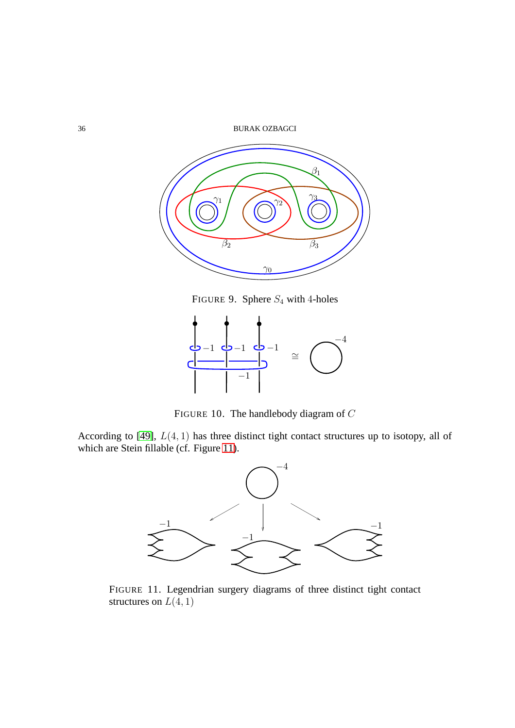FIGURE 9. Sphere $S_4$ with 4-holes

FIGURE 10. The handlebody diagram of $C$

According to [49], $L(4,1)$ has three distinct tight contact structures up to isotopy, all of which are Stein fillable (cf. Figure 11).

FIGURE 11. Legendrian surgery diagrams of three distinct tight contact structures on $L(4,1)$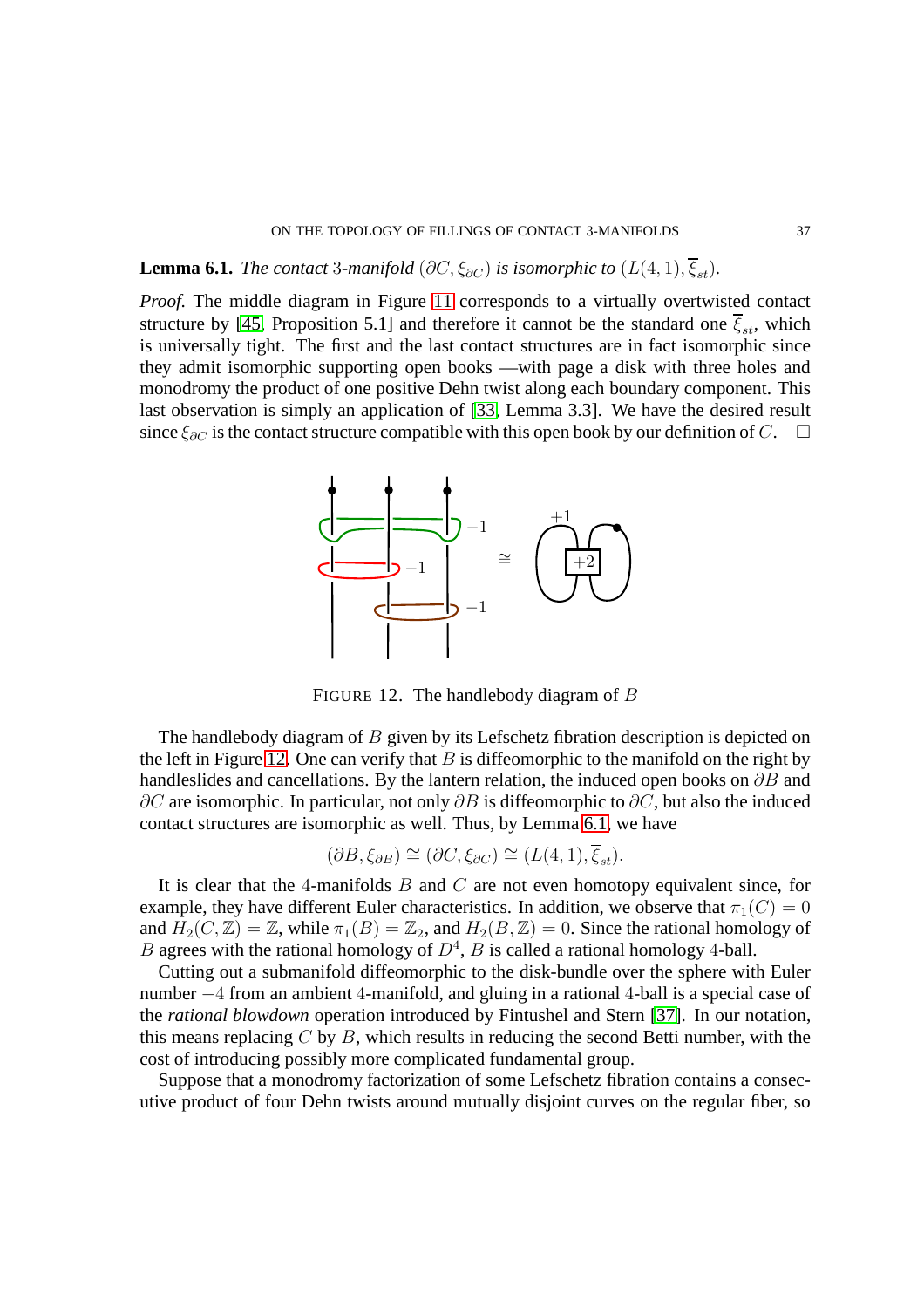**Lemma 6.1.** *The contact* 3*-manifold* $(\partial C, \xi_{\partial C})$ *is isomorphic to* $(L(4,1), \overline{\xi}_{st})$.

*Proof.* The middle diagram in Figure 11 corresponds to a virtually overtwisted contact structure by [45, Proposition 5.1] and therefore it cannot be the standard one $\overline{\xi}_{st}$, which is universally tight. The first and the last contact structures are in fact isomorphic since they admit isomorphic supporting open books —with page a disk with three holes and monodromy the product of one positive Dehn twist along each boundary component. This last observation is simply an application of [33, Lemma 3.3]. We have the desired result since $\xi_{\partial C}$ is the contact structure compatible with this open book by our definition of $C$. □

FIGURE 12. The handlebody diagram of $B$

The handlebody diagram of $B$ given by its Lefschetz fibration description is depicted on the left in Figure 12. One can verify that $B$ is diffeomorphic to the manifold on the right by handleslides and cancellations. By the lantern relation, the induced open books on $\partial B$ and $\partial C$ are isomorphic. In particular, not only $\partial B$ is diffeomorphic to $\partial C$, but also the induced contact structures are isomorphic as well. Thus, by Lemma 6.1, we have

$$(\partial B, \xi_{\partial B}) \cong (\partial C, \xi_{\partial C}) \cong (L(4,1), \overline{\xi}_{st}).$$

It is clear that the 4-manifolds $B$ and $C$ are not even homotopy equivalent since, for example, they have different Euler characteristics. In addition, we observe that $\pi_1(C) = 0$ and $H_2(C, \mathbb{Z}) = \mathbb{Z}$, while $\pi_1(B) = \mathbb{Z}_2$, and $H_2(B, \mathbb{Z}) = 0$. Since the rational homology of $B$ agrees with the rational homology of $D^4$, $B$ is called a rational homology 4-ball.

Cutting out a submanifold diffeomorphic to the disk-bundle over the sphere with Euler number $-4$ from an ambient 4-manifold, and gluing in a rational 4-ball is a special case of the *rational blowdown* operation introduced by Fintushel and Stern [37]. In our notation, this means replacing $C$ by $B$, which results in reducing the second Betti number, with the cost of introducing possibly more complicated fundamental group.

Suppose that a monodromy factorization of some Lefschetz fibration contains a consecutive product of four Dehn twists around mutually disjoint curves on the regular fiber, so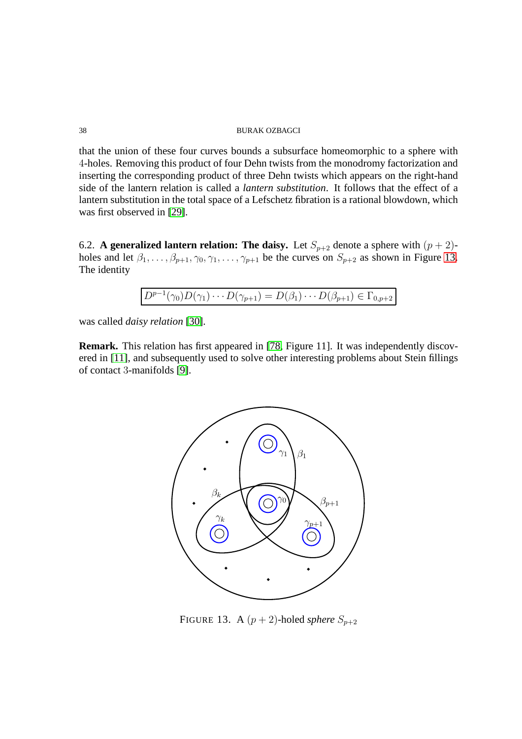that the union of these four curves bounds a subsurface homeomorphic to a sphere with 4-holes. Removing this product of four Dehn twists from the monodromy factorization and inserting the corresponding product of three Dehn twists which appears on the right-hand side of the lantern relation is called a *lantern substitution*. It follows that the effect of a lantern substitution in the total space of a Lefschetz fibration is a rational blowdown, which was first observed in [29].

6.2. **A generalized lantern relation: The daisy.** Let $S_{p+2}$ denote a sphere with $(p+2)$-holes and let $\beta_1, \ldots, \beta_{p+1}, \gamma_0, \gamma_1, \ldots, \gamma_{p+1}$ be the curves on $S_{p+2}$ as shown in Figure 13. The identity

$$\boxed{D^{p-1}(\gamma_0)D(\gamma_1)\cdots D(\gamma_{p+1}) = D(\beta_1)\cdots D(\beta_{p+1}) \in \Gamma_{0,p+2}}$$

was called *daisy relation* [30].

**Remark.** This relation has first appeared in [78, Figure 11]. It was independently discovered in [11], and subsequently used to solve other interesting problems about Stein fillings of contact 3-manifolds [9].

FIGURE 13. A $(p+2)$-holed *sphere* $S_{p+2}$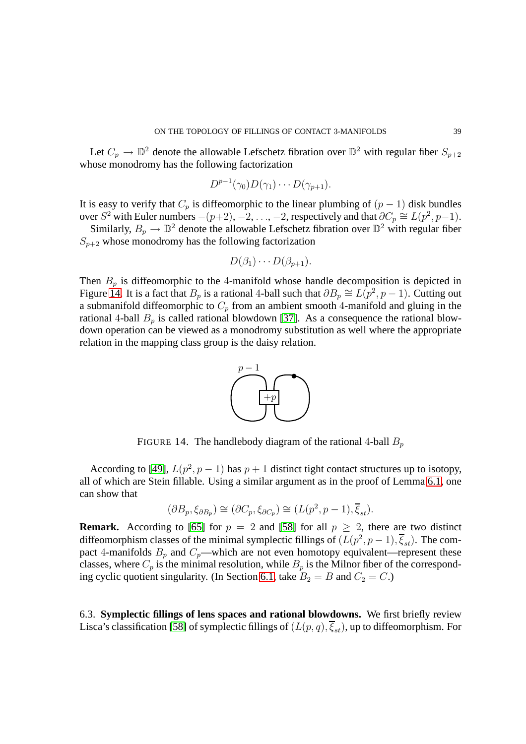Let $C_p \to \mathbb{D}^2$ denote the allowable Lefschetz fibration over $\mathbb{D}^2$ with regular fiber $S_{p+2}$ whose monodromy has the following factorization

$$D^{p-1}(\gamma_0)D(\gamma_1)\cdots D(\gamma_{p+1}).$$

It is easy to verify that $C_p$ is diffeomorphic to the linear plumbing of $(p-1)$ disk bundles over $S^2$ with Euler numbers $-(p+2), -2, \ldots, -2$, respectively and that $\partial C_p \cong L(p^2, p-1)$.

Similarly, $B_p \to \mathbb{D}^2$ denote the allowable Lefschetz fibration over $\mathbb{D}^2$ with regular fiber $S_{p+2}$ whose monodromy has the following factorization

$$D(\beta_1)\cdots D(\beta_{p+1}).$$

Then $B_p$ is diffeomorphic to the 4-manifold whose handle decomposition is depicted in Figure 14. It is a fact that $B_p$ is a rational 4-ball such that $\partial B_p \cong L(p^2, p-1)$. Cutting out a submanifold diffeomorphic to $C_p$ from an ambient smooth 4-manifold and gluing in the rational 4-ball $B_p$ is called rational blowdown [37]. As a consequence the rational blowdown operation can be viewed as a monodromy substitution as well where the appropriate relation in the mapping class group is the daisy relation.

FIGURE 14. The handlebody diagram of the rational 4-ball $B_p$

According to [49], $L(p^2, p-1)$ has $p+1$ distinct tight contact structures up to isotopy, all of which are Stein fillable. Using a similar argument as in the proof of Lemma 6.1, one can show that

$$(\partial B_p, \xi_{\partial B_p}) \cong (\partial C_p, \xi_{\partial C_p}) \cong (L(p^2, p-1), \overline{\xi}_{st}).$$

**Remark.** According to [65] for $p = 2$ and [58] for all $p \geq 2$, there are two distinct diffeomorphism classes of the minimal symplectic fillings of $(L(p^2, p-1), \overline{\xi}_{st})$. The compact 4-manifolds $B_p$ and $C_p$—which are not even homotopy equivalent—represent these classes, where $C_p$ is the minimal resolution, while $B_p$ is the Milnor fiber of the corresponding cyclic quotient singularity. (In Section 6.1, take $B_2 = B$ and $C_2 = C$.)

### 6.3. **Symplectic fillings of lens spaces and rational blowdowns.**

We first briefly review Lisca's classification [58] of symplectic fillings of $(L(p,q), \overline{\xi}_{st})$, up to diffeomorphism. For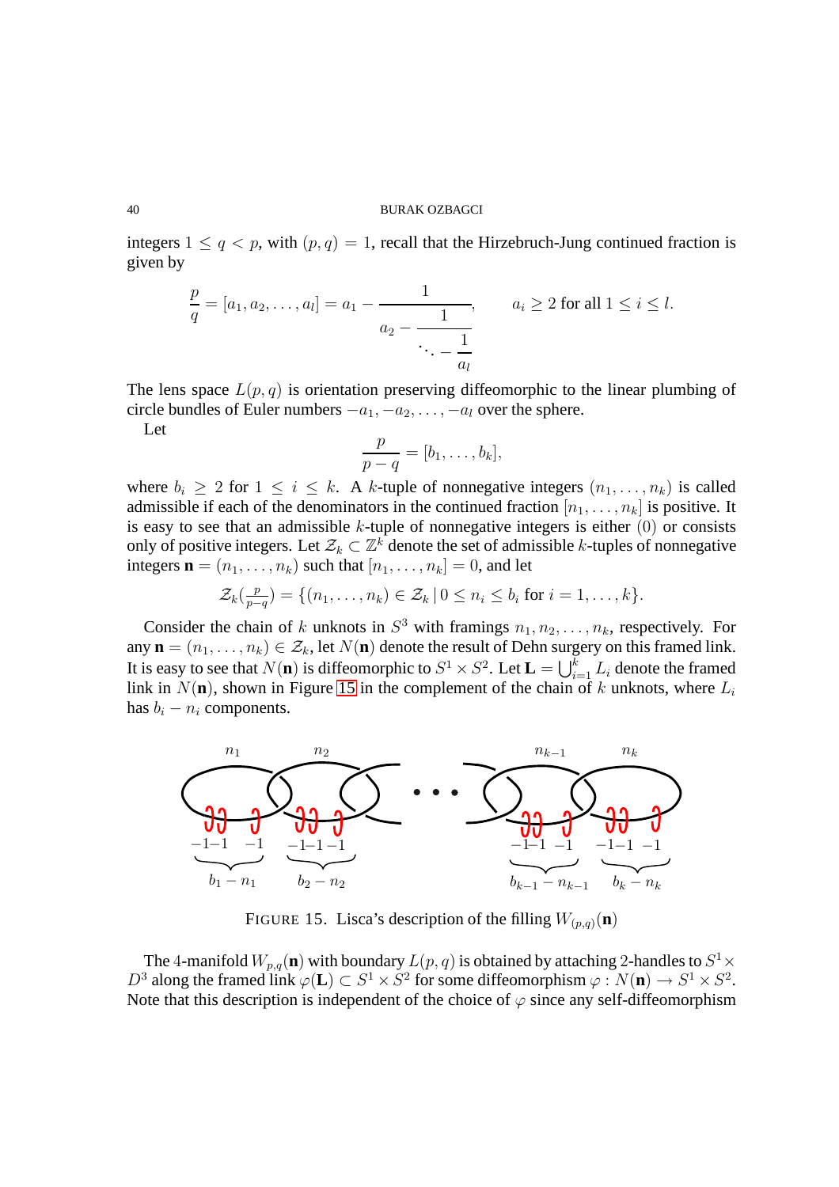integers $1 \leq q < p$, with $(p, q) = 1$, recall that the Hirzebruch-Jung continued fraction is given by

$$\frac{p}{q} = [a_1, a_2, \ldots, a_l] = a_1 - \cfrac{1}{a_2 - \cfrac{1}{\ddots - \cfrac{1}{a_l}}}, \qquad a_i \geq 2 \text{ for all } 1 \leq i \leq l.$$

The lens space $L(p, q)$ is orientation preserving diffeomorphic to the linear plumbing of circle bundles of Euler numbers $-a_1, -a_2, \ldots, -a_l$ over the sphere.

Let

$$\frac{p}{p-q} = [b_1, \ldots, b_k],$$

where $b_i \geq 2$ for $1 \leq i \leq k$. A $k$-tuple of nonnegative integers $(n_1, \ldots, n_k)$ is called admissible if each of the denominators in the continued fraction $[n_1, \ldots, n_k]$ is positive. It is easy to see that an admissible $k$-tuple of nonnegative integers is either $(0)$ or consists only of positive integers. Let $\mathcal{Z}_k \subset \mathbb{Z}^k$ denote the set of admissible $k$-tuples of nonnegative integers $\mathbf{n} = (n_1, \ldots, n_k)$ such that $[n_1, \ldots, n_k] = 0$, and let

$$\mathcal{Z}_k(\tfrac{p}{p-q}) = \{(n_1, \ldots, n_k) \in \mathcal{Z}_k \,|\, 0 \leq n_i \leq b_i \text{ for } i = 1, \ldots, k\}.$$

Consider the chain of $k$ unknots in $S^3$ with framings $n_1, n_2, \ldots, n_k$, respectively. For any $\mathbf{n} = (n_1, \ldots, n_k) \in \mathcal{Z}_k$, let $N(\mathbf{n})$ denote the result of Dehn surgery on this framed link. It is easy to see that $N(\mathbf{n})$ is diffeomorphic to $S^1 \times S^2$. Let $\mathbf{L} = \bigcup_{i=1}^k L_i$ denote the framed link in $N(\mathbf{n})$, shown in Figure 15 in the complement of the chain of $k$ unknots, where $L_i$ has $b_i - n_i$ components.

FIGURE 15. Lisca's description of the filling $W_{(p,q)}(\mathbf{n})$

The 4-manifold $W_{p,q}(\mathbf{n})$ with boundary $L(p, q)$ is obtained by attaching 2-handles to $S^1 \times D^3$ along the framed link $\varphi(\mathbf{L}) \subset S^1 \times S^2$ for some diffeomorphism $\varphi : N(\mathbf{n}) \to S^1 \times S^2$. Note that this description is independent of the choice of $\varphi$ since any self-diffeomorphism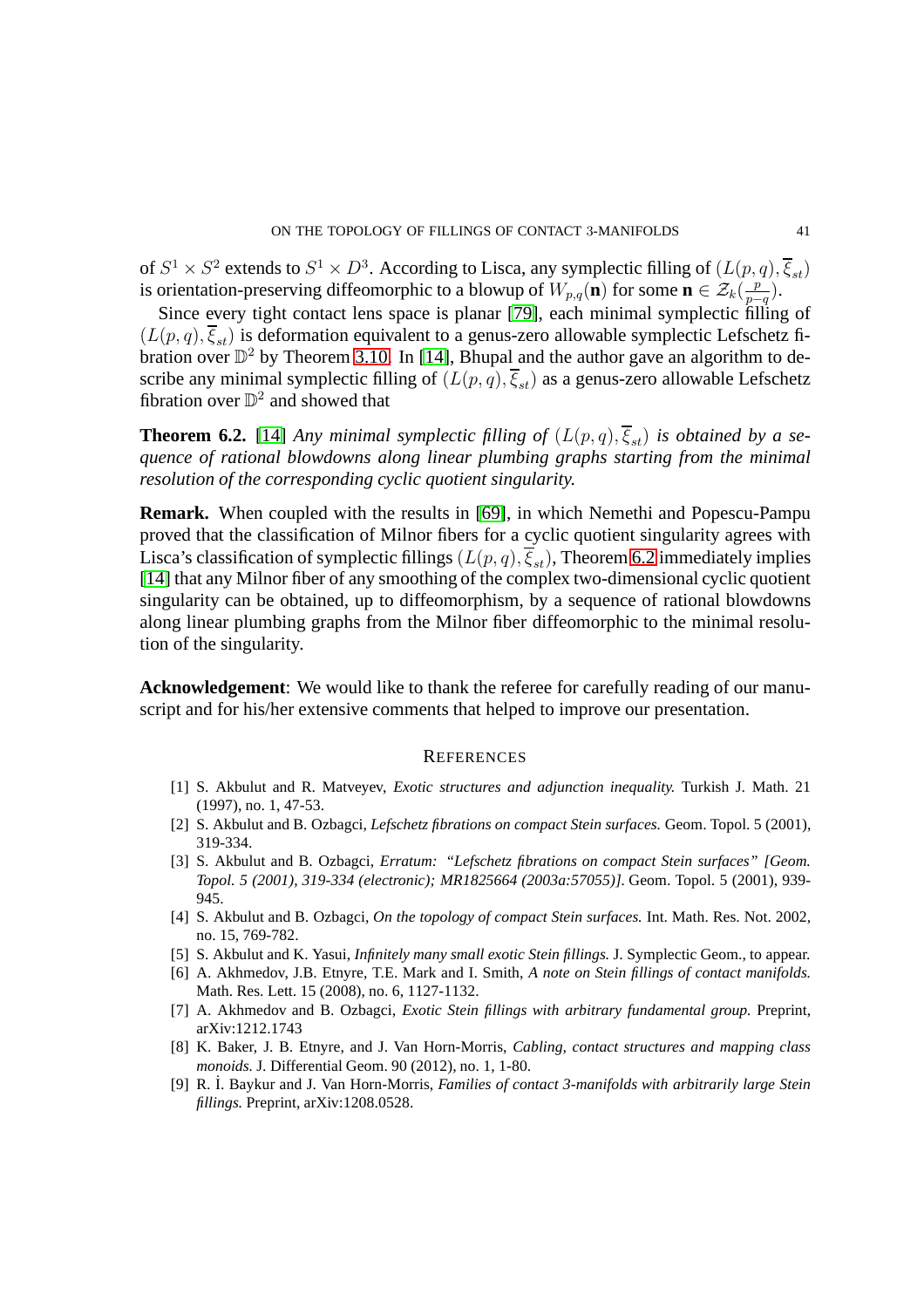of $S^1 \times S^2$ extends to $S^1 \times D^3$. According to Lisca, any symplectic filling of $(L(p,q), \overline{\xi}_{st})$ is orientation-preserving diffeomorphic to a blowup of $W_{p,q}(\mathbf{n})$ for some $\mathbf{n} \in \mathcal{Z}_k(\frac{p}{p-q})$.

Since every tight contact lens space is planar [79], each minimal symplectic filling of $(L(p,q), \overline{\xi}_{st})$ is deformation equivalent to a genus-zero allowable symplectic Lefschetz fibration over $\mathbb{D}^2$ by Theorem 3.10. In [14], Bhupal and the author gave an algorithm to describe any minimal symplectic filling of $(L(p,q), \overline{\xi}_{st})$ as a genus-zero allowable Lefschetz fibration over $\mathbb{D}^2$ and showed that

**Theorem 6.2.** [14] *Any minimal symplectic filling of $(L(p,q), \overline{\xi}_{st})$ is obtained by a sequence of rational blowdowns along linear plumbing graphs starting from the minimal resolution of the corresponding cyclic quotient singularity.*

**Remark.** When coupled with the results in [69], in which Nemethi and Popescu-Pampu proved that the classification of Milnor fibers for a cyclic quotient singularity agrees with Lisca's classification of symplectic fillings $(L(p,q), \overline{\xi}_{st})$, Theorem 6.2 immediately implies [14] that any Milnor fiber of any smoothing of the complex two-dimensional cyclic quotient singularity can be obtained, up to diffeomorphism, by a sequence of rational blowdowns along linear plumbing graphs from the Milnor fiber diffeomorphic to the minimal resolution of the singularity.

**Acknowledgement**: We would like to thank the referee for carefully reading of our manuscript and for his/her extensive comments that helped to improve our presentation.

## References

[1] S. Akbulut and R. Matveyev, *Exotic structures and adjunction inequality.* Turkish J. Math. 21 (1997), no. 1, 47-53.

[2] S. Akbulut and B. Ozbagci, *Lefschetz fibrations on compact Stein surfaces.* Geom. Topol. 5 (2001), 319-334.

[3] S. Akbulut and B. Ozbagci, *Erratum: "Lefschetz fibrations on compact Stein surfaces" [Geom. Topol. 5 (2001), 319-334 (electronic); MR1825664 (2003a:57055)].* Geom. Topol. 5 (2001), 939-945.

[4] S. Akbulut and B. Ozbagci, *On the topology of compact Stein surfaces.* Int. Math. Res. Not. 2002, no. 15, 769-782.

[5] S. Akbulut and K. Yasui, *Infinitely many small exotic Stein fillings.* J. Symplectic Geom., to appear.

[6] A. Akhmedov, J.B. Etnyre, T.E. Mark and I. Smith, *A note on Stein fillings of contact manifolds.* Math. Res. Lett. 15 (2008), no. 6, 1127-1132.

[7] A. Akhmedov and B. Ozbagci, *Exotic Stein fillings with arbitrary fundamental group.* Preprint, arXiv:1212.1743

[8] K. Baker, J. B. Etnyre, and J. Van Horn-Morris, *Cabling, contact structures and mapping class monoids.* J. Differential Geom. 90 (2012), no. 1, 1-80.

[9] R. İ. Baykur and J. Van Horn-Morris, *Families of contact 3-manifolds with arbitrarily large Stein fillings.* Preprint, arXiv:1208.0528.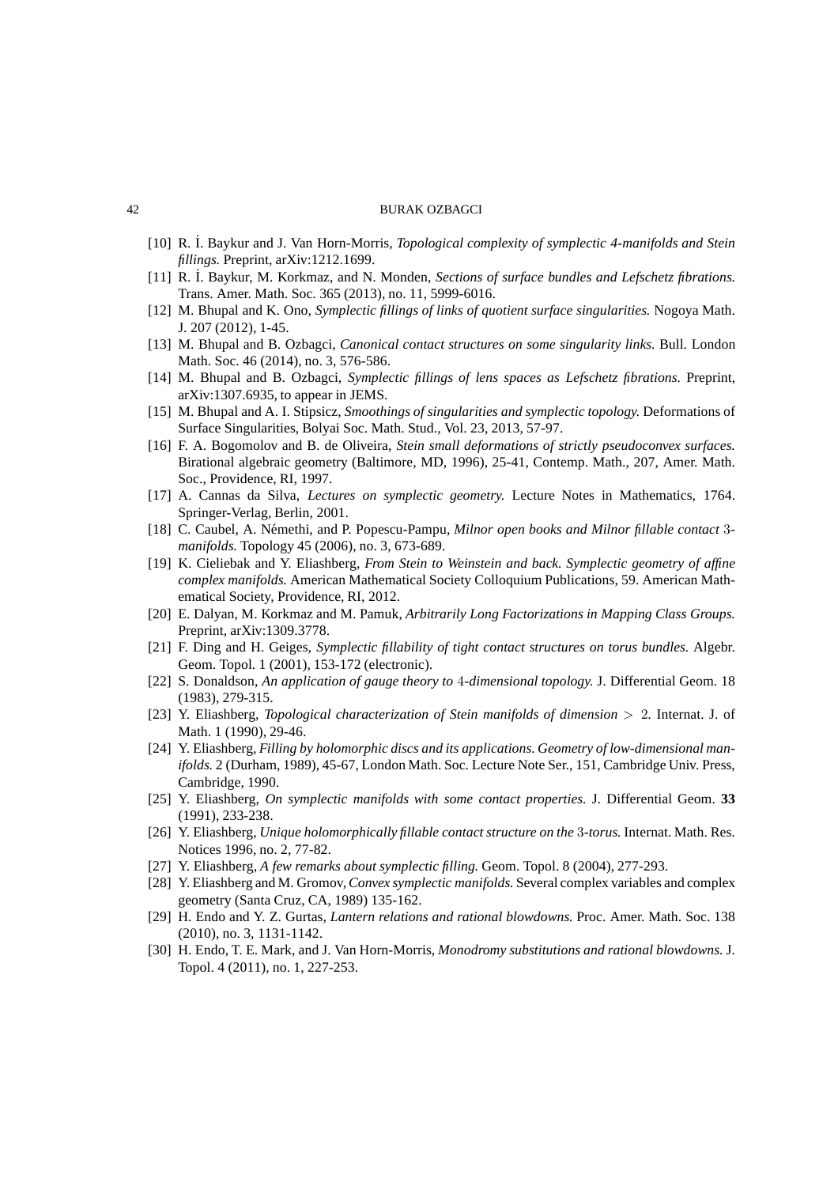[10] R. İ. Baykur and J. Van Horn-Morris, *Topological complexity of symplectic 4-manifolds and Stein fillings.* Preprint, arXiv:1212.1699.

[11] R. İ. Baykur, M. Korkmaz, and N. Monden, *Sections of surface bundles and Lefschetz fibrations.* Trans. Amer. Math. Soc. 365 (2013), no. 11, 5999-6016.

[12] M. Bhupal and K. Ono, *Symplectic fillings of links of quotient surface singularities.* Nogoya Math. J. 207 (2012), 1-45.

[13] M. Bhupal and B. Ozbagci, *Canonical contact structures on some singularity links.* Bull. London Math. Soc. 46 (2014), no. 3, 576-586.

[14] M. Bhupal and B. Ozbagci, *Symplectic fillings of lens spaces as Lefschetz fibrations.* Preprint, arXiv:1307.6935, to appear in JEMS.

[15] M. Bhupal and A. I. Stipsicz, *Smoothings of singularities and symplectic topology.* Deformations of Surface Singularities, Bolyai Soc. Math. Stud., Vol. 23, 2013, 57-97.

[16] F. A. Bogomolov and B. de Oliveira, *Stein small deformations of strictly pseudoconvex surfaces.* Birational algebraic geometry (Baltimore, MD, 1996), 25-41, Contemp. Math., 207, Amer. Math. Soc., Providence, RI, 1997.

[17] A. Cannas da Silva, *Lectures on symplectic geometry.* Lecture Notes in Mathematics, 1764. Springer-Verlag, Berlin, 2001.

[18] C. Caubel, A. Némethi, and P. Popescu-Pampu, *Milnor open books and Milnor fillable contact 3-manifolds.* Topology 45 (2006), no. 3, 673-689.

[19] K. Cieliebak and Y. Eliashberg, *From Stein to Weinstein and back. Symplectic geometry of affine complex manifolds.* American Mathematical Society Colloquium Publications, 59. American Mathematical Society, Providence, RI, 2012.

[20] E. Dalyan, M. Korkmaz and M. Pamuk, *Arbitrarily Long Factorizations in Mapping Class Groups.* Preprint, arXiv:1309.3778.

[21] F. Ding and H. Geiges, *Symplectic fillability of tight contact structures on torus bundles.* Algebr. Geom. Topol. 1 (2001), 153-172 (electronic).

[22] S. Donaldson, *An application of gauge theory to 4-dimensional topology.* J. Differential Geom. 18 (1983), 279-315.

[23] Y. Eliashberg, *Topological characterization of Stein manifolds of dimension $> 2$.* Internat. J. of Math. 1 (1990), 29-46.

[24] Y. Eliashberg, *Filling by holomorphic discs and its applications. Geometry of low-dimensional manifolds.* 2 (Durham, 1989), 45-67, London Math. Soc. Lecture Note Ser., 151, Cambridge Univ. Press, Cambridge, 1990.

[25] Y. Eliashberg, *On symplectic manifolds with some contact properties.* J. Differential Geom. **33** (1991), 233-238.

[26] Y. Eliashberg, *Unique holomorphically fillable contact structure on the 3-torus.* Internat. Math. Res. Notices 1996, no. 2, 77-82.

[27] Y. Eliashberg, *A few remarks about symplectic filling.* Geom. Topol. 8 (2004), 277-293.

[28] Y. Eliashberg and M. Gromov, *Convex symplectic manifolds.* Several complex variables and complex geometry (Santa Cruz, CA, 1989) 135-162.

[29] H. Endo and Y. Z. Gurtas, *Lantern relations and rational blowdowns.* Proc. Amer. Math. Soc. 138 (2010), no. 3, 1131-1142.

[30] H. Endo, T. E. Mark, and J. Van Horn-Morris, *Monodromy substitutions and rational blowdowns.* J. Topol. 4 (2011), no. 1, 227-253.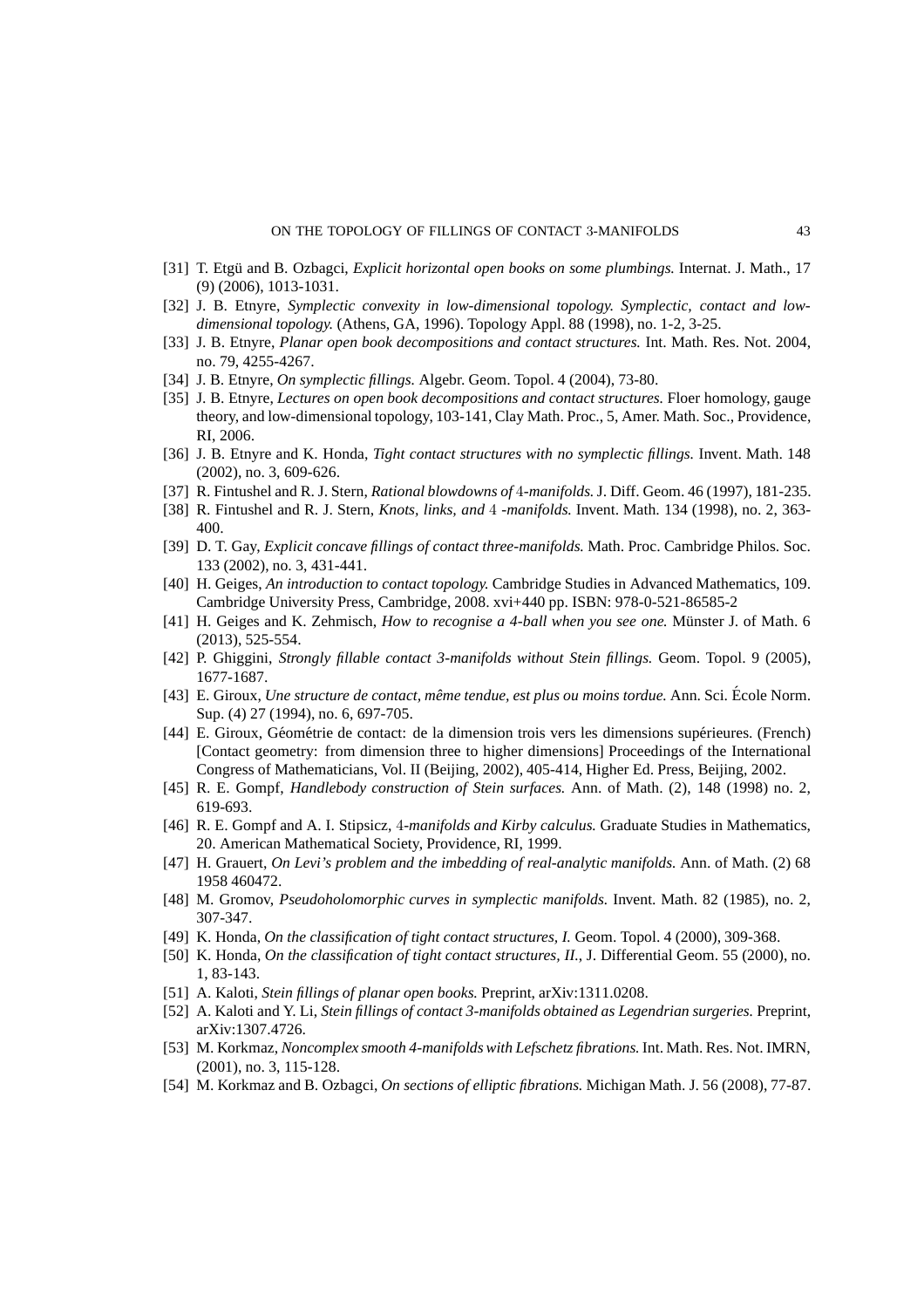[31] T. Etgü and B. Ozbagci, *Explicit horizontal open books on some plumbings.* Internat. J. Math., 17 (9) (2006), 1013-1031.

[32] J. B. Etnyre, *Symplectic convexity in low-dimensional topology. Symplectic, contact and low-dimensional topology.* (Athens, GA, 1996). Topology Appl. 88 (1998), no. 1-2, 3-25.

[33] J. B. Etnyre, *Planar open book decompositions and contact structures.* Int. Math. Res. Not. 2004, no. 79, 4255-4267.

[34] J. B. Etnyre, *On symplectic fillings.* Algebr. Geom. Topol. 4 (2004), 73-80.

[35] J. B. Etnyre, *Lectures on open book decompositions and contact structures.* Floer homology, gauge theory, and low-dimensional topology, 103-141, Clay Math. Proc., 5, Amer. Math. Soc., Providence, RI, 2006.

[36] J. B. Etnyre and K. Honda, *Tight contact structures with no symplectic fillings.* Invent. Math. 148 (2002), no. 3, 609-626.

[37] R. Fintushel and R. J. Stern, *Rational blowdowns of 4-manifolds.* J. Diff. Geom. 46 (1997), 181-235.

[38] R. Fintushel and R. J. Stern, *Knots, links, and 4 -manifolds.* Invent. Math. 134 (1998), no. 2, 363-400.

[39] D. T. Gay, *Explicit concave fillings of contact three-manifolds.* Math. Proc. Cambridge Philos. Soc. 133 (2002), no. 3, 431-441.

[40] H. Geiges, *An introduction to contact topology.* Cambridge Studies in Advanced Mathematics, 109. Cambridge University Press, Cambridge, 2008. xvi+440 pp. ISBN: 978-0-521-86585-2

[41] H. Geiges and K. Zehmisch, *How to recognise a 4-ball when you see one.* Münster J. of Math. 6 (2013), 525-554.

[42] P. Ghiggini, *Strongly fillable contact 3-manifolds without Stein fillings.* Geom. Topol. 9 (2005), 1677-1687.

[43] E. Giroux, *Une structure de contact, même tendue, est plus ou moins tordue.* Ann. Sci. École Norm. Sup. (4) 27 (1994), no. 6, 697-705.

[44] E. Giroux, Géométrie de contact: de la dimension trois vers les dimensions supérieures. (French) [Contact geometry: from dimension three to higher dimensions] Proceedings of the International Congress of Mathematicians, Vol. II (Beijing, 2002), 405-414, Higher Ed. Press, Beijing, 2002.

[45] R. E. Gompf, *Handlebody construction of Stein surfaces.* Ann. of Math. (2), 148 (1998) no. 2, 619-693.

[46] R. E. Gompf and A. I. Stipsicz, *4-manifolds and Kirby calculus.* Graduate Studies in Mathematics, 20. American Mathematical Society, Providence, RI, 1999.

[47] H. Grauert, *On Levi's problem and the imbedding of real-analytic manifolds.* Ann. of Math. (2) 68 1958 460472.

[48] M. Gromov, *Pseudoholomorphic curves in symplectic manifolds.* Invent. Math. 82 (1985), no. 2, 307-347.

[49] K. Honda, *On the classification of tight contact structures, I.* Geom. Topol. 4 (2000), 309-368.

[50] K. Honda, *On the classification of tight contact structures, II.*, J. Differential Geom. 55 (2000), no. 1, 83-143.

[51] A. Kaloti, *Stein fillings of planar open books.* Preprint, arXiv:1311.0208.

[52] A. Kaloti and Y. Li, *Stein fillings of contact 3-manifolds obtained as Legendrian surgeries.* Preprint, arXiv:1307.4726.

[53] M. Korkmaz, *Noncomplex smooth 4-manifolds with Lefschetz fibrations.* Int. Math. Res. Not. IMRN, (2001), no. 3, 115-128.

[54] M. Korkmaz and B. Ozbagci, *On sections of elliptic fibrations.* Michigan Math. J. 56 (2008), 77-87.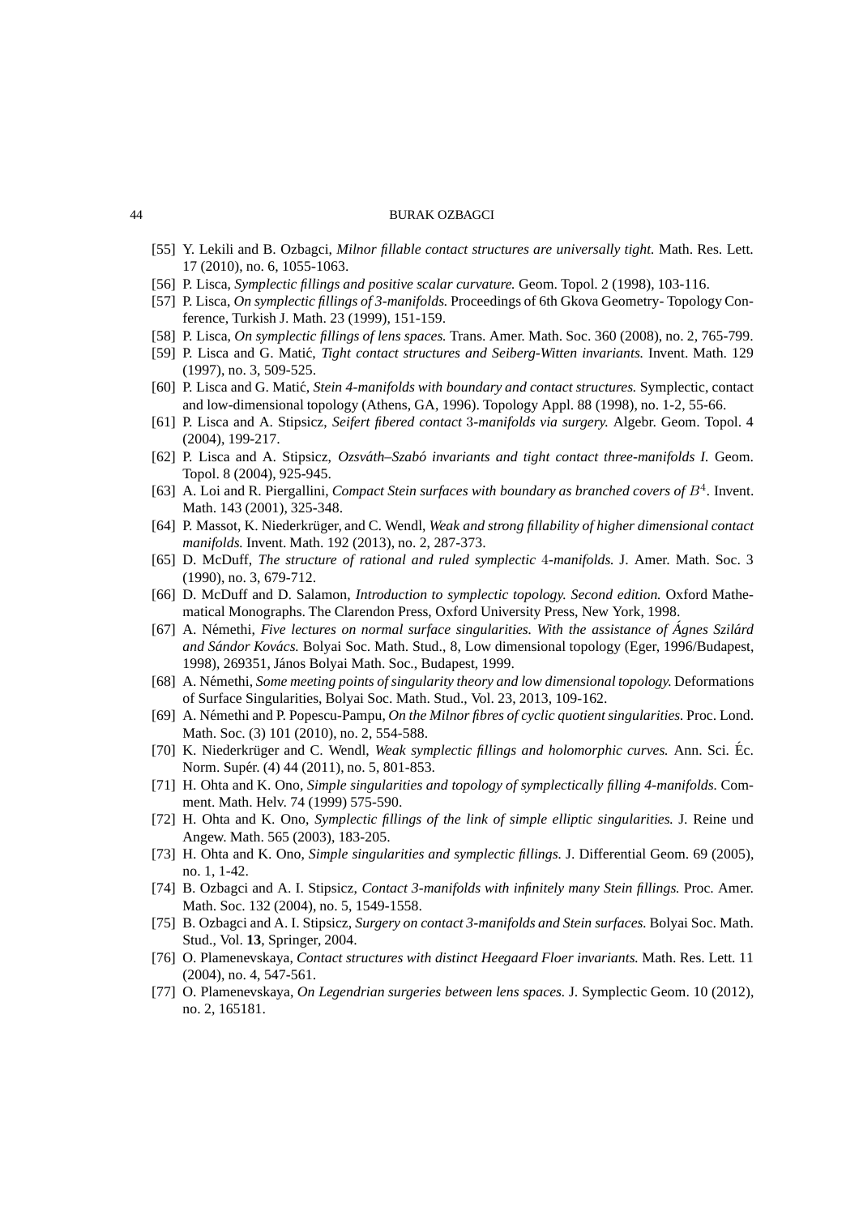[55] Y. Lekili and B. Ozbagci, *Milnor fillable contact structures are universally tight.* Math. Res. Lett. 17 (2010), no. 6, 1055-1063.

[56] P. Lisca, *Symplectic fillings and positive scalar curvature.* Geom. Topol. 2 (1998), 103-116.

[57] P. Lisca, *On symplectic fillings of 3-manifolds.* Proceedings of 6th Gkova Geometry- Topology Conference, Turkish J. Math. 23 (1999), 151-159.

[58] P. Lisca, *On symplectic fillings of lens spaces.* Trans. Amer. Math. Soc. 360 (2008), no. 2, 765-799.

[59] P. Lisca and G. Matić, *Tight contact structures and Seiberg-Witten invariants.* Invent. Math. 129 (1997), no. 3, 509-525.

[60] P. Lisca and G. Matić, *Stein 4-manifolds with boundary and contact structures.* Symplectic, contact and low-dimensional topology (Athens, GA, 1996). Topology Appl. 88 (1998), no. 1-2, 55-66.

[61] P. Lisca and A. Stipsicz, *Seifert fibered contact* 3*-manifolds via surgery.* Algebr. Geom. Topol. 4 (2004), 199-217.

[62] P. Lisca and A. Stipsicz, *Ozsváth–Szabó invariants and tight contact three-manifolds I.* Geom. Topol. 8 (2004), 925-945.

[63] A. Loi and R. Piergallini, *Compact Stein surfaces with boundary as branched covers of $B^4$.* Invent. Math. 143 (2001), 325-348.

[64] P. Massot, K. Niederkrüger, and C. Wendl, *Weak and strong fillability of higher dimensional contact manifolds.* Invent. Math. 192 (2013), no. 2, 287-373.

[65] D. McDuff, *The structure of rational and ruled symplectic* 4*-manifolds.* J. Amer. Math. Soc. 3 (1990), no. 3, 679-712.

[66] D. McDuff and D. Salamon, *Introduction to symplectic topology. Second edition.* Oxford Mathematical Monographs. The Clarendon Press, Oxford University Press, New York, 1998.

[67] A. Némethi, *Five lectures on normal surface singularities. With the assistance of Ágnes Szilárd and Sándor Kovács.* Bolyai Soc. Math. Stud., 8, Low dimensional topology (Eger, 1996/Budapest, 1998), 269351, János Bolyai Math. Soc., Budapest, 1999.

[68] A. Némethi, *Some meeting points of singularity theory and low dimensional topology.* Deformations of Surface Singularities, Bolyai Soc. Math. Stud., Vol. 23, 2013, 109-162.

[69] A. Némethi and P. Popescu-Pampu, *On the Milnor fibres of cyclic quotient singularities.* Proc. Lond. Math. Soc. (3) 101 (2010), no. 2, 554-588.

[70] K. Niederkrüger and C. Wendl, *Weak symplectic fillings and holomorphic curves.* Ann. Sci. Éc. Norm. Supér. (4) 44 (2011), no. 5, 801-853.

[71] H. Ohta and K. Ono, *Simple singularities and topology of symplectically filling 4-manifolds.* Comment. Math. Helv. 74 (1999) 575-590.

[72] H. Ohta and K. Ono, *Symplectic fillings of the link of simple elliptic singularities.* J. Reine und Angew. Math. 565 (2003), 183-205.

[73] H. Ohta and K. Ono, *Simple singularities and symplectic fillings.* J. Differential Geom. 69 (2005), no. 1, 1-42.

[74] B. Ozbagci and A. I. Stipsicz, *Contact 3-manifolds with infinitely many Stein fillings.* Proc. Amer. Math. Soc. 132 (2004), no. 5, 1549-1558.

[75] B. Ozbagci and A. I. Stipsicz, *Surgery on contact 3-manifolds and Stein surfaces.* Bolyai Soc. Math. Stud., Vol. **13**, Springer, 2004.

[76] O. Plamenevskaya, *Contact structures with distinct Heegaard Floer invariants.* Math. Res. Lett. 11 (2004), no. 4, 547-561.

[77] O. Plamenevskaya, *On Legendrian surgeries between lens spaces.* J. Symplectic Geom. 10 (2012), no. 2, 165181.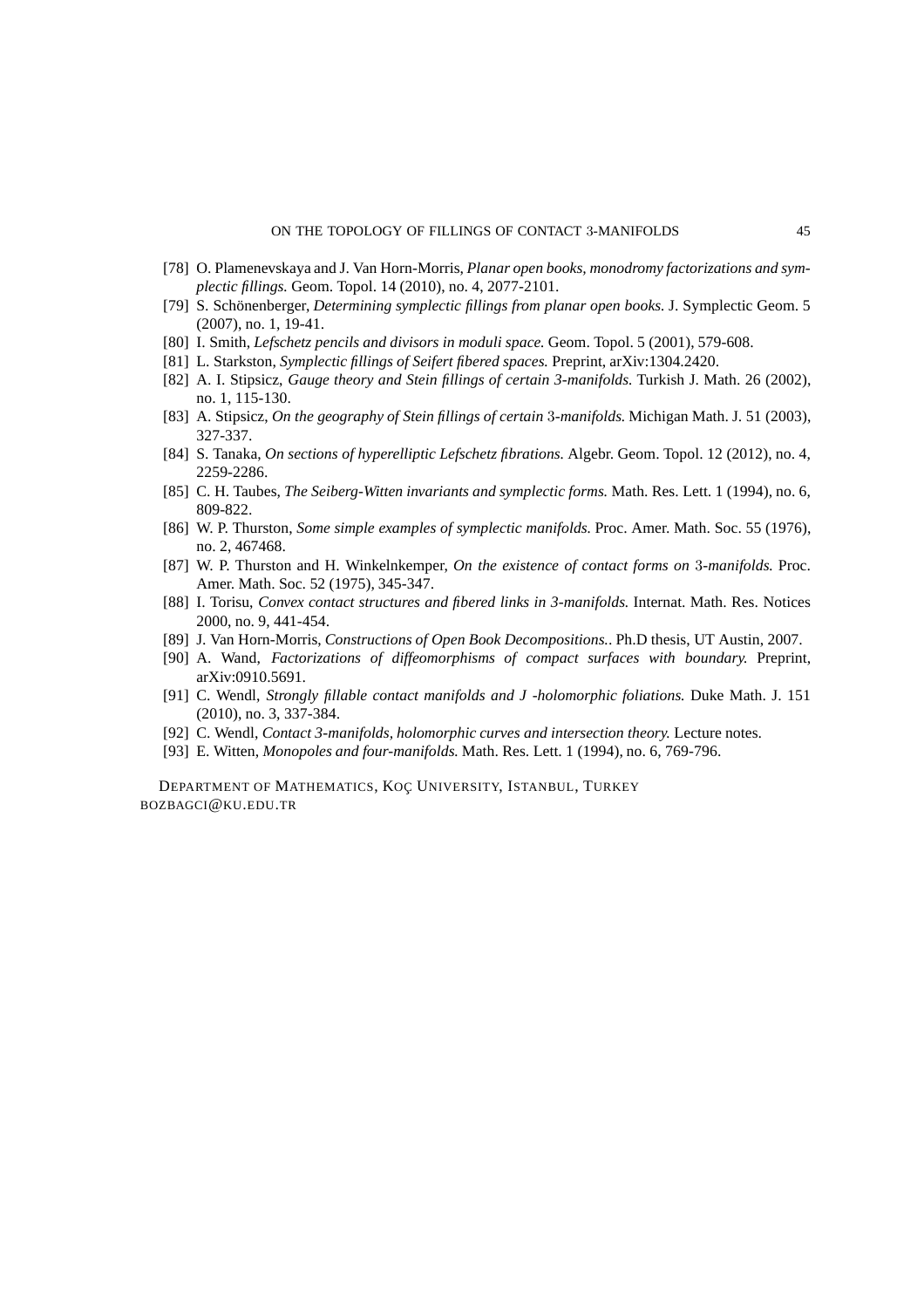[78] O. Plamenevskaya and J. Van Horn-Morris, *Planar open books, monodromy factorizations and symplectic fillings.* Geom. Topol. 14 (2010), no. 4, 2077-2101.

[79] S. Schönenberger, *Determining symplectic fillings from planar open books.* J. Symplectic Geom. 5 (2007), no. 1, 19-41.

[80] I. Smith, *Lefschetz pencils and divisors in moduli space.* Geom. Topol. 5 (2001), 579-608.

[81] L. Starkston, *Symplectic fillings of Seifert fibered spaces.* Preprint, arXiv:1304.2420.

[82] A. I. Stipsicz, *Gauge theory and Stein fillings of certain 3-manifolds.* Turkish J. Math. 26 (2002), no. 1, 115-130.

[83] A. Stipsicz, *On the geography of Stein fillings of certain* 3*-manifolds.* Michigan Math. J. 51 (2003), 327-337.

[84] S. Tanaka, *On sections of hyperelliptic Lefschetz fibrations.* Algebr. Geom. Topol. 12 (2012), no. 4, 2259-2286.

[85] C. H. Taubes, *The Seiberg-Witten invariants and symplectic forms.* Math. Res. Lett. 1 (1994), no. 6, 809-822.

[86] W. P. Thurston, *Some simple examples of symplectic manifolds.* Proc. Amer. Math. Soc. 55 (1976), no. 2, 467468.

[87] W. P. Thurston and H. Winkelnkemper, *On the existence of contact forms on* 3*-manifolds.* Proc. Amer. Math. Soc. 52 (1975), 345-347.

[88] I. Torisu, *Convex contact structures and fibered links in 3-manifolds.* Internat. Math. Res. Notices 2000, no. 9, 441-454.

[89] J. Van Horn-Morris, *Constructions of Open Book Decompositions.*. Ph.D thesis, UT Austin, 2007.

[90] A. Wand, *Factorizations of diffeomorphisms of compact surfaces with boundary.* Preprint, arXiv:0910.5691.

[91] C. Wendl, *Strongly fillable contact manifolds and J -holomorphic foliations.* Duke Math. J. 151 (2010), no. 3, 337-384.

[92] C. Wendl, *Contact 3-manifolds, holomorphic curves and intersection theory.* Lecture notes.

[93] E. Witten, *Monopoles and four-manifolds.* Math. Res. Lett. 1 (1994), no. 6, 769-796.

DEPARTMENT OF MATHEMATICS, KOÇ UNIVERSITY, ISTANBUL, TURKEY
BOZBAGCI@KU.EDU.TR